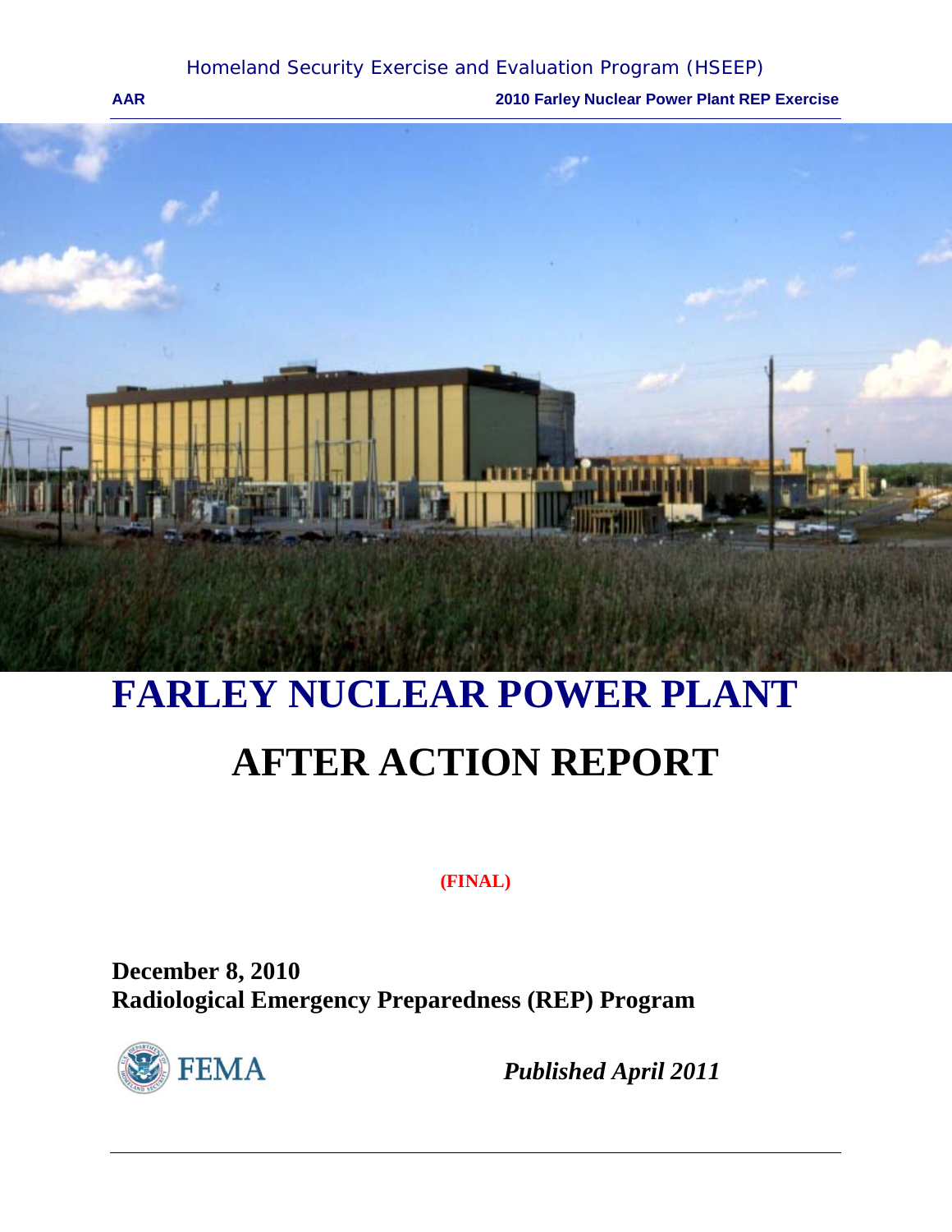# FARLEY NUCLEAR POWER PLANT

# AFTER ACTION REPORT

**(FINAL)**

**December 8, 2010**
**Radiological Emergency Preparedness (REP) Program**

FEMA

*Published April 2011*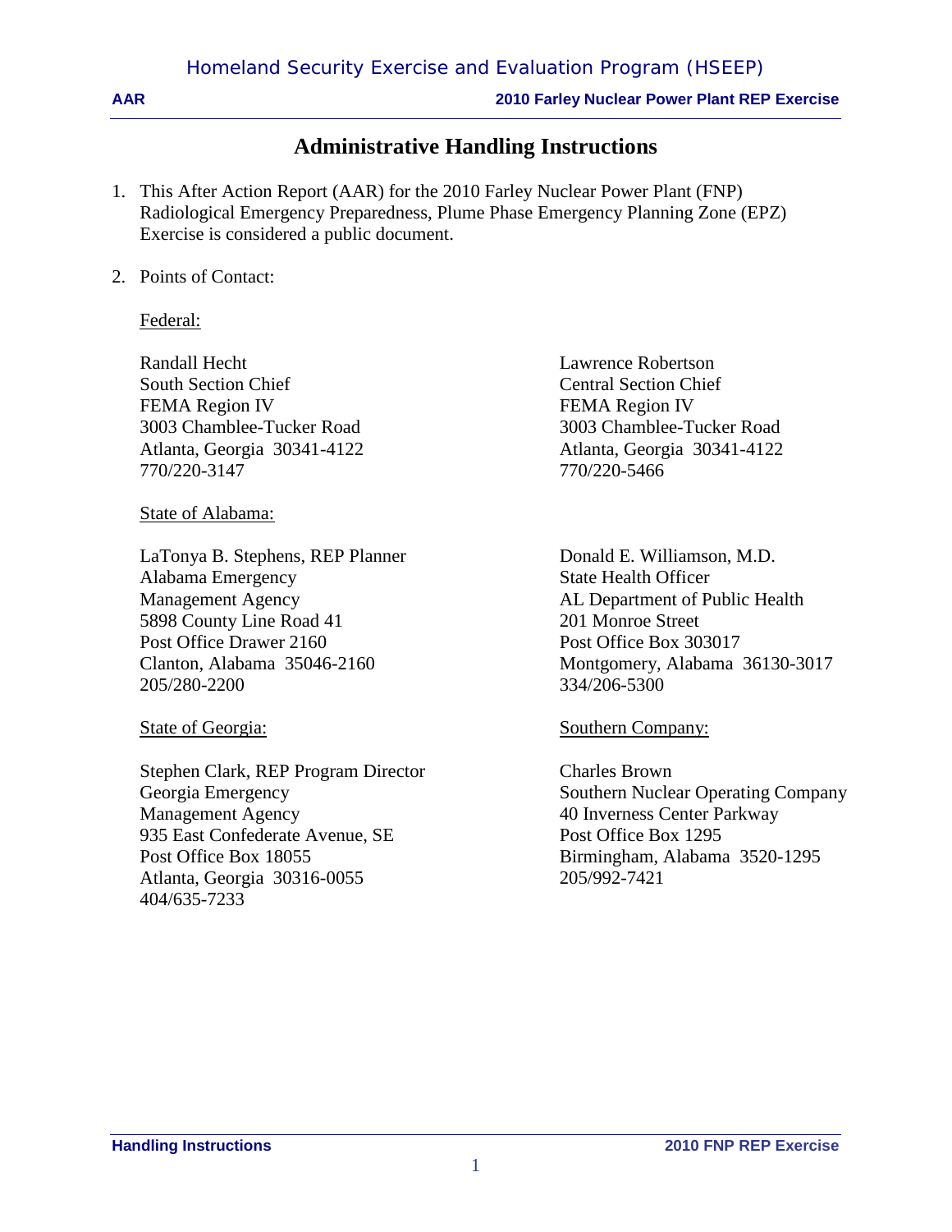# Administrative Handling Instructions

1. This After Action Report (AAR) for the 2010 Farley Nuclear Power Plant (FNP) Radiological Emergency Preparedness, Plume Phase Emergency Planning Zone (EPZ) Exercise is considered a public document.

2. Points of Contact:

   Federal:

   Randall Hecht
   South Section Chief
   FEMA Region IV
   3003 Chamblee-Tucker Road
   Atlanta, Georgia 30341-4122
   770/220-3147

   Lawrence Robertson
   Central Section Chief
   FEMA Region IV
   3003 Chamblee-Tucker Road
   Atlanta, Georgia 30341-4122
   770/220-5466

   State of Alabama:

   LaTonya B. Stephens, REP Planner
   Alabama Emergency
   Management Agency
   5898 County Line Road 41
   Post Office Drawer 2160
   Clanton, Alabama 35046-2160
   205/280-2200

   Donald E. Williamson, M.D.
   State Health Officer
   AL Department of Public Health
   201 Monroe Street
   Post Office Box 303017
   Montgomery, Alabama 36130-3017
   334/206-5300

   State of Georgia:

   Stephen Clark, REP Program Director
   Georgia Emergency
   Management Agency
   935 East Confederate Avenue, SE
   Post Office Box 18055
   Atlanta, Georgia 30316-0055
   404/635-7233

   Southern Company:

   Charles Brown
   Southern Nuclear Operating Company
   40 Inverness Center Parkway
   Post Office Box 1295
   Birmingham, Alabama 3520-1295
   205/992-7421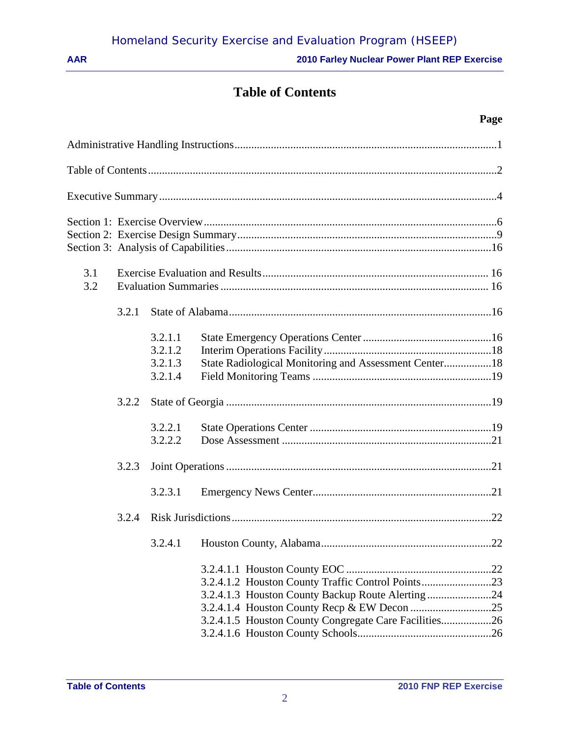# Table of Contents

**Page**

Administrative Handling Instructions....................1

Table of Contents....................2

Executive Summary....................4

Section 1: Exercise Overview....................6
Section 2: Exercise Design Summary....................9
Section 3: Analysis of Capabilities....................16

- 3.1 Exercise Evaluation and Results....................16
- 3.2 Evaluation Summaries....................16
  - 3.2.1 State of Alabama....................16
    - 3.2.1.1 State Emergency Operations Center....................16
    - 3.2.1.2 Interim Operations Facility....................18
    - 3.2.1.3 State Radiological Monitoring and Assessment Center....................18
    - 3.2.1.4 Field Monitoring Teams....................19
  - 3.2.2 State of Georgia....................19
    - 3.2.2.1 State Operations Center....................19
    - 3.2.2.2 Dose Assessment....................21
  - 3.2.3 Joint Operations....................21
    - 3.2.3.1 Emergency News Center....................21
  - 3.2.4 Risk Jurisdictions....................22
    - 3.2.4.1 Houston County, Alabama....................22
      - 3.2.4.1.1 Houston County EOC....................22
      - 3.2.4.1.2 Houston County Traffic Control Points....................23
      - 3.2.4.1.3 Houston County Backup Route Alerting....................24
      - 3.2.4.1.4 Houston County Recp & EW Decon....................25
      - 3.2.4.1.5 Houston County Congregate Care Facilities....................26
      - 3.2.4.1.6 Houston County Schools....................26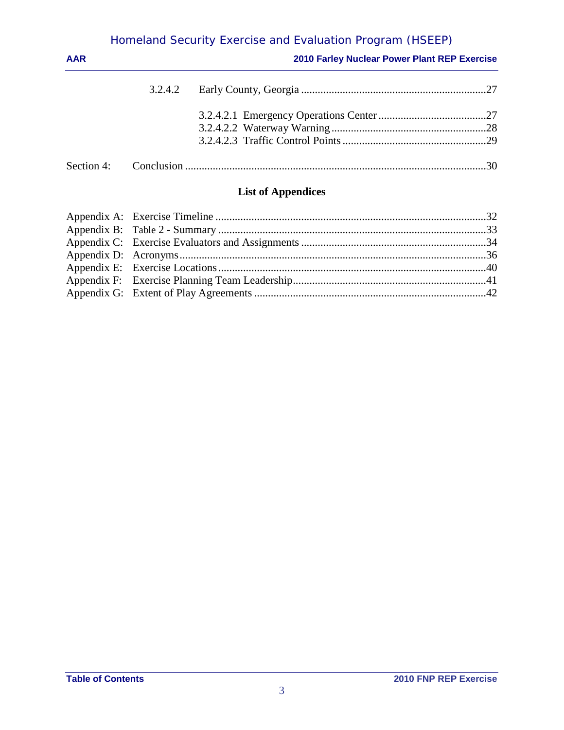3.2.4.2 Early County, Georgia ....................................................................27

3.2.4.2.1 Emergency Operations Center .......................................27
3.2.4.2.2 Waterway Warning ........................................................28
3.2.4.2.3 Traffic Control Points ....................................................29

Section 4: Conclusion ..............................................................................................................30

## List of Appendices

Appendix A: Exercise Timeline ..................................................................................................32
Appendix B: Table 2 - Summary ...............................................................................................33
Appendix C: Exercise Evaluators and Assignments ...................................................................34
Appendix D: Acronyms ...............................................................................................................36
Appendix E: Exercise Locations .................................................................................................40
Appendix F: Exercise Planning Team Leadership ......................................................................41
Appendix G: Extent of Play Agreements ....................................................................................42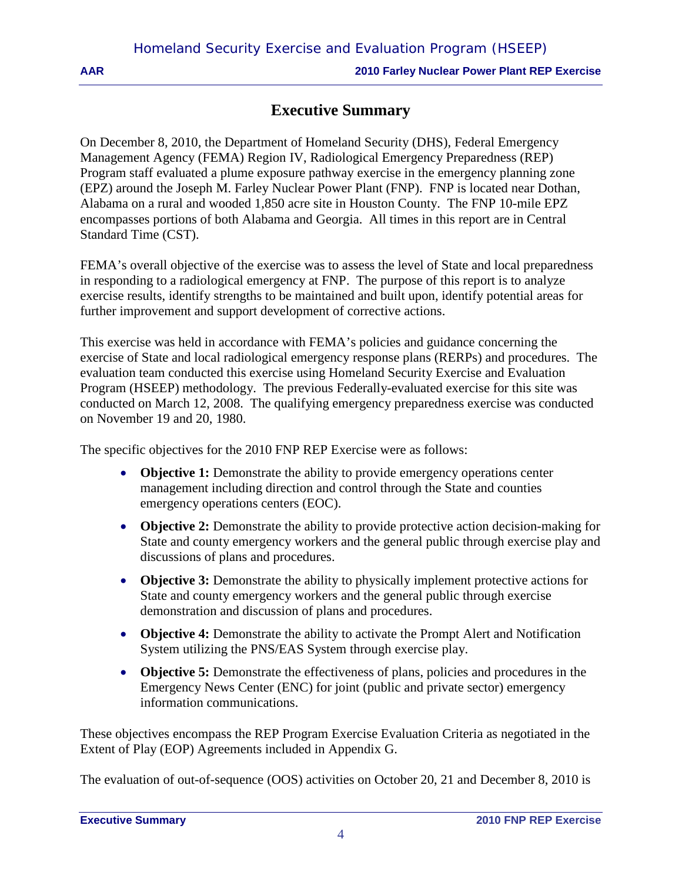# Executive Summary

On December 8, 2010, the Department of Homeland Security (DHS), Federal Emergency Management Agency (FEMA) Region IV, Radiological Emergency Preparedness (REP) Program staff evaluated a plume exposure pathway exercise in the emergency planning zone (EPZ) around the Joseph M. Farley Nuclear Power Plant (FNP). FNP is located near Dothan, Alabama on a rural and wooded 1,850 acre site in Houston County. The FNP 10-mile EPZ encompasses portions of both Alabama and Georgia. All times in this report are in Central Standard Time (CST).

FEMA's overall objective of the exercise was to assess the level of State and local preparedness in responding to a radiological emergency at FNP. The purpose of this report is to analyze exercise results, identify strengths to be maintained and built upon, identify potential areas for further improvement and support development of corrective actions.

This exercise was held in accordance with FEMA's policies and guidance concerning the exercise of State and local radiological emergency response plans (RERPs) and procedures. The evaluation team conducted this exercise using Homeland Security Exercise and Evaluation Program (HSEEP) methodology. The previous Federally-evaluated exercise for this site was conducted on March 12, 2008. The qualifying emergency preparedness exercise was conducted on November 19 and 20, 1980.

The specific objectives for the 2010 FNP REP Exercise were as follows:

- **Objective 1:** Demonstrate the ability to provide emergency operations center management including direction and control through the State and counties emergency operations centers (EOC).
- **Objective 2:** Demonstrate the ability to provide protective action decision-making for State and county emergency workers and the general public through exercise play and discussions of plans and procedures.
- **Objective 3:** Demonstrate the ability to physically implement protective actions for State and county emergency workers and the general public through exercise demonstration and discussion of plans and procedures.
- **Objective 4:** Demonstrate the ability to activate the Prompt Alert and Notification System utilizing the PNS/EAS System through exercise play.
- **Objective 5:** Demonstrate the effectiveness of plans, policies and procedures in the Emergency News Center (ENC) for joint (public and private sector) emergency information communications.

These objectives encompass the REP Program Exercise Evaluation Criteria as negotiated in the Extent of Play (EOP) Agreements included in Appendix G.

The evaluation of out-of-sequence (OOS) activities on October 20, 21 and December 8, 2010 is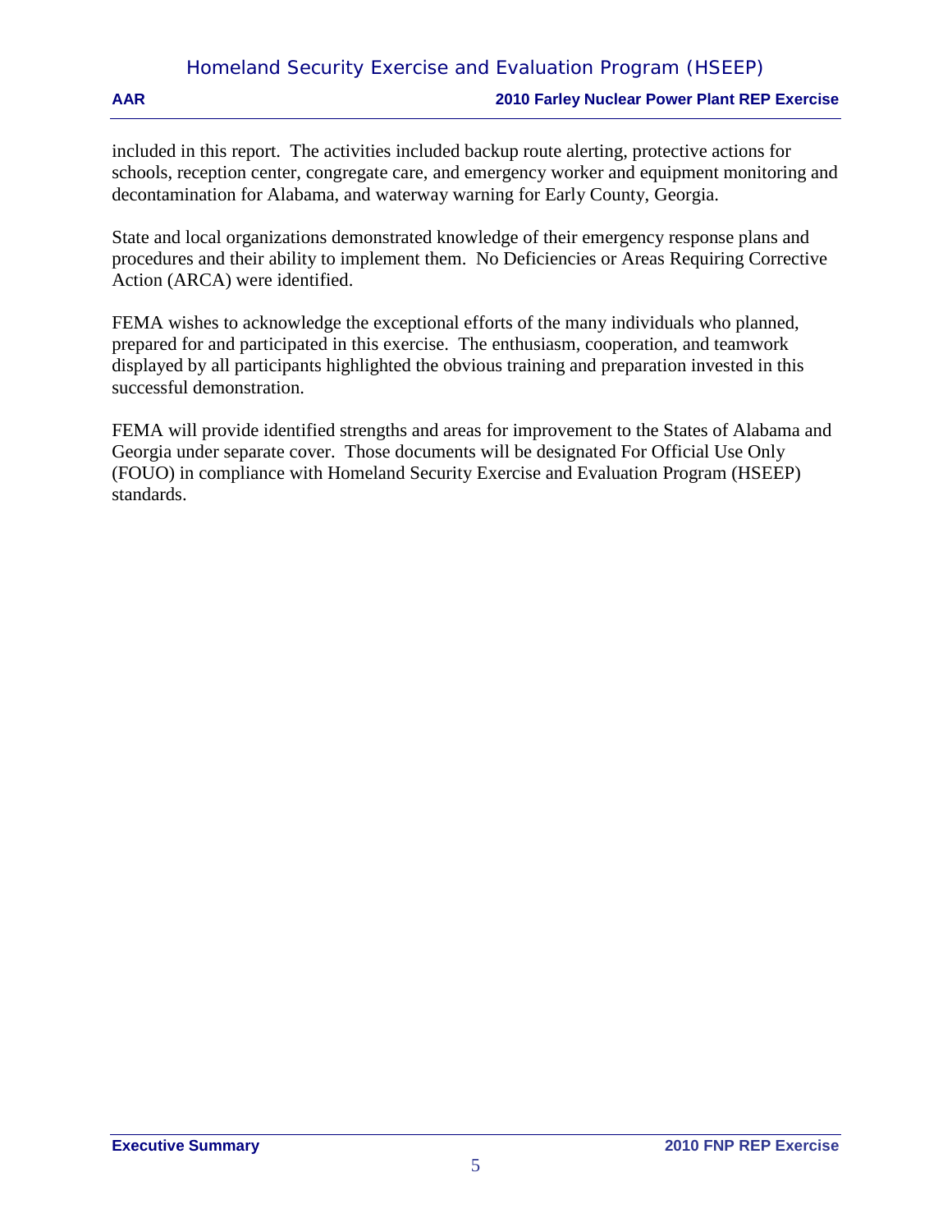included in this report. The activities included backup route alerting, protective actions for schools, reception center, congregate care, and emergency worker and equipment monitoring and decontamination for Alabama, and waterway warning for Early County, Georgia.

State and local organizations demonstrated knowledge of their emergency response plans and procedures and their ability to implement them. No Deficiencies or Areas Requiring Corrective Action (ARCA) were identified.

FEMA wishes to acknowledge the exceptional efforts of the many individuals who planned, prepared for and participated in this exercise. The enthusiasm, cooperation, and teamwork displayed by all participants highlighted the obvious training and preparation invested in this successful demonstration.

FEMA will provide identified strengths and areas for improvement to the States of Alabama and Georgia under separate cover. Those documents will be designated For Official Use Only (FOUO) in compliance with Homeland Security Exercise and Evaluation Program (HSEEP) standards.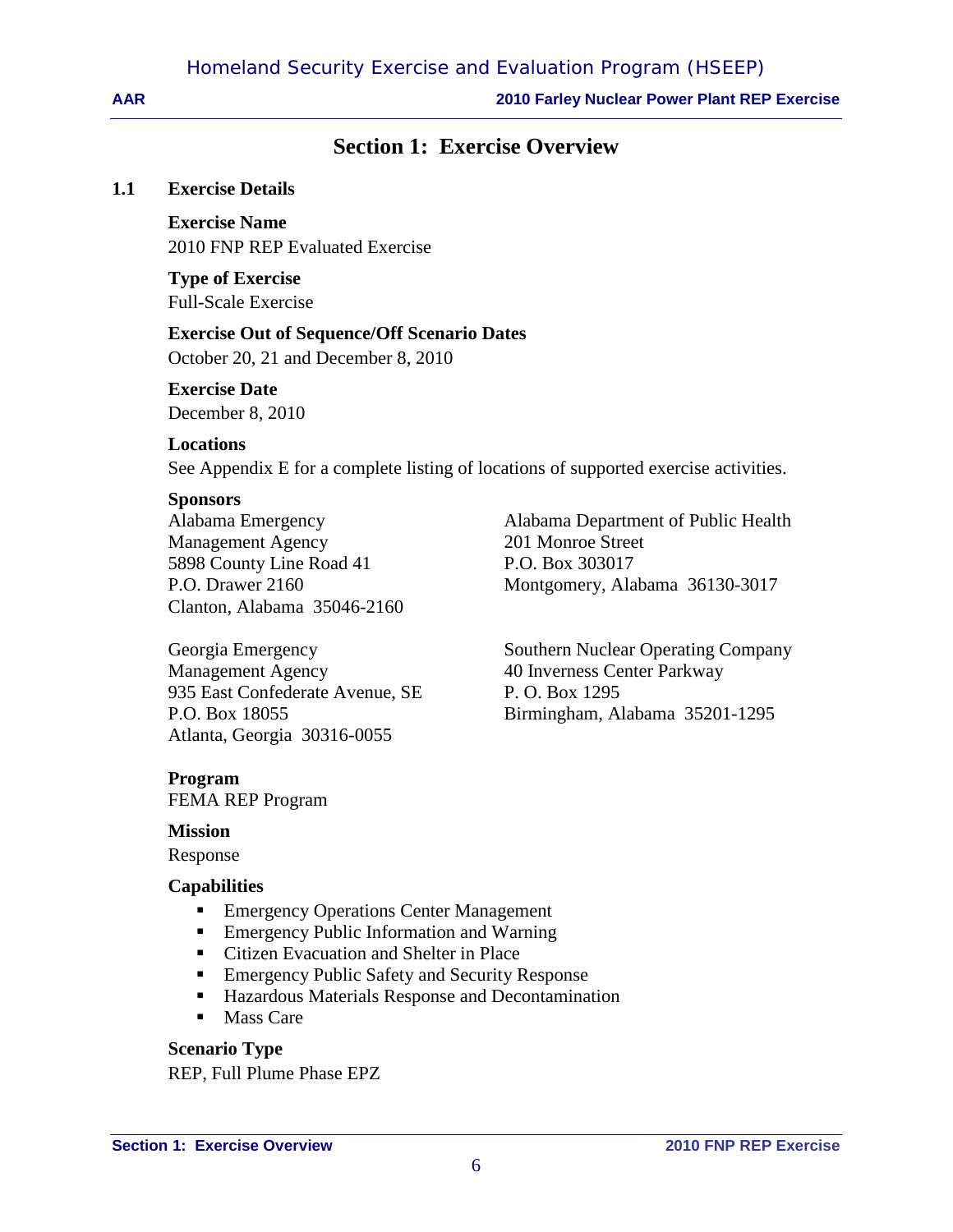# Section 1: Exercise Overview

## 1.1 Exercise Details

**Exercise Name**

2010 FNP REP Evaluated Exercise

**Type of Exercise**

Full-Scale Exercise

**Exercise Out of Sequence/Off Scenario Dates**

October 20, 21 and December 8, 2010

**Exercise Date**

December 8, 2010

**Locations**

See Appendix E for a complete listing of locations of supported exercise activities.

**Sponsors**

Alabama Emergency Management Agency
5898 County Line Road 41
P.O. Drawer 2160
Clanton, Alabama 35046-2160

Alabama Department of Public Health
201 Monroe Street
P.O. Box 303017
Montgomery, Alabama 36130-3017

Georgia Emergency Management Agency
935 East Confederate Avenue, SE
P.O. Box 18055
Atlanta, Georgia 30316-0055

Southern Nuclear Operating Company
40 Inverness Center Parkway
P. O. Box 1295
Birmingham, Alabama 35201-1295

**Program**

FEMA REP Program

**Mission**

Response

**Capabilities**

- Emergency Operations Center Management
- Emergency Public Information and Warning
- Citizen Evacuation and Shelter in Place
- Emergency Public Safety and Security Response
- Hazardous Materials Response and Decontamination
- Mass Care

**Scenario Type**

REP, Full Plume Phase EPZ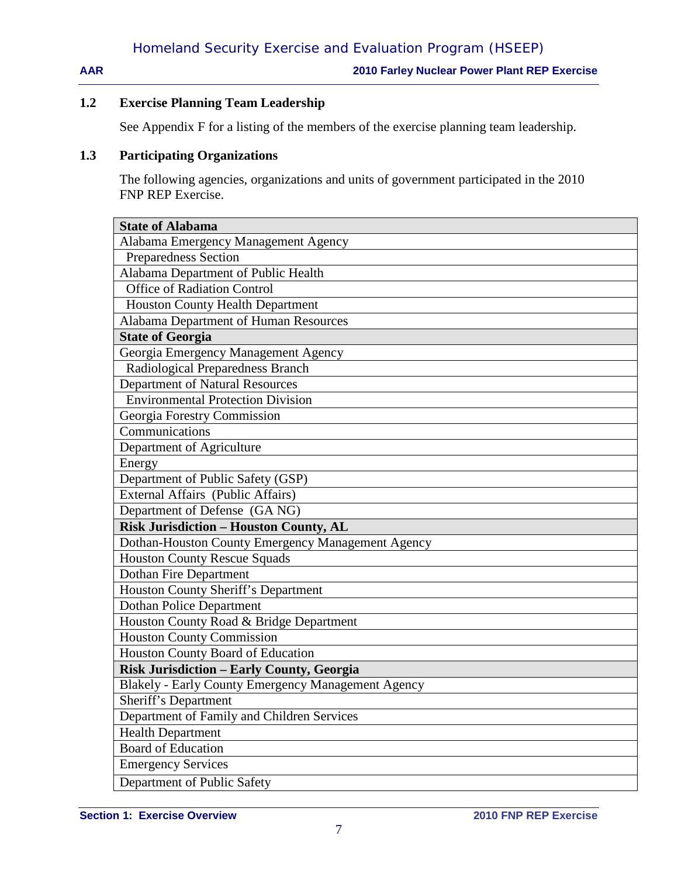### 1.2 Exercise Planning Team Leadership

See Appendix F for a listing of the members of the exercise planning team leadership.

### 1.3 Participating Organizations

The following agencies, organizations and units of government participated in the 2010 FNP REP Exercise.

| **State of Alabama** |
|---|
| Alabama Emergency Management Agency |
| Preparedness Section |
| Alabama Department of Public Health |
| Office of Radiation Control |
| Houston County Health Department |
| Alabama Department of Human Resources |
| **State of Georgia** |
| Georgia Emergency Management Agency |
| Radiological Preparedness Branch |
| Department of Natural Resources |
| Environmental Protection Division |
| Georgia Forestry Commission |
| Communications |
| Department of Agriculture |
| Energy |
| Department of Public Safety (GSP) |
| External Affairs (Public Affairs) |
| Department of Defense (GA NG) |
| **Risk Jurisdiction – Houston County, AL** |
| Dothan-Houston County Emergency Management Agency |
| Houston County Rescue Squads |
| Dothan Fire Department |
| Houston County Sheriff's Department |
| Dothan Police Department |
| Houston County Road & Bridge Department |
| Houston County Commission |
| Houston County Board of Education |
| **Risk Jurisdiction – Early County, Georgia** |
| Blakely - Early County Emergency Management Agency |
| Sheriff's Department |
| Department of Family and Children Services |
| Health Department |
| Board of Education |
| Emergency Services |
| Department of Public Safety |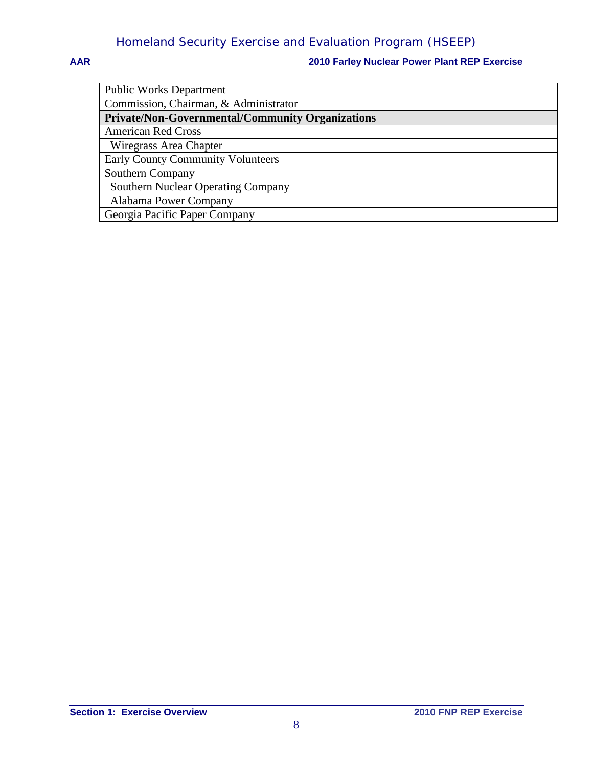| Public Works Department |
|---|
| Commission, Chairman, & Administrator |
| **Private/Non-Governmental/Community Organizations** |
| American Red Cross |
| Wiregrass Area Chapter |
| Early County Community Volunteers |
| Southern Company |
| Southern Nuclear Operating Company |
| Alabama Power Company |
| Georgia Pacific Paper Company |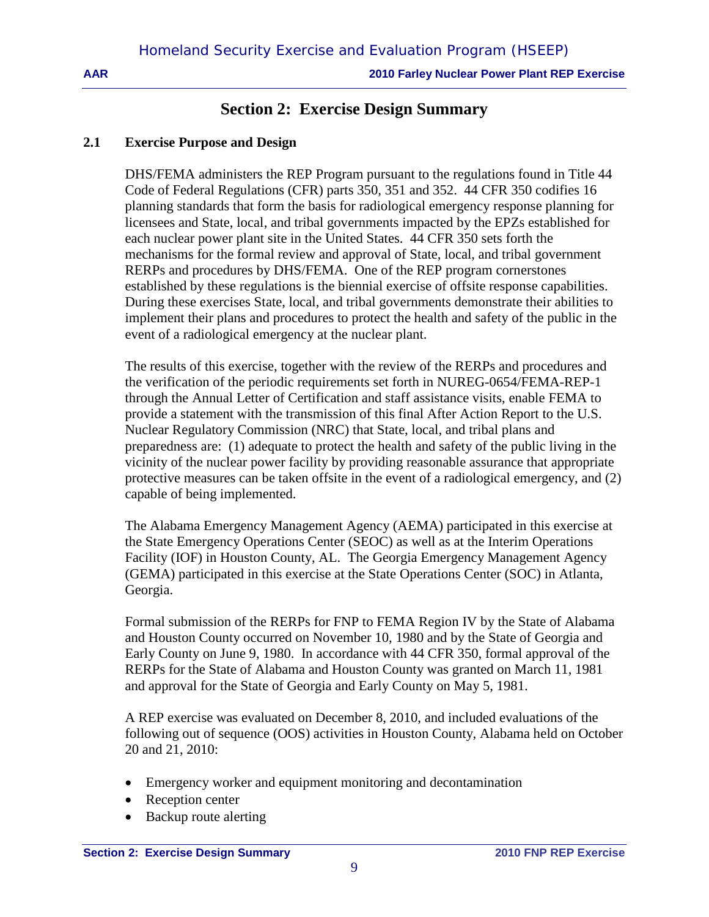# Section 2: Exercise Design Summary

## 2.1 Exercise Purpose and Design

DHS/FEMA administers the REP Program pursuant to the regulations found in Title 44 Code of Federal Regulations (CFR) parts 350, 351 and 352. 44 CFR 350 codifies 16 planning standards that form the basis for radiological emergency response planning for licensees and State, local, and tribal governments impacted by the EPZs established for each nuclear power plant site in the United States. 44 CFR 350 sets forth the mechanisms for the formal review and approval of State, local, and tribal government RERPs and procedures by DHS/FEMA. One of the REP program cornerstones established by these regulations is the biennial exercise of offsite response capabilities. During these exercises State, local, and tribal governments demonstrate their abilities to implement their plans and procedures to protect the health and safety of the public in the event of a radiological emergency at the nuclear plant.

The results of this exercise, together with the review of the RERPs and procedures and the verification of the periodic requirements set forth in NUREG-0654/FEMA-REP-1 through the Annual Letter of Certification and staff assistance visits, enable FEMA to provide a statement with the transmission of this final After Action Report to the U.S. Nuclear Regulatory Commission (NRC) that State, local, and tribal plans and preparedness are: (1) adequate to protect the health and safety of the public living in the vicinity of the nuclear power facility by providing reasonable assurance that appropriate protective measures can be taken offsite in the event of a radiological emergency, and (2) capable of being implemented.

The Alabama Emergency Management Agency (AEMA) participated in this exercise at the State Emergency Operations Center (SEOC) as well as at the Interim Operations Facility (IOF) in Houston County, AL. The Georgia Emergency Management Agency (GEMA) participated in this exercise at the State Operations Center (SOC) in Atlanta, Georgia.

Formal submission of the RERPs for FNP to FEMA Region IV by the State of Alabama and Houston County occurred on November 10, 1980 and by the State of Georgia and Early County on June 9, 1980. In accordance with 44 CFR 350, formal approval of the RERPs for the State of Alabama and Houston County was granted on March 11, 1981 and approval for the State of Georgia and Early County on May 5, 1981.

A REP exercise was evaluated on December 8, 2010, and included evaluations of the following out of sequence (OOS) activities in Houston County, Alabama held on October 20 and 21, 2010:

- Emergency worker and equipment monitoring and decontamination
- Reception center
- Backup route alerting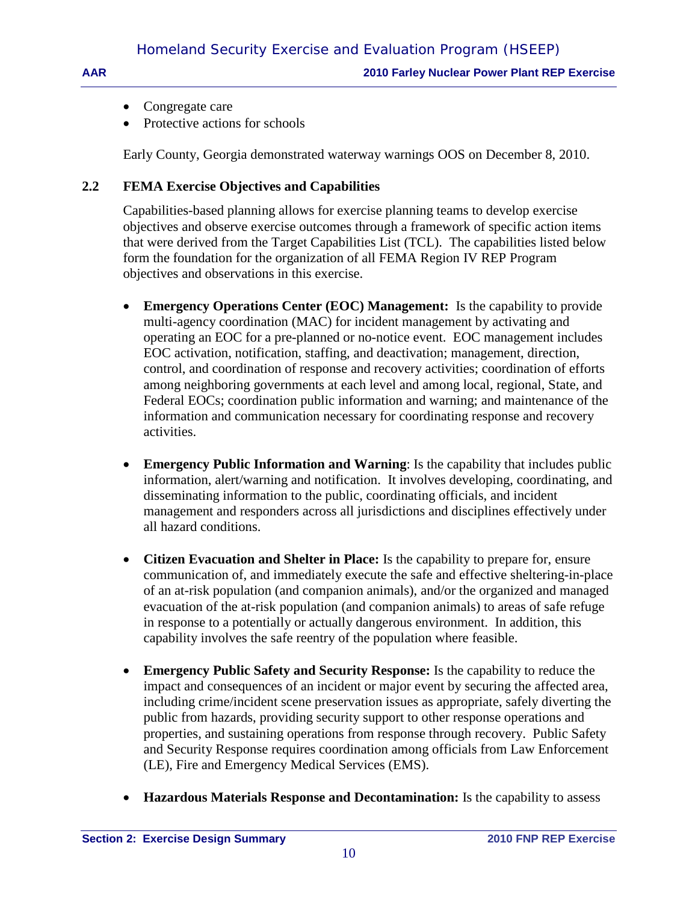- Congregate care
- Protective actions for schools

Early County, Georgia demonstrated waterway warnings OOS on December 8, 2010.

## 2.2 FEMA Exercise Objectives and Capabilities

Capabilities-based planning allows for exercise planning teams to develop exercise objectives and observe exercise outcomes through a framework of specific action items that were derived from the Target Capabilities List (TCL). The capabilities listed below form the foundation for the organization of all FEMA Region IV REP Program objectives and observations in this exercise.

- **Emergency Operations Center (EOC) Management:** Is the capability to provide multi-agency coordination (MAC) for incident management by activating and operating an EOC for a pre-planned or no-notice event. EOC management includes EOC activation, notification, staffing, and deactivation; management, direction, control, and coordination of response and recovery activities; coordination of efforts among neighboring governments at each level and among local, regional, State, and Federal EOCs; coordination public information and warning; and maintenance of the information and communication necessary for coordinating response and recovery activities.

- **Emergency Public Information and Warning**: Is the capability that includes public information, alert/warning and notification. It involves developing, coordinating, and disseminating information to the public, coordinating officials, and incident management and responders across all jurisdictions and disciplines effectively under all hazard conditions.

- **Citizen Evacuation and Shelter in Place:** Is the capability to prepare for, ensure communication of, and immediately execute the safe and effective sheltering-in-place of an at-risk population (and companion animals), and/or the organized and managed evacuation of the at-risk population (and companion animals) to areas of safe refuge in response to a potentially or actually dangerous environment. In addition, this capability involves the safe reentry of the population where feasible.

- **Emergency Public Safety and Security Response:** Is the capability to reduce the impact and consequences of an incident or major event by securing the affected area, including crime/incident scene preservation issues as appropriate, safely diverting the public from hazards, providing security support to other response operations and properties, and sustaining operations from response through recovery. Public Safety and Security Response requires coordination among officials from Law Enforcement (LE), Fire and Emergency Medical Services (EMS).

- **Hazardous Materials Response and Decontamination:** Is the capability to assess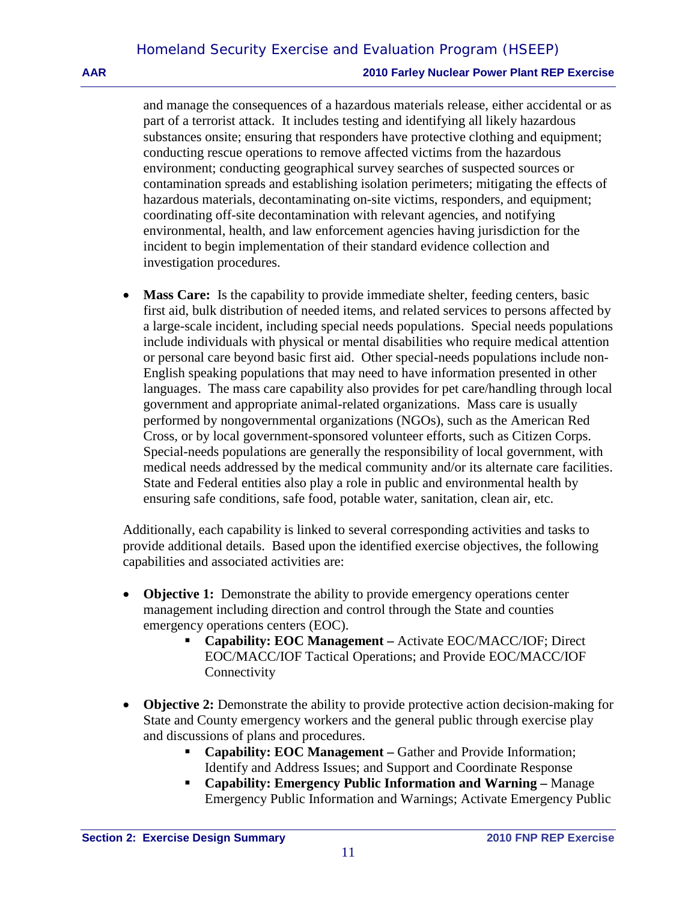and manage the consequences of a hazardous materials release, either accidental or as part of a terrorist attack. It includes testing and identifying all likely hazardous substances onsite; ensuring that responders have protective clothing and equipment; conducting rescue operations to remove affected victims from the hazardous environment; conducting geographical survey searches of suspected sources or contamination spreads and establishing isolation perimeters; mitigating the effects of hazardous materials, decontaminating on-site victims, responders, and equipment; coordinating off-site decontamination with relevant agencies, and notifying environmental, health, and law enforcement agencies having jurisdiction for the incident to begin implementation of their standard evidence collection and investigation procedures.

- **Mass Care:** Is the capability to provide immediate shelter, feeding centers, basic first aid, bulk distribution of needed items, and related services to persons affected by a large-scale incident, including special needs populations. Special needs populations include individuals with physical or mental disabilities who require medical attention or personal care beyond basic first aid. Other special-needs populations include non-English speaking populations that may need to have information presented in other languages. The mass care capability also provides for pet care/handling through local government and appropriate animal-related organizations. Mass care is usually performed by nongovernmental organizations (NGOs), such as the American Red Cross, or by local government-sponsored volunteer efforts, such as Citizen Corps. Special-needs populations are generally the responsibility of local government, with medical needs addressed by the medical community and/or its alternate care facilities. State and Federal entities also play a role in public and environmental health by ensuring safe conditions, safe food, potable water, sanitation, clean air, etc.

Additionally, each capability is linked to several corresponding activities and tasks to provide additional details. Based upon the identified exercise objectives, the following capabilities and associated activities are:

- **Objective 1:** Demonstrate the ability to provide emergency operations center management including direction and control through the State and counties emergency operations centers (EOC).
  - **Capability: EOC Management –** Activate EOC/MACC/IOF; Direct EOC/MACC/IOF Tactical Operations; and Provide EOC/MACC/IOF Connectivity
- **Objective 2:** Demonstrate the ability to provide protective action decision-making for State and County emergency workers and the general public through exercise play and discussions of plans and procedures.
  - **Capability: EOC Management –** Gather and Provide Information; Identify and Address Issues; and Support and Coordinate Response
  - **Capability: Emergency Public Information and Warning –** Manage Emergency Public Information and Warnings; Activate Emergency Public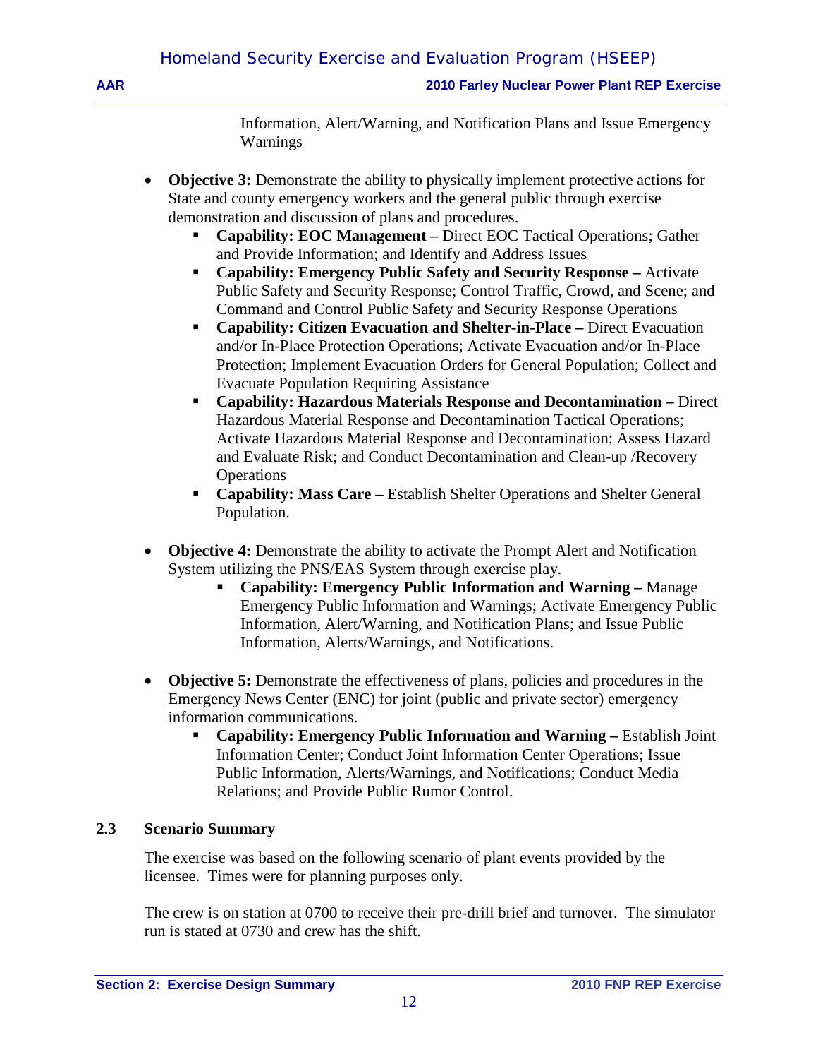Information, Alert/Warning, and Notification Plans and Issue Emergency Warnings

- **Objective 3:** Demonstrate the ability to physically implement protective actions for State and county emergency workers and the general public through exercise demonstration and discussion of plans and procedures.
  - **Capability: EOC Management –** Direct EOC Tactical Operations; Gather and Provide Information; and Identify and Address Issues
  - **Capability: Emergency Public Safety and Security Response –** Activate Public Safety and Security Response; Control Traffic, Crowd, and Scene; and Command and Control Public Safety and Security Response Operations
  - **Capability: Citizen Evacuation and Shelter-in-Place –** Direct Evacuation and/or In-Place Protection Operations; Activate Evacuation and/or In-Place Protection; Implement Evacuation Orders for General Population; Collect and Evacuate Population Requiring Assistance
  - **Capability: Hazardous Materials Response and Decontamination –** Direct Hazardous Material Response and Decontamination Tactical Operations; Activate Hazardous Material Response and Decontamination; Assess Hazard and Evaluate Risk; and Conduct Decontamination and Clean-up /Recovery Operations
  - **Capability: Mass Care –** Establish Shelter Operations and Shelter General Population.

- **Objective 4:** Demonstrate the ability to activate the Prompt Alert and Notification System utilizing the PNS/EAS System through exercise play.
  - **Capability: Emergency Public Information and Warning –** Manage Emergency Public Information and Warnings; Activate Emergency Public Information, Alert/Warning, and Notification Plans; and Issue Public Information, Alerts/Warnings, and Notifications.

- **Objective 5:** Demonstrate the effectiveness of plans, policies and procedures in the Emergency News Center (ENC) for joint (public and private sector) emergency information communications.
  - **Capability: Emergency Public Information and Warning –** Establish Joint Information Center; Conduct Joint Information Center Operations; Issue Public Information, Alerts/Warnings, and Notifications; Conduct Media Relations; and Provide Public Rumor Control.

### 2.3 Scenario Summary

The exercise was based on the following scenario of plant events provided by the licensee. Times were for planning purposes only.

The crew is on station at 0700 to receive their pre-drill brief and turnover. The simulator run is stated at 0730 and crew has the shift.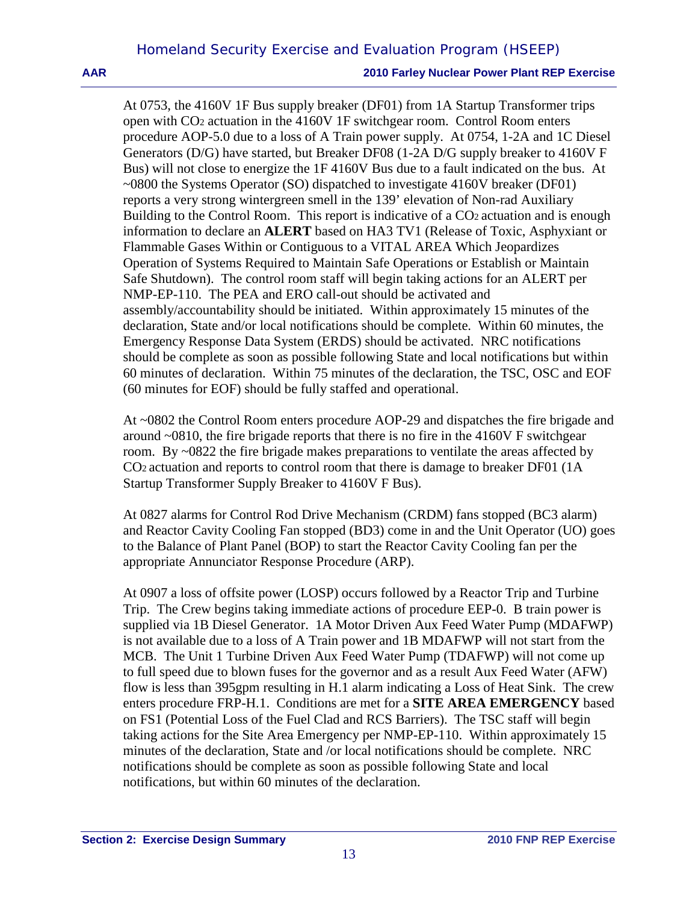At 0753, the 4160V 1F Bus supply breaker (DF01) from 1A Startup Transformer trips open with $CO_2$ actuation in the 4160V 1F switchgear room. Control Room enters procedure AOP-5.0 due to a loss of A Train power supply. At 0754, 1-2A and 1C Diesel Generators (D/G) have started, but Breaker DF08 (1-2A D/G supply breaker to 4160V F Bus) will not close to energize the 1F 4160V Bus due to a fault indicated on the bus. At ~0800 the Systems Operator (SO) dispatched to investigate 4160V breaker (DF01) reports a very strong wintergreen smell in the 139' elevation of Non-rad Auxiliary Building to the Control Room. This report is indicative of a $CO_2$ actuation and is enough information to declare an **ALERT** based on HA3 TV1 (Release of Toxic, Asphyxiant or Flammable Gases Within or Contiguous to a VITAL AREA Which Jeopardizes Operation of Systems Required to Maintain Safe Operations or Establish or Maintain Safe Shutdown). The control room staff will begin taking actions for an ALERT per NMP-EP-110. The PEA and ERO call-out should be activated and assembly/accountability should be initiated. Within approximately 15 minutes of the declaration, State and/or local notifications should be complete. Within 60 minutes, the Emergency Response Data System (ERDS) should be activated. NRC notifications should be complete as soon as possible following State and local notifications but within 60 minutes of declaration. Within 75 minutes of the declaration, the TSC, OSC and EOF (60 minutes for EOF) should be fully staffed and operational.

At ~0802 the Control Room enters procedure AOP-29 and dispatches the fire brigade and around ~0810, the fire brigade reports that there is no fire in the 4160V F switchgear room. By ~0822 the fire brigade makes preparations to ventilate the areas affected by $CO_2$ actuation and reports to control room that there is damage to breaker DF01 (1A Startup Transformer Supply Breaker to 4160V F Bus).

At 0827 alarms for Control Rod Drive Mechanism (CRDM) fans stopped (BC3 alarm) and Reactor Cavity Cooling Fan stopped (BD3) come in and the Unit Operator (UO) goes to the Balance of Plant Panel (BOP) to start the Reactor Cavity Cooling fan per the appropriate Annunciator Response Procedure (ARP).

At 0907 a loss of offsite power (LOSP) occurs followed by a Reactor Trip and Turbine Trip. The Crew begins taking immediate actions of procedure EEP-0. B train power is supplied via 1B Diesel Generator. 1A Motor Driven Aux Feed Water Pump (MDAFWP) is not available due to a loss of A Train power and 1B MDAFWP will not start from the MCB. The Unit 1 Turbine Driven Aux Feed Water Pump (TDAFWP) will not come up to full speed due to blown fuses for the governor and as a result Aux Feed Water (AFW) flow is less than 395gpm resulting in H.1 alarm indicating a Loss of Heat Sink. The crew enters procedure FRP-H.1. Conditions are met for a **SITE AREA EMERGENCY** based on FS1 (Potential Loss of the Fuel Clad and RCS Barriers). The TSC staff will begin taking actions for the Site Area Emergency per NMP-EP-110. Within approximately 15 minutes of the declaration, State and /or local notifications should be complete. NRC notifications should be complete as soon as possible following State and local notifications, but within 60 minutes of the declaration.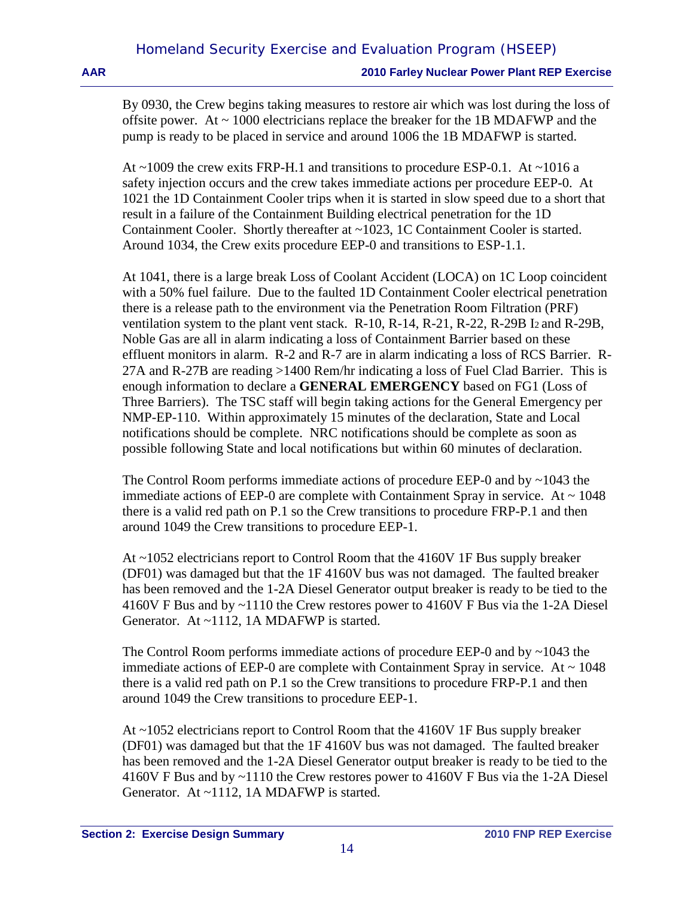By 0930, the Crew begins taking measures to restore air which was lost during the loss of offsite power. At ~ 1000 electricians replace the breaker for the 1B MDAFWP and the pump is ready to be placed in service and around 1006 the 1B MDAFWP is started.

At ~1009 the crew exits FRP-H.1 and transitions to procedure ESP-0.1. At ~1016 a safety injection occurs and the crew takes immediate actions per procedure EEP-0. At 1021 the 1D Containment Cooler trips when it is started in slow speed due to a short that result in a failure of the Containment Building electrical penetration for the 1D Containment Cooler. Shortly thereafter at ~1023, 1C Containment Cooler is started. Around 1034, the Crew exits procedure EEP-0 and transitions to ESP-1.1.

At 1041, there is a large break Loss of Coolant Accident (LOCA) on 1C Loop coincident with a 50% fuel failure. Due to the faulted 1D Containment Cooler electrical penetration there is a release path to the environment via the Penetration Room Filtration (PRF) ventilation system to the plant vent stack. R-10, R-14, R-21, R-22, R-29B $I_2$ and R-29B, Noble Gas are all in alarm indicating a loss of Containment Barrier based on these effluent monitors in alarm. R-2 and R-7 are in alarm indicating a loss of RCS Barrier. R-27A and R-27B are reading >1400 Rem/hr indicating a loss of Fuel Clad Barrier. This is enough information to declare a **GENERAL EMERGENCY** based on FG1 (Loss of Three Barriers). The TSC staff will begin taking actions for the General Emergency per NMP-EP-110. Within approximately 15 minutes of the declaration, State and Local notifications should be complete. NRC notifications should be complete as soon as possible following State and local notifications but within 60 minutes of declaration.

The Control Room performs immediate actions of procedure EEP-0 and by ~1043 the immediate actions of EEP-0 are complete with Containment Spray in service. At ~ 1048 there is a valid red path on P.1 so the Crew transitions to procedure FRP-P.1 and then around 1049 the Crew transitions to procedure EEP-1.

At ~1052 electricians report to Control Room that the 4160V 1F Bus supply breaker (DF01) was damaged but that the 1F 4160V bus was not damaged. The faulted breaker has been removed and the 1-2A Diesel Generator output breaker is ready to be tied to the 4160V F Bus and by ~1110 the Crew restores power to 4160V F Bus via the 1-2A Diesel Generator. At ~1112, 1A MDAFWP is started.

The Control Room performs immediate actions of procedure EEP-0 and by ~1043 the immediate actions of EEP-0 are complete with Containment Spray in service. At ~ 1048 there is a valid red path on P.1 so the Crew transitions to procedure FRP-P.1 and then around 1049 the Crew transitions to procedure EEP-1.

At ~1052 electricians report to Control Room that the 4160V 1F Bus supply breaker (DF01) was damaged but that the 1F 4160V bus was not damaged. The faulted breaker has been removed and the 1-2A Diesel Generator output breaker is ready to be tied to the 4160V F Bus and by ~1110 the Crew restores power to 4160V F Bus via the 1-2A Diesel Generator. At ~1112, 1A MDAFWP is started.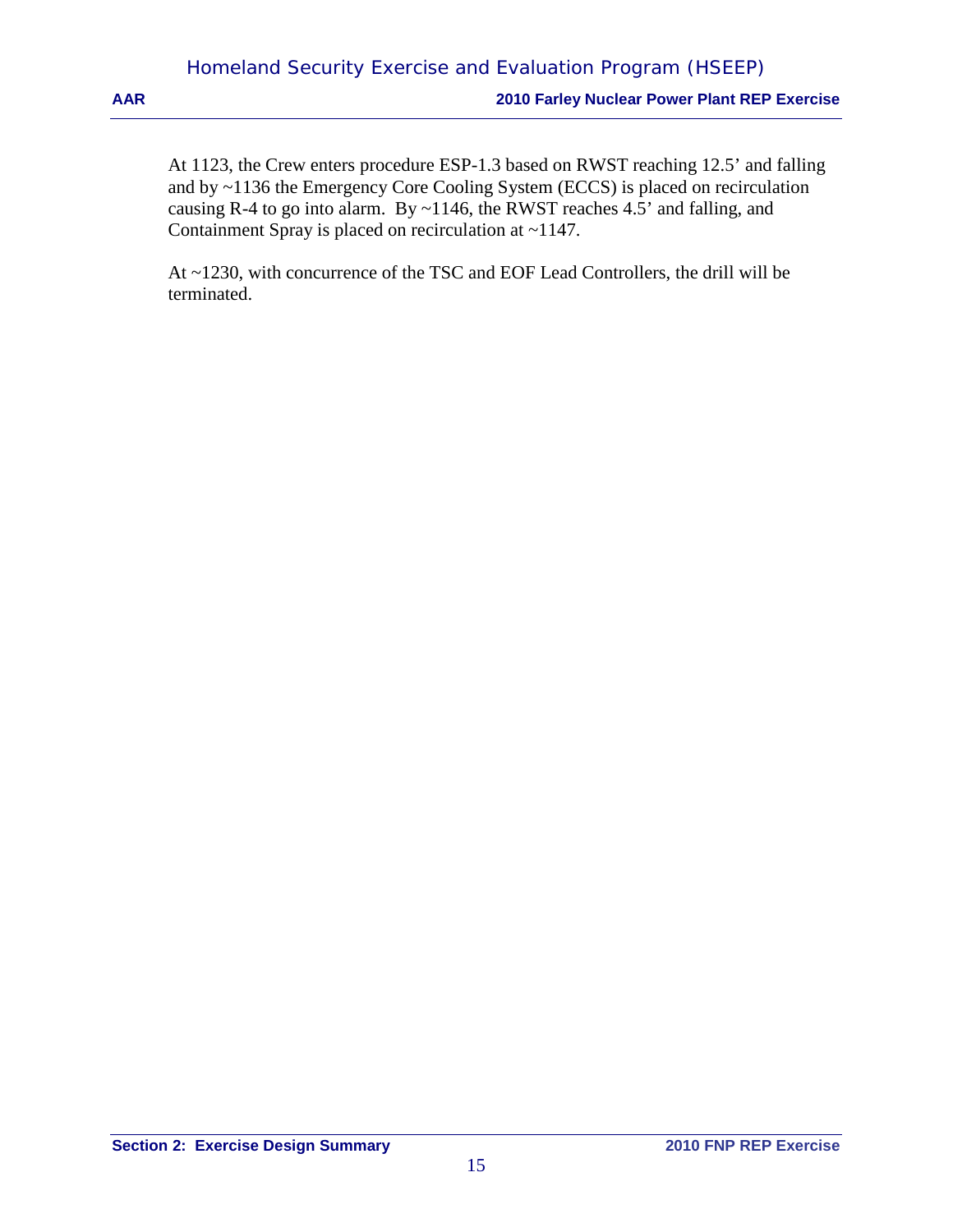At 1123, the Crew enters procedure ESP-1.3 based on RWST reaching 12.5' and falling and by ~1136 the Emergency Core Cooling System (ECCS) is placed on recirculation causing R-4 to go into alarm. By ~1146, the RWST reaches 4.5' and falling, and Containment Spray is placed on recirculation at ~1147.

At ~1230, with concurrence of the TSC and EOF Lead Controllers, the drill will be terminated.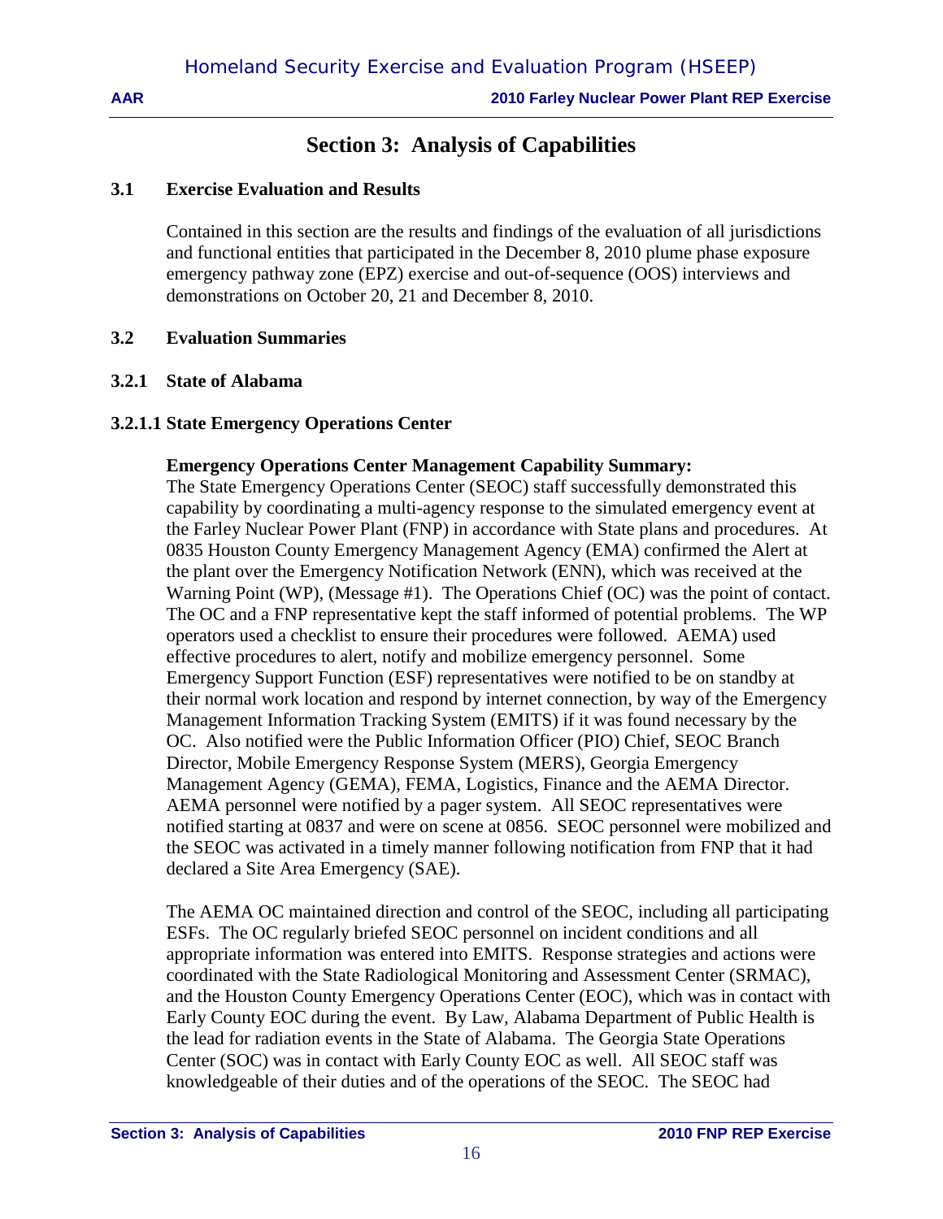# Section 3: Analysis of Capabilities

## 3.1 Exercise Evaluation and Results

Contained in this section are the results and findings of the evaluation of all jurisdictions and functional entities that participated in the December 8, 2010 plume phase exposure emergency pathway zone (EPZ) exercise and out-of-sequence (OOS) interviews and demonstrations on October 20, 21 and December 8, 2010.

## 3.2 Evaluation Summaries

### 3.2.1 State of Alabama

#### 3.2.1.1 State Emergency Operations Center

**Emergency Operations Center Management Capability Summary:**

The State Emergency Operations Center (SEOC) staff successfully demonstrated this capability by coordinating a multi-agency response to the simulated emergency event at the Farley Nuclear Power Plant (FNP) in accordance with State plans and procedures. At 0835 Houston County Emergency Management Agency (EMA) confirmed the Alert at the plant over the Emergency Notification Network (ENN), which was received at the Warning Point (WP), (Message #1). The Operations Chief (OC) was the point of contact. The OC and a FNP representative kept the staff informed of potential problems. The WP operators used a checklist to ensure their procedures were followed. AEMA) used effective procedures to alert, notify and mobilize emergency personnel. Some Emergency Support Function (ESF) representatives were notified to be on standby at their normal work location and respond by internet connection, by way of the Emergency Management Information Tracking System (EMITS) if it was found necessary by the OC. Also notified were the Public Information Officer (PIO) Chief, SEOC Branch Director, Mobile Emergency Response System (MERS), Georgia Emergency Management Agency (GEMA), FEMA, Logistics, Finance and the AEMA Director. AEMA personnel were notified by a pager system. All SEOC representatives were notified starting at 0837 and were on scene at 0856. SEOC personnel were mobilized and the SEOC was activated in a timely manner following notification from FNP that it had declared a Site Area Emergency (SAE).

The AEMA OC maintained direction and control of the SEOC, including all participating ESFs. The OC regularly briefed SEOC personnel on incident conditions and all appropriate information was entered into EMITS. Response strategies and actions were coordinated with the State Radiological Monitoring and Assessment Center (SRMAC), and the Houston County Emergency Operations Center (EOC), which was in contact with Early County EOC during the event. By Law, Alabama Department of Public Health is the lead for radiation events in the State of Alabama. The Georgia State Operations Center (SOC) was in contact with Early County EOC as well. All SEOC staff was knowledgeable of their duties and of the operations of the SEOC. The SEOC had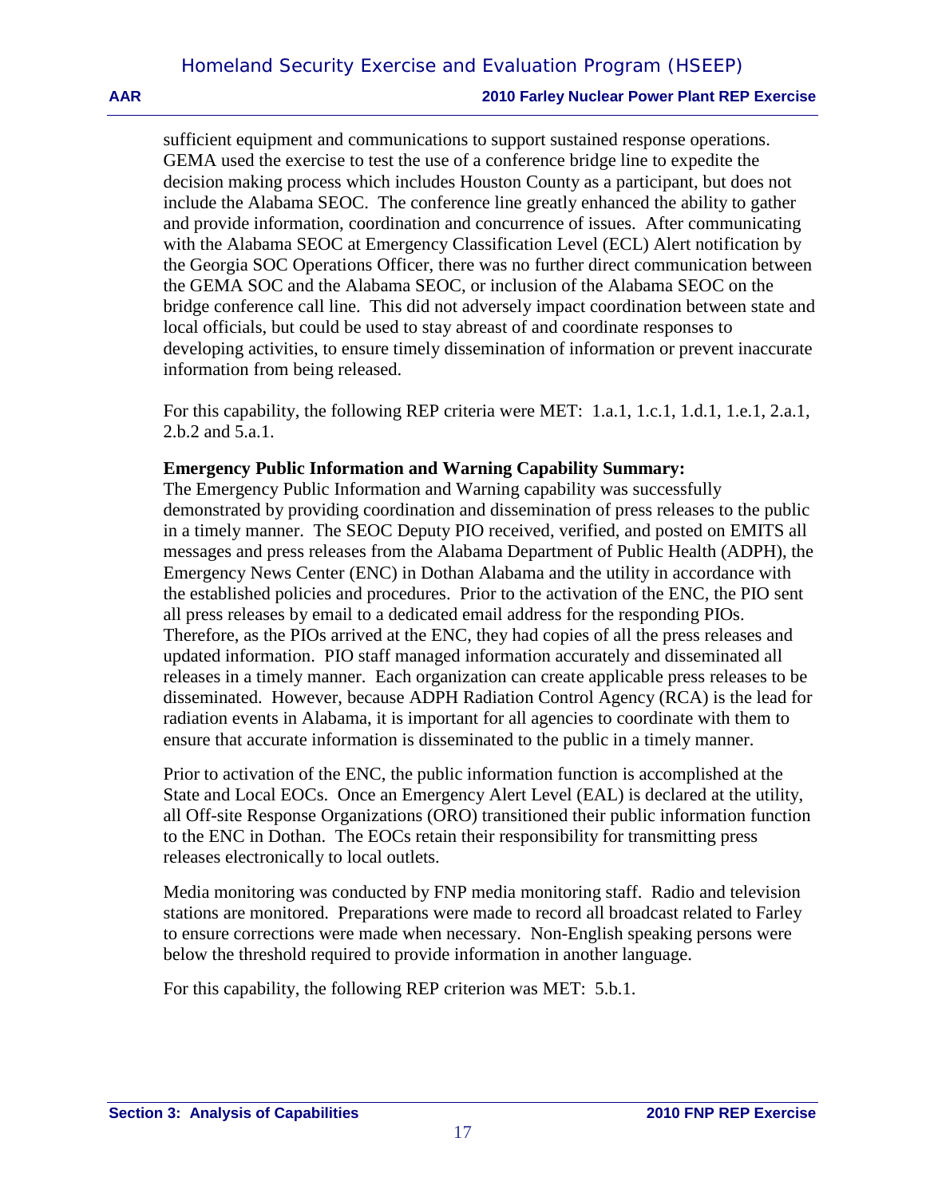sufficient equipment and communications to support sustained response operations. GEMA used the exercise to test the use of a conference bridge line to expedite the decision making process which includes Houston County as a participant, but does not include the Alabama SEOC. The conference line greatly enhanced the ability to gather and provide information, coordination and concurrence of issues. After communicating with the Alabama SEOC at Emergency Classification Level (ECL) Alert notification by the Georgia SOC Operations Officer, there was no further direct communication between the GEMA SOC and the Alabama SEOC, or inclusion of the Alabama SEOC on the bridge conference call line. This did not adversely impact coordination between state and local officials, but could be used to stay abreast of and coordinate responses to developing activities, to ensure timely dissemination of information or prevent inaccurate information from being released.

For this capability, the following REP criteria were MET: 1.a.1, 1.c.1, 1.d.1, 1.e.1, 2.a.1, 2.b.2 and 5.a.1.

**Emergency Public Information and Warning Capability Summary:**

The Emergency Public Information and Warning capability was successfully demonstrated by providing coordination and dissemination of press releases to the public in a timely manner. The SEOC Deputy PIO received, verified, and posted on EMITS all messages and press releases from the Alabama Department of Public Health (ADPH), the Emergency News Center (ENC) in Dothan Alabama and the utility in accordance with the established policies and procedures. Prior to the activation of the ENC, the PIO sent all press releases by email to a dedicated email address for the responding PIOs. Therefore, as the PIOs arrived at the ENC, they had copies of all the press releases and updated information. PIO staff managed information accurately and disseminated all releases in a timely manner. Each organization can create applicable press releases to be disseminated. However, because ADPH Radiation Control Agency (RCA) is the lead for radiation events in Alabama, it is important for all agencies to coordinate with them to ensure that accurate information is disseminated to the public in a timely manner.

Prior to activation of the ENC, the public information function is accomplished at the State and Local EOCs. Once an Emergency Alert Level (EAL) is declared at the utility, all Off-site Response Organizations (ORO) transitioned their public information function to the ENC in Dothan. The EOCs retain their responsibility for transmitting press releases electronically to local outlets.

Media monitoring was conducted by FNP media monitoring staff. Radio and television stations are monitored. Preparations were made to record all broadcast related to Farley to ensure corrections were made when necessary. Non-English speaking persons were below the threshold required to provide information in another language.

For this capability, the following REP criterion was MET: 5.b.1.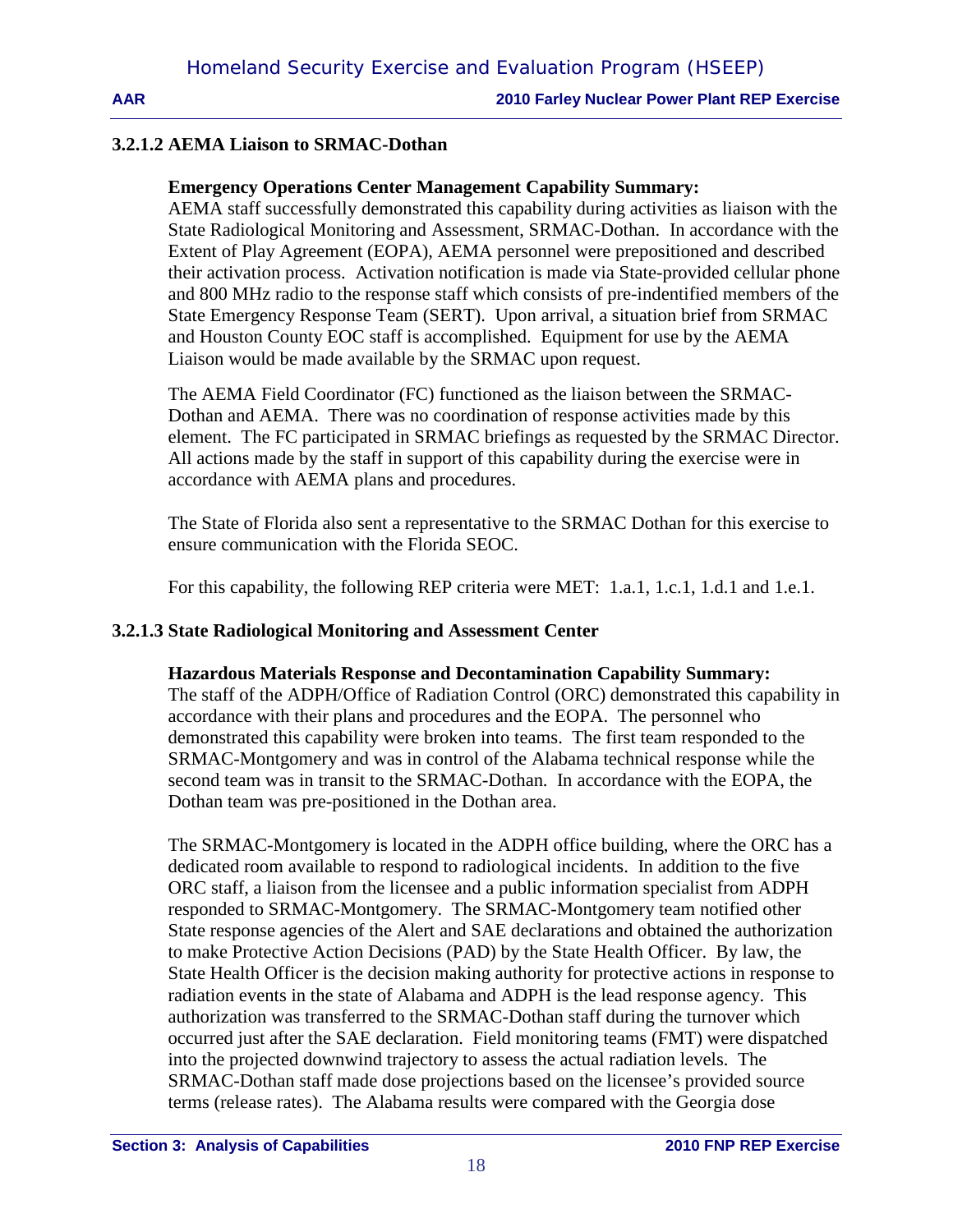#### 3.2.1.2 AEMA Liaison to SRMAC-Dothan

**Emergency Operations Center Management Capability Summary:**
AEMA staff successfully demonstrated this capability during activities as liaison with the State Radiological Monitoring and Assessment, SRMAC-Dothan. In accordance with the Extent of Play Agreement (EOPA), AEMA personnel were prepositioned and described their activation process. Activation notification is made via State-provided cellular phone and 800 MHz radio to the response staff which consists of pre-indentified members of the State Emergency Response Team (SERT). Upon arrival, a situation brief from SRMAC and Houston County EOC staff is accomplished. Equipment for use by the AEMA Liaison would be made available by the SRMAC upon request.

The AEMA Field Coordinator (FC) functioned as the liaison between the SRMAC-Dothan and AEMA. There was no coordination of response activities made by this element. The FC participated in SRMAC briefings as requested by the SRMAC Director. All actions made by the staff in support of this capability during the exercise were in accordance with AEMA plans and procedures.

The State of Florida also sent a representative to the SRMAC Dothan for this exercise to ensure communication with the Florida SEOC.

For this capability, the following REP criteria were MET: 1.a.1, 1.c.1, 1.d.1 and 1.e.1.

#### 3.2.1.3 State Radiological Monitoring and Assessment Center

**Hazardous Materials Response and Decontamination Capability Summary:**
The staff of the ADPH/Office of Radiation Control (ORC) demonstrated this capability in accordance with their plans and procedures and the EOPA. The personnel who demonstrated this capability were broken into teams. The first team responded to the SRMAC-Montgomery and was in control of the Alabama technical response while the second team was in transit to the SRMAC-Dothan. In accordance with the EOPA, the Dothan team was pre-positioned in the Dothan area.

The SRMAC-Montgomery is located in the ADPH office building, where the ORC has a dedicated room available to respond to radiological incidents. In addition to the five ORC staff, a liaison from the licensee and a public information specialist from ADPH responded to SRMAC-Montgomery. The SRMAC-Montgomery team notified other State response agencies of the Alert and SAE declarations and obtained the authorization to make Protective Action Decisions (PAD) by the State Health Officer. By law, the State Health Officer is the decision making authority for protective actions in response to radiation events in the state of Alabama and ADPH is the lead response agency. This authorization was transferred to the SRMAC-Dothan staff during the turnover which occurred just after the SAE declaration. Field monitoring teams (FMT) were dispatched into the projected downwind trajectory to assess the actual radiation levels. The SRMAC-Dothan staff made dose projections based on the licensee's provided source terms (release rates). The Alabama results were compared with the Georgia dose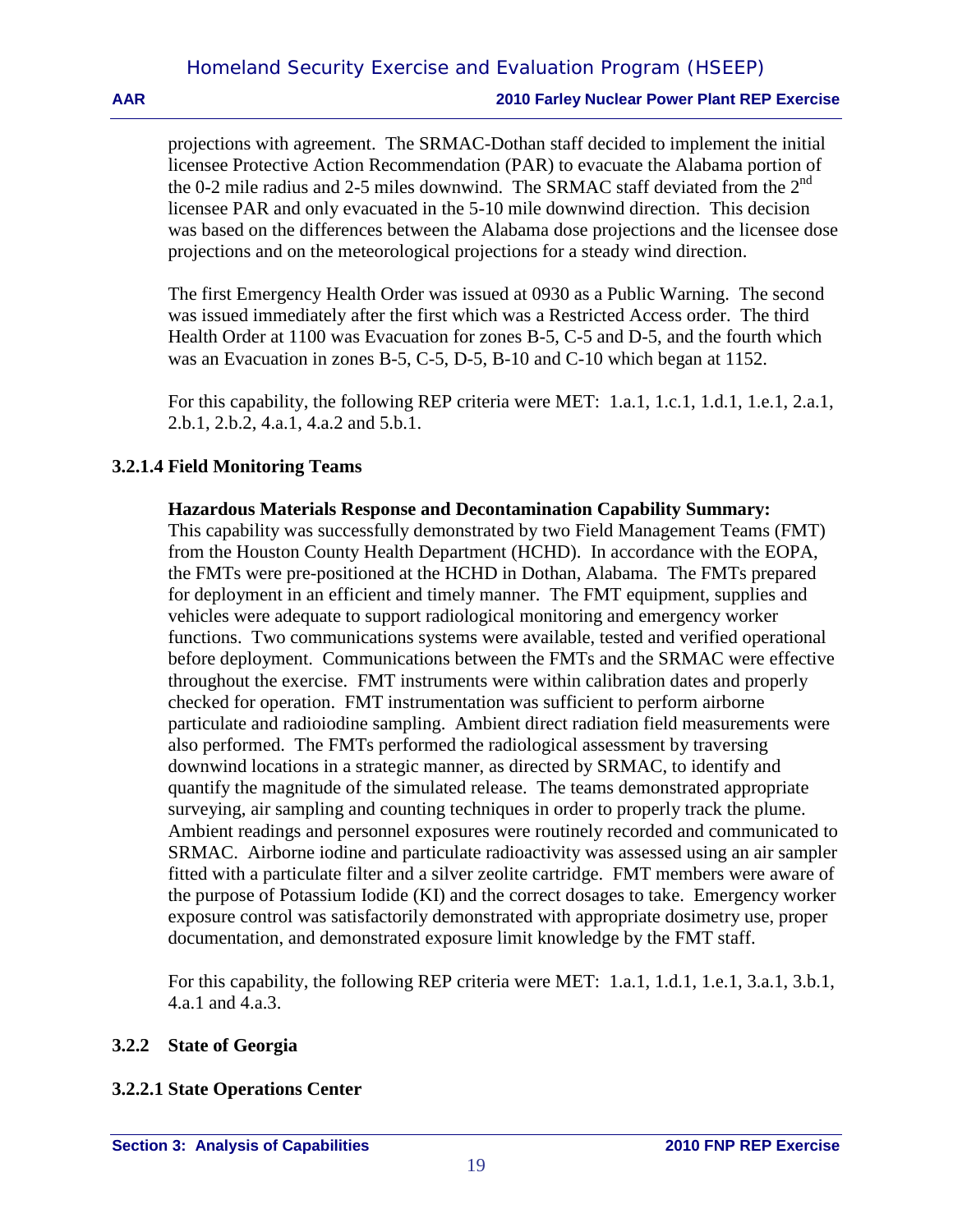projections with agreement. The SRMAC-Dothan staff decided to implement the initial licensee Protective Action Recommendation (PAR) to evacuate the Alabama portion of the 0-2 mile radius and 2-5 miles downwind. The SRMAC staff deviated from the 2nd licensee PAR and only evacuated in the 5-10 mile downwind direction. This decision was based on the differences between the Alabama dose projections and the licensee dose projections and on the meteorological projections for a steady wind direction.

The first Emergency Health Order was issued at 0930 as a Public Warning. The second was issued immediately after the first which was a Restricted Access order. The third Health Order at 1100 was Evacuation for zones B-5, C-5 and D-5, and the fourth which was an Evacuation in zones B-5, C-5, D-5, B-10 and C-10 which began at 1152.

For this capability, the following REP criteria were MET: 1.a.1, 1.c.1, 1.d.1, 1.e.1, 2.a.1, 2.b.1, 2.b.2, 4.a.1, 4.a.2 and 5.b.1.

#### 3.2.1.4 Field Monitoring Teams

**Hazardous Materials Response and Decontamination Capability Summary:** This capability was successfully demonstrated by two Field Management Teams (FMT) from the Houston County Health Department (HCHD). In accordance with the EOPA, the FMTs were pre-positioned at the HCHD in Dothan, Alabama. The FMTs prepared for deployment in an efficient and timely manner. The FMT equipment, supplies and vehicles were adequate to support radiological monitoring and emergency worker functions. Two communications systems were available, tested and verified operational before deployment. Communications between the FMTs and the SRMAC were effective throughout the exercise. FMT instruments were within calibration dates and properly checked for operation. FMT instrumentation was sufficient to perform airborne particulate and radioiodine sampling. Ambient direct radiation field measurements were also performed. The FMTs performed the radiological assessment by traversing downwind locations in a strategic manner, as directed by SRMAC, to identify and quantify the magnitude of the simulated release. The teams demonstrated appropriate surveying, air sampling and counting techniques in order to properly track the plume. Ambient readings and personnel exposures were routinely recorded and communicated to SRMAC. Airborne iodine and particulate radioactivity was assessed using an air sampler fitted with a particulate filter and a silver zeolite cartridge. FMT members were aware of the purpose of Potassium Iodide (KI) and the correct dosages to take. Emergency worker exposure control was satisfactorily demonstrated with appropriate dosimetry use, proper documentation, and demonstrated exposure limit knowledge by the FMT staff.

For this capability, the following REP criteria were MET: 1.a.1, 1.d.1, 1.e.1, 3.a.1, 3.b.1, 4.a.1 and 4.a.3.

### 3.2.2 State of Georgia

#### 3.2.2.1 State Operations Center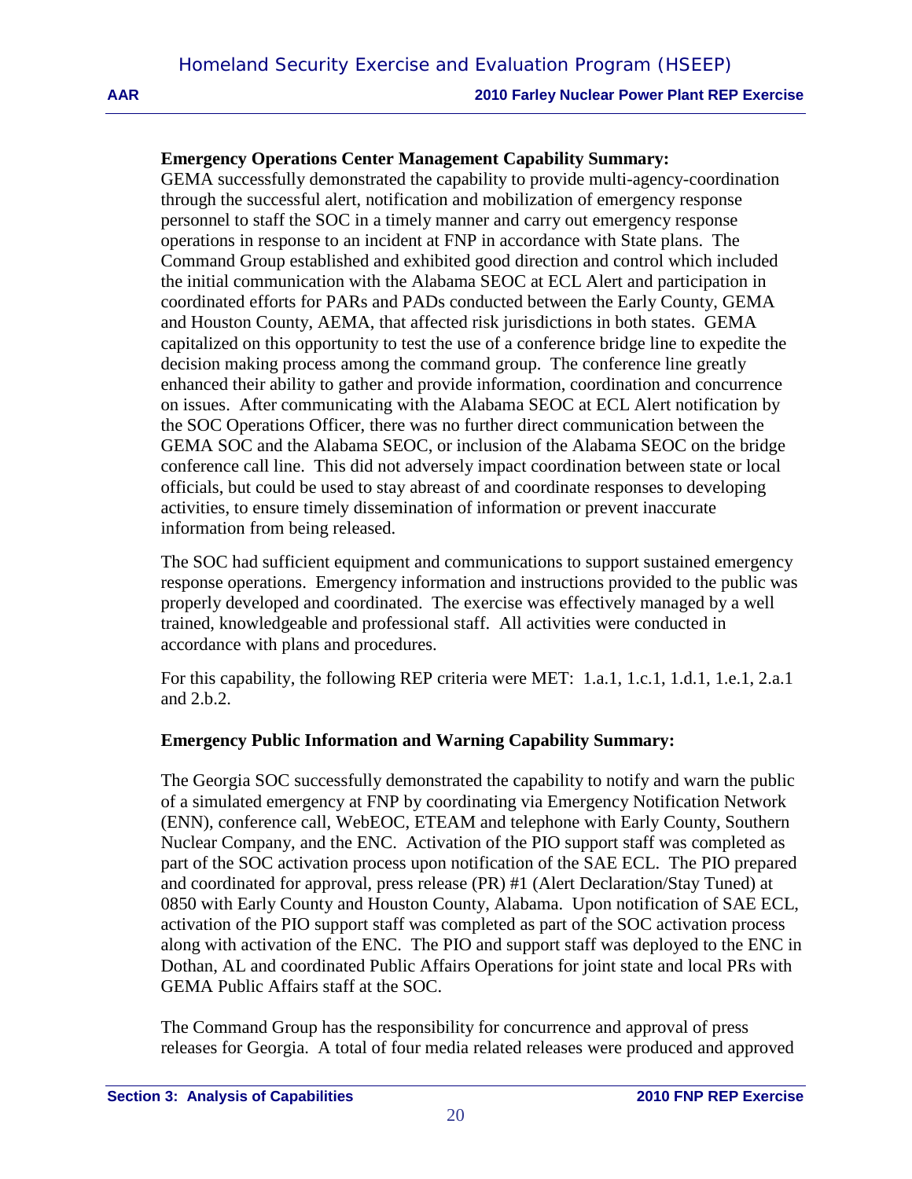**Emergency Operations Center Management Capability Summary:**

GEMA successfully demonstrated the capability to provide multi-agency-coordination through the successful alert, notification and mobilization of emergency response personnel to staff the SOC in a timely manner and carry out emergency response operations in response to an incident at FNP in accordance with State plans. The Command Group established and exhibited good direction and control which included the initial communication with the Alabama SEOC at ECL Alert and participation in coordinated efforts for PARs and PADs conducted between the Early County, GEMA and Houston County, AEMA, that affected risk jurisdictions in both states. GEMA capitalized on this opportunity to test the use of a conference bridge line to expedite the decision making process among the command group. The conference line greatly enhanced their ability to gather and provide information, coordination and concurrence on issues. After communicating with the Alabama SEOC at ECL Alert notification by the SOC Operations Officer, there was no further direct communication between the GEMA SOC and the Alabama SEOC, or inclusion of the Alabama SEOC on the bridge conference call line. This did not adversely impact coordination between state or local officials, but could be used to stay abreast of and coordinate responses to developing activities, to ensure timely dissemination of information or prevent inaccurate information from being released.

The SOC had sufficient equipment and communications to support sustained emergency response operations. Emergency information and instructions provided to the public was properly developed and coordinated. The exercise was effectively managed by a well trained, knowledgeable and professional staff. All activities were conducted in accordance with plans and procedures.

For this capability, the following REP criteria were MET: 1.a.1, 1.c.1, 1.d.1, 1.e.1, 2.a.1 and 2.b.2.

**Emergency Public Information and Warning Capability Summary:**

The Georgia SOC successfully demonstrated the capability to notify and warn the public of a simulated emergency at FNP by coordinating via Emergency Notification Network (ENN), conference call, WebEOC, ETEAM and telephone with Early County, Southern Nuclear Company, and the ENC. Activation of the PIO support staff was completed as part of the SOC activation process upon notification of the SAE ECL. The PIO prepared and coordinated for approval, press release (PR) #1 (Alert Declaration/Stay Tuned) at 0850 with Early County and Houston County, Alabama. Upon notification of SAE ECL, activation of the PIO support staff was completed as part of the SOC activation process along with activation of the ENC. The PIO and support staff was deployed to the ENC in Dothan, AL and coordinated Public Affairs Operations for joint state and local PRs with GEMA Public Affairs staff at the SOC.

The Command Group has the responsibility for concurrence and approval of press releases for Georgia. A total of four media related releases were produced and approved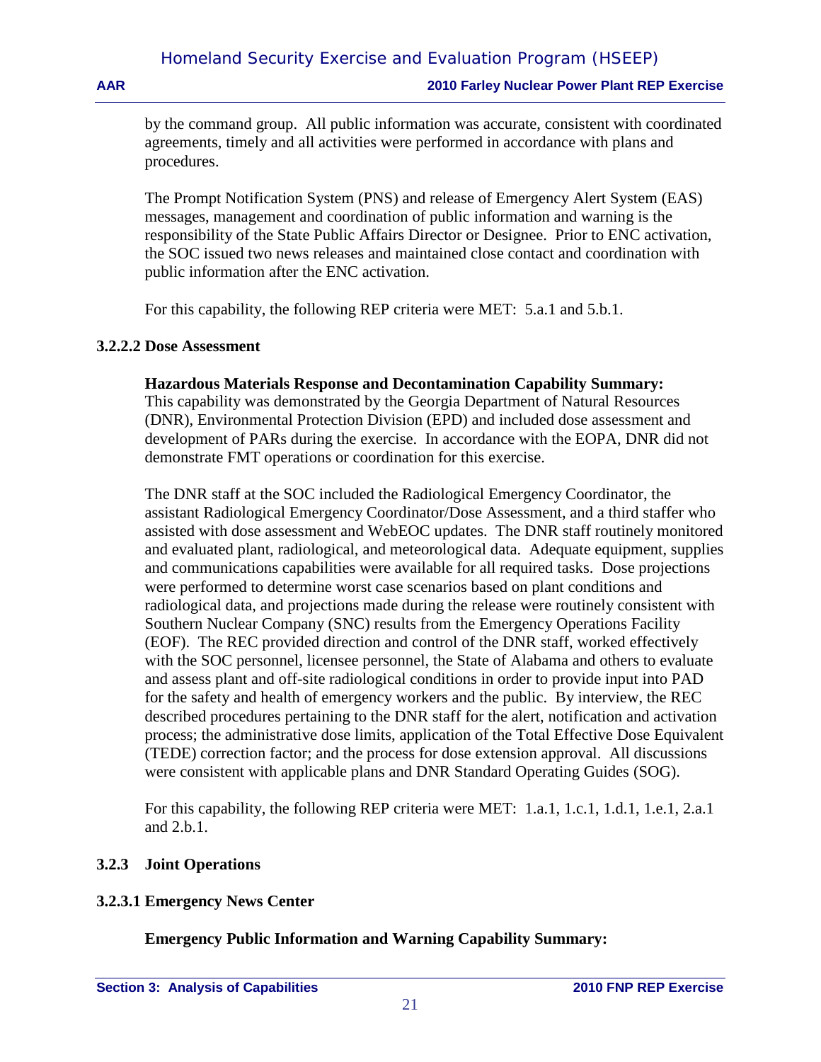by the command group. All public information was accurate, consistent with coordinated agreements, timely and all activities were performed in accordance with plans and procedures.

The Prompt Notification System (PNS) and release of Emergency Alert System (EAS) messages, management and coordination of public information and warning is the responsibility of the State Public Affairs Director or Designee. Prior to ENC activation, the SOC issued two news releases and maintained close contact and coordination with public information after the ENC activation.

For this capability, the following REP criteria were MET: 5.a.1 and 5.b.1.

#### 3.2.2.2 Dose Assessment

**Hazardous Materials Response and Decontamination Capability Summary:**
This capability was demonstrated by the Georgia Department of Natural Resources (DNR), Environmental Protection Division (EPD) and included dose assessment and development of PARs during the exercise. In accordance with the EOPA, DNR did not demonstrate FMT operations or coordination for this exercise.

The DNR staff at the SOC included the Radiological Emergency Coordinator, the assistant Radiological Emergency Coordinator/Dose Assessment, and a third staffer who assisted with dose assessment and WebEOC updates. The DNR staff routinely monitored and evaluated plant, radiological, and meteorological data. Adequate equipment, supplies and communications capabilities were available for all required tasks. Dose projections were performed to determine worst case scenarios based on plant conditions and radiological data, and projections made during the release were routinely consistent with Southern Nuclear Company (SNC) results from the Emergency Operations Facility (EOF). The REC provided direction and control of the DNR staff, worked effectively with the SOC personnel, licensee personnel, the State of Alabama and others to evaluate and assess plant and off-site radiological conditions in order to provide input into PAD for the safety and health of emergency workers and the public. By interview, the REC described procedures pertaining to the DNR staff for the alert, notification and activation process; the administrative dose limits, application of the Total Effective Dose Equivalent (TEDE) correction factor; and the process for dose extension approval. All discussions were consistent with applicable plans and DNR Standard Operating Guides (SOG).

For this capability, the following REP criteria were MET: 1.a.1, 1.c.1, 1.d.1, 1.e.1, 2.a.1 and 2.b.1.

### 3.2.3 Joint Operations

#### 3.2.3.1 Emergency News Center

**Emergency Public Information and Warning Capability Summary:**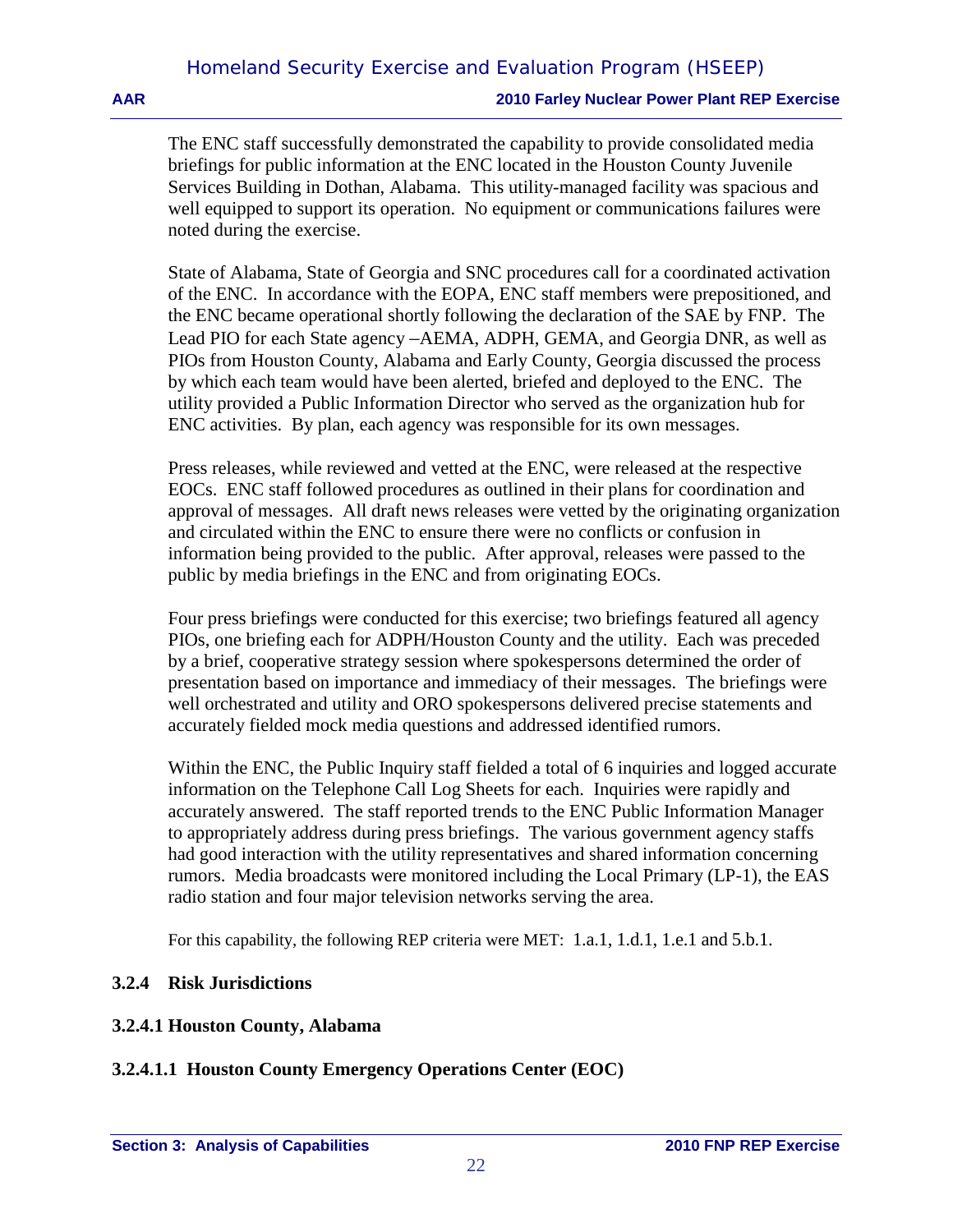The ENC staff successfully demonstrated the capability to provide consolidated media briefings for public information at the ENC located in the Houston County Juvenile Services Building in Dothan, Alabama. This utility-managed facility was spacious and well equipped to support its operation. No equipment or communications failures were noted during the exercise.

State of Alabama, State of Georgia and SNC procedures call for a coordinated activation of the ENC. In accordance with the EOPA, ENC staff members were prepositioned, and the ENC became operational shortly following the declaration of the SAE by FNP. The Lead PIO for each State agency –AEMA, ADPH, GEMA, and Georgia DNR, as well as PIOs from Houston County, Alabama and Early County, Georgia discussed the process by which each team would have been alerted, briefed and deployed to the ENC. The utility provided a Public Information Director who served as the organization hub for ENC activities. By plan, each agency was responsible for its own messages.

Press releases, while reviewed and vetted at the ENC, were released at the respective EOCs. ENC staff followed procedures as outlined in their plans for coordination and approval of messages. All draft news releases were vetted by the originating organization and circulated within the ENC to ensure there were no conflicts or confusion in information being provided to the public. After approval, releases were passed to the public by media briefings in the ENC and from originating EOCs.

Four press briefings were conducted for this exercise; two briefings featured all agency PIOs, one briefing each for ADPH/Houston County and the utility. Each was preceded by a brief, cooperative strategy session where spokespersons determined the order of presentation based on importance and immediacy of their messages. The briefings were well orchestrated and utility and ORO spokespersons delivered precise statements and accurately fielded mock media questions and addressed identified rumors.

Within the ENC, the Public Inquiry staff fielded a total of 6 inquiries and logged accurate information on the Telephone Call Log Sheets for each. Inquiries were rapidly and accurately answered. The staff reported trends to the ENC Public Information Manager to appropriately address during press briefings. The various government agency staffs had good interaction with the utility representatives and shared information concerning rumors. Media broadcasts were monitored including the Local Primary (LP-1), the EAS radio station and four major television networks serving the area.

For this capability, the following REP criteria were MET: 1.a.1, 1.d.1, 1.e.1 and 5.b.1.

### 3.2.4 Risk Jurisdictions

#### 3.2.4.1 Houston County, Alabama

##### 3.2.4.1.1 Houston County Emergency Operations Center (EOC)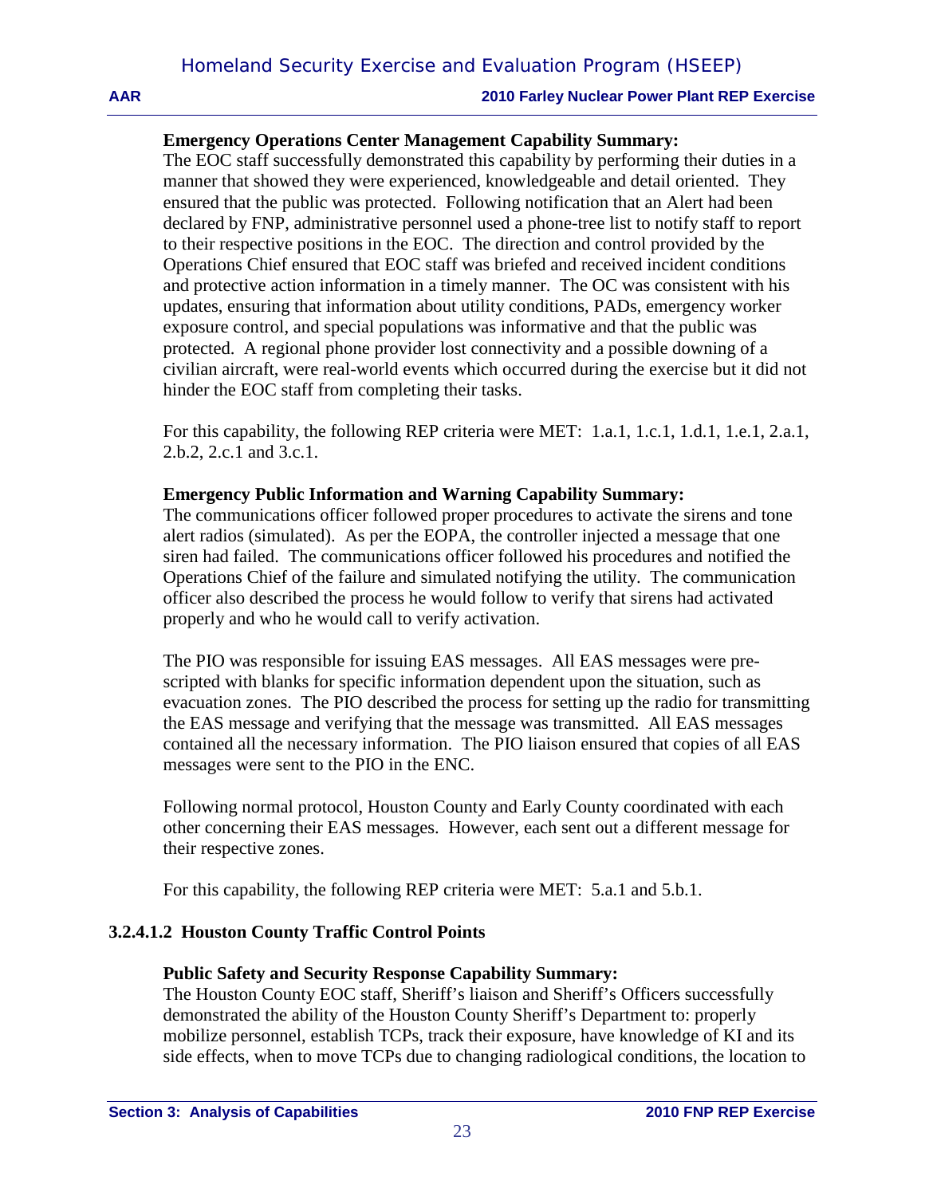**Emergency Operations Center Management Capability Summary:**
The EOC staff successfully demonstrated this capability by performing their duties in a manner that showed they were experienced, knowledgeable and detail oriented. They ensured that the public was protected. Following notification that an Alert had been declared by FNP, administrative personnel used a phone-tree list to notify staff to report to their respective positions in the EOC. The direction and control provided by the Operations Chief ensured that EOC staff was briefed and received incident conditions and protective action information in a timely manner. The OC was consistent with his updates, ensuring that information about utility conditions, PADs, emergency worker exposure control, and special populations was informative and that the public was protected. A regional phone provider lost connectivity and a possible downing of a civilian aircraft, were real-world events which occurred during the exercise but it did not hinder the EOC staff from completing their tasks.

For this capability, the following REP criteria were MET: 1.a.1, 1.c.1, 1.d.1, 1.e.1, 2.a.1, 2.b.2, 2.c.1 and 3.c.1.

**Emergency Public Information and Warning Capability Summary:**
The communications officer followed proper procedures to activate the sirens and tone alert radios (simulated). As per the EOPA, the controller injected a message that one siren had failed. The communications officer followed his procedures and notified the Operations Chief of the failure and simulated notifying the utility. The communication officer also described the process he would follow to verify that sirens had activated properly and who he would call to verify activation.

The PIO was responsible for issuing EAS messages. All EAS messages were pre-scripted with blanks for specific information dependent upon the situation, such as evacuation zones. The PIO described the process for setting up the radio for transmitting the EAS message and verifying that the message was transmitted. All EAS messages contained all the necessary information. The PIO liaison ensured that copies of all EAS messages were sent to the PIO in the ENC.

Following normal protocol, Houston County and Early County coordinated with each other concerning their EAS messages. However, each sent out a different message for their respective zones.

For this capability, the following REP criteria were MET: 5.a.1 and 5.b.1.

#### 3.2.4.1.2 Houston County Traffic Control Points

**Public Safety and Security Response Capability Summary:**
The Houston County EOC staff, Sheriff's liaison and Sheriff's Officers successfully demonstrated the ability of the Houston County Sheriff's Department to: properly mobilize personnel, establish TCPs, track their exposure, have knowledge of KI and its side effects, when to move TCPs due to changing radiological conditions, the location to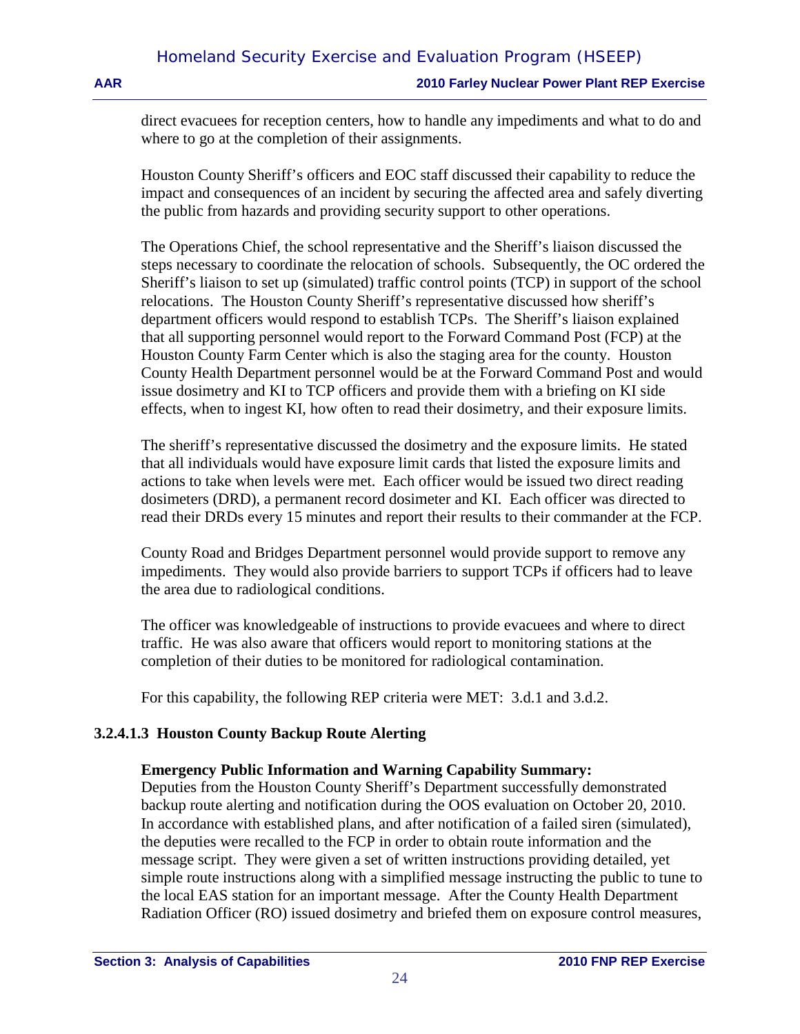direct evacuees for reception centers, how to handle any impediments and what to do and where to go at the completion of their assignments.

Houston County Sheriff's officers and EOC staff discussed their capability to reduce the impact and consequences of an incident by securing the affected area and safely diverting the public from hazards and providing security support to other operations.

The Operations Chief, the school representative and the Sheriff's liaison discussed the steps necessary to coordinate the relocation of schools. Subsequently, the OC ordered the Sheriff's liaison to set up (simulated) traffic control points (TCP) in support of the school relocations. The Houston County Sheriff's representative discussed how sheriff's department officers would respond to establish TCPs. The Sheriff's liaison explained that all supporting personnel would report to the Forward Command Post (FCP) at the Houston County Farm Center which is also the staging area for the county. Houston County Health Department personnel would be at the Forward Command Post and would issue dosimetry and KI to TCP officers and provide them with a briefing on KI side effects, when to ingest KI, how often to read their dosimetry, and their exposure limits.

The sheriff's representative discussed the dosimetry and the exposure limits. He stated that all individuals would have exposure limit cards that listed the exposure limits and actions to take when levels were met. Each officer would be issued two direct reading dosimeters (DRD), a permanent record dosimeter and KI. Each officer was directed to read their DRDs every 15 minutes and report their results to their commander at the FCP.

County Road and Bridges Department personnel would provide support to remove any impediments. They would also provide barriers to support TCPs if officers had to leave the area due to radiological conditions.

The officer was knowledgeable of instructions to provide evacuees and where to direct traffic. He was also aware that officers would report to monitoring stations at the completion of their duties to be monitored for radiological contamination.

For this capability, the following REP criteria were MET: 3.d.1 and 3.d.2.

#### 3.2.4.1.3 Houston County Backup Route Alerting

**Emergency Public Information and Warning Capability Summary:**
Deputies from the Houston County Sheriff's Department successfully demonstrated backup route alerting and notification during the OOS evaluation on October 20, 2010. In accordance with established plans, and after notification of a failed siren (simulated), the deputies were recalled to the FCP in order to obtain route information and the message script. They were given a set of written instructions providing detailed, yet simple route instructions along with a simplified message instructing the public to tune to the local EAS station for an important message. After the County Health Department Radiation Officer (RO) issued dosimetry and briefed them on exposure control measures,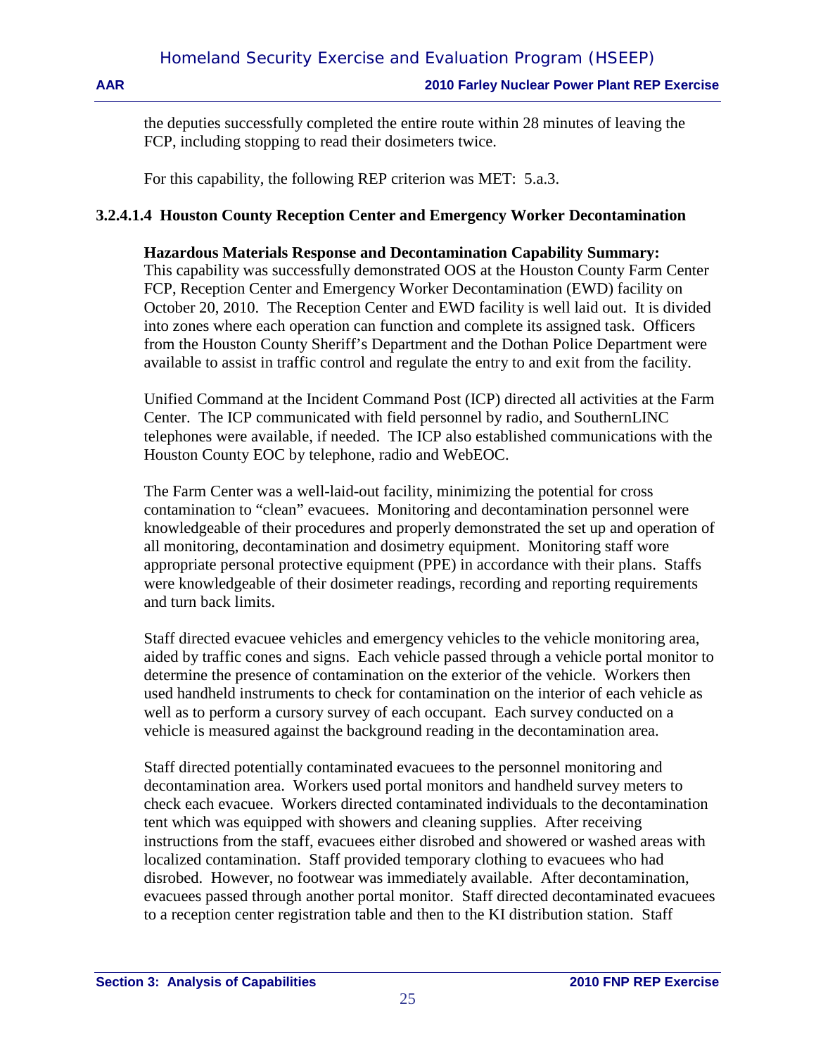the deputies successfully completed the entire route within 28 minutes of leaving the FCP, including stopping to read their dosimeters twice.

For this capability, the following REP criterion was MET: 5.a.3.

#### 3.2.4.1.4 Houston County Reception Center and Emergency Worker Decontamination

**Hazardous Materials Response and Decontamination Capability Summary:**
This capability was successfully demonstrated OOS at the Houston County Farm Center FCP, Reception Center and Emergency Worker Decontamination (EWD) facility on October 20, 2010. The Reception Center and EWD facility is well laid out. It is divided into zones where each operation can function and complete its assigned task. Officers from the Houston County Sheriff's Department and the Dothan Police Department were available to assist in traffic control and regulate the entry to and exit from the facility.

Unified Command at the Incident Command Post (ICP) directed all activities at the Farm Center. The ICP communicated with field personnel by radio, and SouthernLINC telephones were available, if needed. The ICP also established communications with the Houston County EOC by telephone, radio and WebEOC.

The Farm Center was a well-laid-out facility, minimizing the potential for cross contamination to "clean" evacuees. Monitoring and decontamination personnel were knowledgeable of their procedures and properly demonstrated the set up and operation of all monitoring, decontamination and dosimetry equipment. Monitoring staff wore appropriate personal protective equipment (PPE) in accordance with their plans. Staffs were knowledgeable of their dosimeter readings, recording and reporting requirements and turn back limits.

Staff directed evacuee vehicles and emergency vehicles to the vehicle monitoring area, aided by traffic cones and signs. Each vehicle passed through a vehicle portal monitor to determine the presence of contamination on the exterior of the vehicle. Workers then used handheld instruments to check for contamination on the interior of each vehicle as well as to perform a cursory survey of each occupant. Each survey conducted on a vehicle is measured against the background reading in the decontamination area.

Staff directed potentially contaminated evacuees to the personnel monitoring and decontamination area. Workers used portal monitors and handheld survey meters to check each evacuee. Workers directed contaminated individuals to the decontamination tent which was equipped with showers and cleaning supplies. After receiving instructions from the staff, evacuees either disrobed and showered or washed areas with localized contamination. Staff provided temporary clothing to evacuees who had disrobed. However, no footwear was immediately available. After decontamination, evacuees passed through another portal monitor. Staff directed decontaminated evacuees to a reception center registration table and then to the KI distribution station. Staff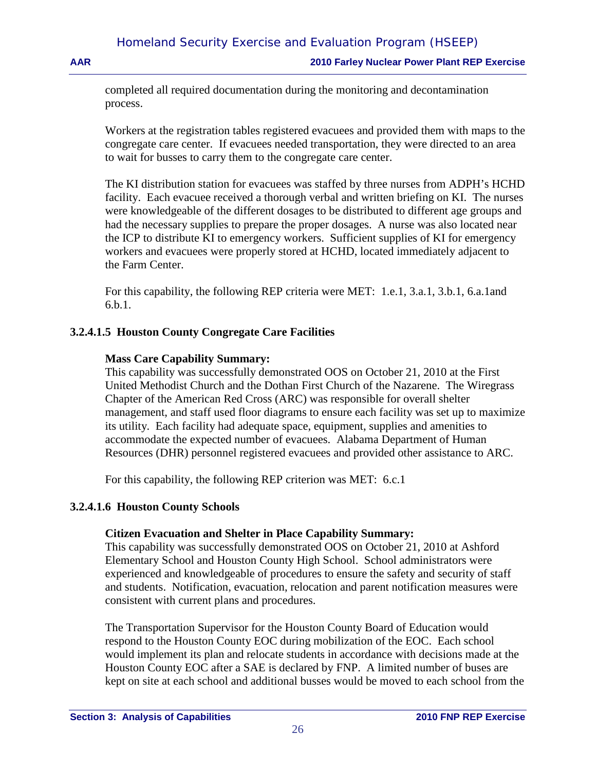completed all required documentation during the monitoring and decontamination process.

Workers at the registration tables registered evacuees and provided them with maps to the congregate care center. If evacuees needed transportation, they were directed to an area to wait for busses to carry them to the congregate care center.

The KI distribution station for evacuees was staffed by three nurses from ADPH's HCHD facility. Each evacuee received a thorough verbal and written briefing on KI. The nurses were knowledgeable of the different dosages to be distributed to different age groups and had the necessary supplies to prepare the proper dosages. A nurse was also located near the ICP to distribute KI to emergency workers. Sufficient supplies of KI for emergency workers and evacuees were properly stored at HCHD, located immediately adjacent to the Farm Center.

For this capability, the following REP criteria were MET: 1.e.1, 3.a.1, 3.b.1, 6.a.1and 6.b.1.

#### 3.2.4.1.5 Houston County Congregate Care Facilities

**Mass Care Capability Summary:**
This capability was successfully demonstrated OOS on October 21, 2010 at the First United Methodist Church and the Dothan First Church of the Nazarene. The Wiregrass Chapter of the American Red Cross (ARC) was responsible for overall shelter management, and staff used floor diagrams to ensure each facility was set up to maximize its utility. Each facility had adequate space, equipment, supplies and amenities to accommodate the expected number of evacuees. Alabama Department of Human Resources (DHR) personnel registered evacuees and provided other assistance to ARC.

For this capability, the following REP criterion was MET: 6.c.1

#### 3.2.4.1.6 Houston County Schools

**Citizen Evacuation and Shelter in Place Capability Summary:**
This capability was successfully demonstrated OOS on October 21, 2010 at Ashford Elementary School and Houston County High School. School administrators were experienced and knowledgeable of procedures to ensure the safety and security of staff and students. Notification, evacuation, relocation and parent notification measures were consistent with current plans and procedures.

The Transportation Supervisor for the Houston County Board of Education would respond to the Houston County EOC during mobilization of the EOC. Each school would implement its plan and relocate students in accordance with decisions made at the Houston County EOC after a SAE is declared by FNP. A limited number of buses are kept on site at each school and additional busses would be moved to each school from the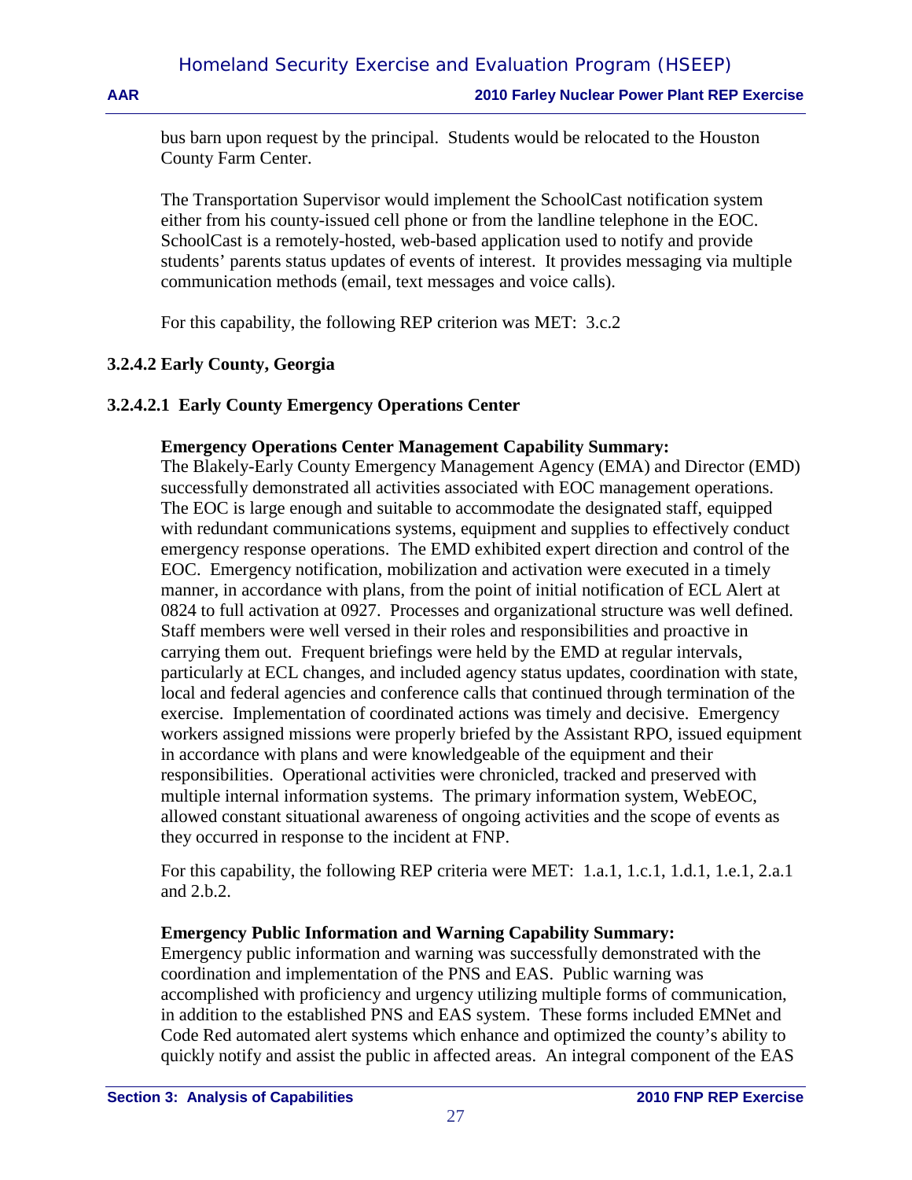bus barn upon request by the principal. Students would be relocated to the Houston County Farm Center.

The Transportation Supervisor would implement the SchoolCast notification system either from his county-issued cell phone or from the landline telephone in the EOC. SchoolCast is a remotely-hosted, web-based application used to notify and provide students' parents status updates of events of interest. It provides messaging via multiple communication methods (email, text messages and voice calls).

For this capability, the following REP criterion was MET: 3.c.2

### 3.2.4.2 Early County, Georgia

#### 3.2.4.2.1 Early County Emergency Operations Center

**Emergency Operations Center Management Capability Summary:**
The Blakely-Early County Emergency Management Agency (EMA) and Director (EMD) successfully demonstrated all activities associated with EOC management operations. The EOC is large enough and suitable to accommodate the designated staff, equipped with redundant communications systems, equipment and supplies to effectively conduct emergency response operations. The EMD exhibited expert direction and control of the EOC. Emergency notification, mobilization and activation were executed in a timely manner, in accordance with plans, from the point of initial notification of ECL Alert at 0824 to full activation at 0927. Processes and organizational structure was well defined. Staff members were well versed in their roles and responsibilities and proactive in carrying them out. Frequent briefings were held by the EMD at regular intervals, particularly at ECL changes, and included agency status updates, coordination with state, local and federal agencies and conference calls that continued through termination of the exercise. Implementation of coordinated actions was timely and decisive. Emergency workers assigned missions were properly briefed by the Assistant RPO, issued equipment in accordance with plans and were knowledgeable of the equipment and their responsibilities. Operational activities were chronicled, tracked and preserved with multiple internal information systems. The primary information system, WebEOC, allowed constant situational awareness of ongoing activities and the scope of events as they occurred in response to the incident at FNP.

For this capability, the following REP criteria were MET: 1.a.1, 1.c.1, 1.d.1, 1.e.1, 2.a.1 and 2.b.2.

**Emergency Public Information and Warning Capability Summary:**
Emergency public information and warning was successfully demonstrated with the coordination and implementation of the PNS and EAS. Public warning was accomplished with proficiency and urgency utilizing multiple forms of communication, in addition to the established PNS and EAS system. These forms included EMNet and Code Red automated alert systems which enhance and optimized the county's ability to quickly notify and assist the public in affected areas. An integral component of the EAS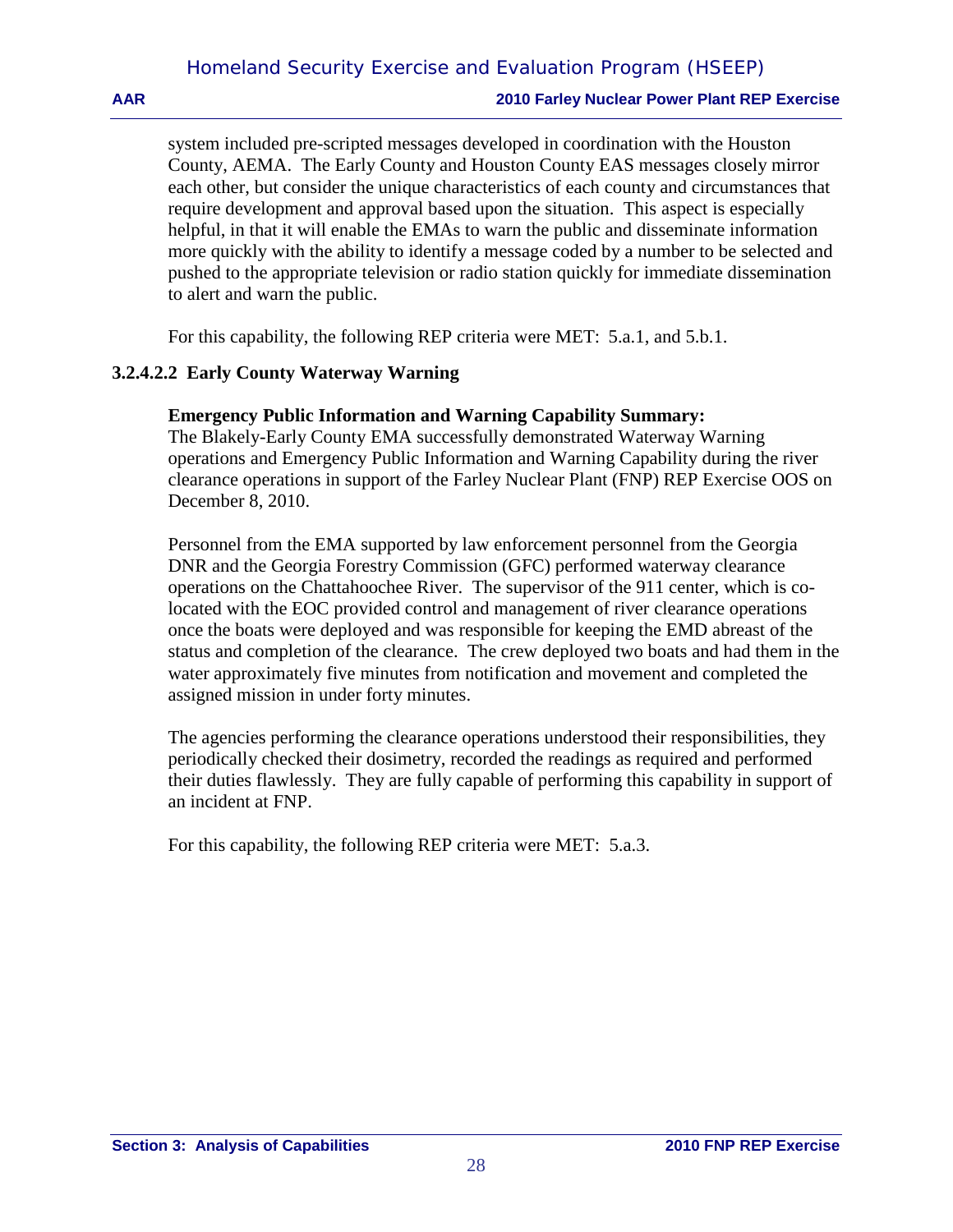system included pre-scripted messages developed in coordination with the Houston County, AEMA. The Early County and Houston County EAS messages closely mirror each other, but consider the unique characteristics of each county and circumstances that require development and approval based upon the situation. This aspect is especially helpful, in that it will enable the EMAs to warn the public and disseminate information more quickly with the ability to identify a message coded by a number to be selected and pushed to the appropriate television or radio station quickly for immediate dissemination to alert and warn the public.

For this capability, the following REP criteria were MET: 5.a.1, and 5.b.1.

#### 3.2.4.2.2 Early County Waterway Warning

**Emergency Public Information and Warning Capability Summary:**
The Blakely-Early County EMA successfully demonstrated Waterway Warning operations and Emergency Public Information and Warning Capability during the river clearance operations in support of the Farley Nuclear Plant (FNP) REP Exercise OOS on December 8, 2010.

Personnel from the EMA supported by law enforcement personnel from the Georgia DNR and the Georgia Forestry Commission (GFC) performed waterway clearance operations on the Chattahoochee River. The supervisor of the 911 center, which is co-located with the EOC provided control and management of river clearance operations once the boats were deployed and was responsible for keeping the EMD abreast of the status and completion of the clearance. The crew deployed two boats and had them in the water approximately five minutes from notification and movement and completed the assigned mission in under forty minutes.

The agencies performing the clearance operations understood their responsibilities, they periodically checked their dosimetry, recorded the readings as required and performed their duties flawlessly. They are fully capable of performing this capability in support of an incident at FNP.

For this capability, the following REP criteria were MET: 5.a.3.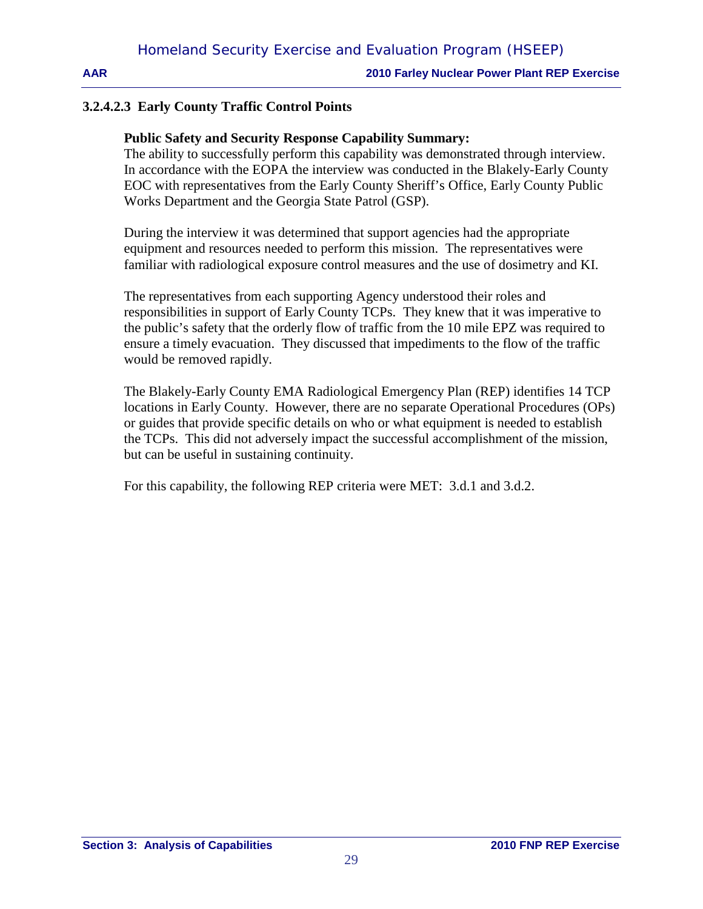#### 3.2.4.2.3 Early County Traffic Control Points

**Public Safety and Security Response Capability Summary:**
The ability to successfully perform this capability was demonstrated through interview. In accordance with the EOPA the interview was conducted in the Blakely-Early County EOC with representatives from the Early County Sheriff's Office, Early County Public Works Department and the Georgia State Patrol (GSP).

During the interview it was determined that support agencies had the appropriate equipment and resources needed to perform this mission. The representatives were familiar with radiological exposure control measures and the use of dosimetry and KI.

The representatives from each supporting Agency understood their roles and responsibilities in support of Early County TCPs. They knew that it was imperative to the public's safety that the orderly flow of traffic from the 10 mile EPZ was required to ensure a timely evacuation. They discussed that impediments to the flow of the traffic would be removed rapidly.

The Blakely-Early County EMA Radiological Emergency Plan (REP) identifies 14 TCP locations in Early County. However, there are no separate Operational Procedures (OPs) or guides that provide specific details on who or what equipment is needed to establish the TCPs. This did not adversely impact the successful accomplishment of the mission, but can be useful in sustaining continuity.

For this capability, the following REP criteria were MET: 3.d.1 and 3.d.2.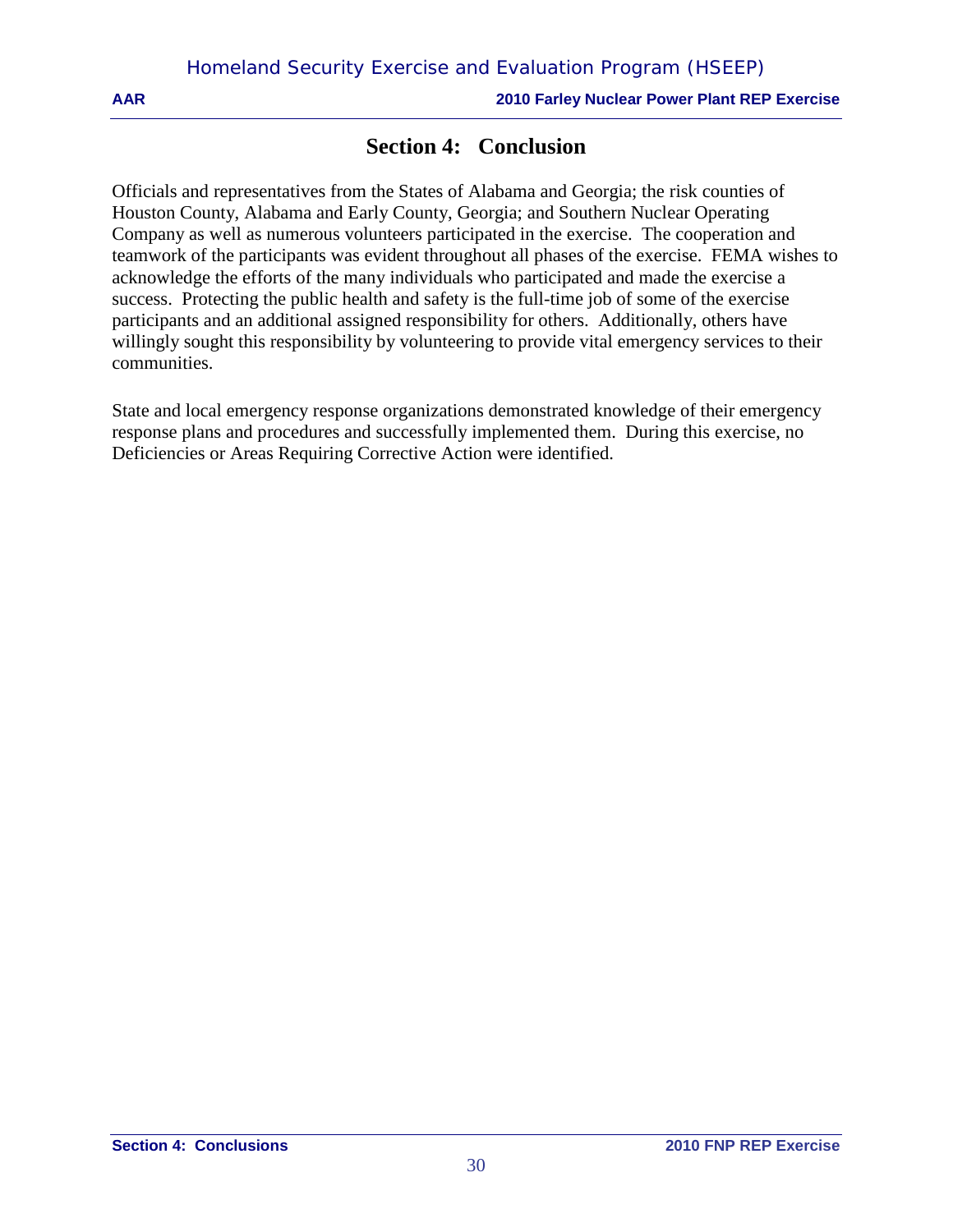# Section 4: Conclusion

Officials and representatives from the States of Alabama and Georgia; the risk counties of Houston County, Alabama and Early County, Georgia; and Southern Nuclear Operating Company as well as numerous volunteers participated in the exercise. The cooperation and teamwork of the participants was evident throughout all phases of the exercise. FEMA wishes to acknowledge the efforts of the many individuals who participated and made the exercise a success. Protecting the public health and safety is the full-time job of some of the exercise participants and an additional assigned responsibility for others. Additionally, others have willingly sought this responsibility by volunteering to provide vital emergency services to their communities.

State and local emergency response organizations demonstrated knowledge of their emergency response plans and procedures and successfully implemented them. During this exercise, no Deficiencies or Areas Requiring Corrective Action were identified.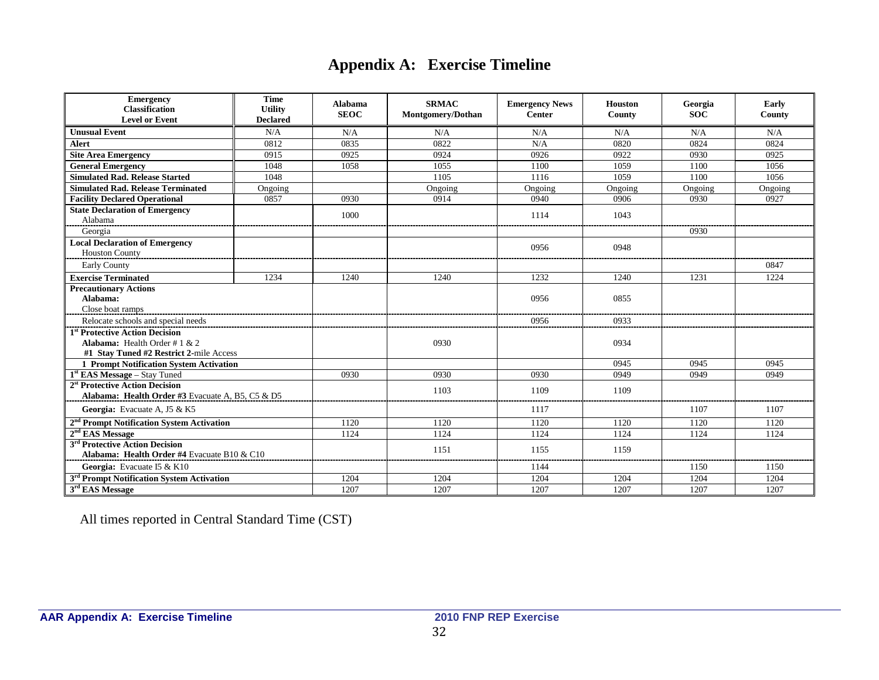# Appendix A: Exercise Timeline

| Emergency Classification Level or Event | Time Utility Declared | Alabama SEOC | SRMAC Montgomery/Dothan | Emergency News Center | Houston County | Georgia SOC | Early County |
|---|---|---|---|---|---|---|---|
| **Unusual Event** | N/A | N/A | N/A | N/A | N/A | N/A | N/A |
| **Alert** | 0812 | 0835 | 0822 | N/A | 0820 | 0824 | 0824 |
| **Site Area Emergency** | 0915 | 0925 | 0924 | 0926 | 0922 | 0930 | 0925 |
| **General Emergency** | 1048 | 1058 | 1055 | 1100 | 1059 | 1100 | 1056 |
| **Simulated Rad. Release Started** | 1048 | | 1105 | 1116 | 1059 | 1100 | 1056 |
| **Simulated Rad. Release Terminated** | Ongoing | | Ongoing | Ongoing | Ongoing | Ongoing | Ongoing |
| **Facility Declared Operational** | 0857 | 0930 | 0914 | 0940 | 0906 | 0930 | 0927 |
| **State Declaration of Emergency** Alabama | | 1000 | | 1114 | 1043 | | |
| Georgia | | | | | | 0930 | |
| **Local Declaration of Emergency** Houston County | | | | 0956 | 0948 | | |
| Early County | | | | | | | 0847 |
| **Exercise Terminated** | 1234 | 1240 | 1240 | 1232 | 1240 | 1231 | 1224 |
| **Precautionary Actions** **Alabama:** Close boat ramps | | | | 0956 | 0855 | | |
| Relocate schools and special needs | | | | 0956 | 0933 | | |
| **1st Protective Action Decision** **Alabama:** Health Order # 1 & 2 **#1 Stay Tuned #2 Restrict 2-**mile Access | | | 0930 | | 0934 | | |
| **1 Prompt Notification System Activation** | | | | | 0945 | 0945 | 0945 |
| **1st EAS Message** – Stay Tuned | | 0930 | 0930 | 0930 | 0949 | 0949 | 0949 |
| **2st Protective Action Decision** **Alabama: Health Order #3** Evacuate A, B5, C5 & D5 | | | 1103 | 1109 | 1109 | | |
| **Georgia:** Evacuate A, J5 & K5 | | | | 1117 | | 1107 | 1107 |
| **2nd Prompt Notification System Activation** | | 1120 | 1120 | 1120 | 1120 | 1120 | 1120 |
| **2nd EAS Message** | | 1124 | 1124 | 1124 | 1124 | 1124 | 1124 |
| **3rd Protective Action Decision** **Alabama: Health Order #4** Evacuate B10 & C10 | | | 1151 | 1155 | 1159 | | |
| **Georgia:** Evacuate I5 & K10 | | | | 1144 | | 1150 | 1150 |
| **3rd Prompt Notification System Activation** | | 1204 | 1204 | 1204 | 1204 | 1204 | 1204 |
| **3rd EAS Message** | | 1207 | 1207 | 1207 | 1207 | 1207 | 1207 |

All times reported in Central Standard Time (CST)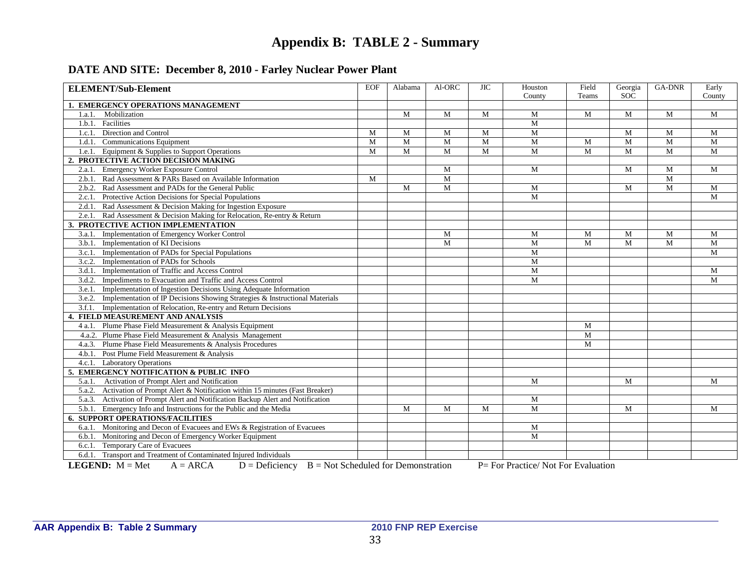# Appendix B: TABLE 2 - Summary

## DATE AND SITE: December 8, 2010 - Farley Nuclear Power Plant

| ELEMENT/Sub-Element | EOF | Alabama | Al-ORC | JIC | Houston County | Field Teams | Georgia SOC | GA-DNR | Early County |
|---|---|---|---|---|---|---|---|---|---|
| **1. EMERGENCY OPERATIONS MANAGEMENT** | | | | | | | | | |
| 1.a.1. Mobilization | | M | M | M | M | M | M | M | M |
| 1.b.1. Facilities | | | | | M | | | | |
| 1.c.1. Direction and Control | M | M | M | M | M | | M | M | M |
| 1.d.1. Communications Equipment | M | M | M | M | M | M | M | M | M |
| 1.e.1. Equipment & Supplies to Support Operations | M | M | M | M | M | M | M | M | M |
| **2. PROTECTIVE ACTION DECISION MAKING** | | | | | | | | | |
| 2.a.1. Emergency Worker Exposure Control | | | M | | M | | M | M | M |
| 2.b.1. Rad Assessment & PARs Based on Available Information | M | | M | | | | | M | |
| 2.b.2. Rad Assessment and PADs for the General Public | | M | M | | M | | M | M | M |
| 2.c.1. Protective Action Decisions for Special Populations | | | | | M | | | | M |
| 2.d.1. Rad Assessment & Decision Making for Ingestion Exposure | | | | | | | | | |
| 2.e.1. Rad Assessment & Decision Making for Relocation, Re-entry & Return | | | | | | | | | |
| **3. PROTECTIVE ACTION IMPLEMENTATION** | | | | | | | | | |
| 3.a.1. Implementation of Emergency Worker Control | | | M | | M | M | M | M | M |
| 3.b.1. Implementation of KI Decisions | | | M | | M | M | M | M | M |
| 3.c.1. Implementation of PADs for Special Populations | | | | | M | | | | M |
| 3.c.2. Implementation of PADs for Schools | | | | | M | | | | |
| 3.d.1. Implementation of Traffic and Access Control | | | | | M | | | | M |
| 3.d.2. Impediments to Evacuation and Traffic and Access Control | | | | | M | | | | M |
| 3.e.1. Implementation of Ingestion Decisions Using Adequate Information | | | | | | | | | |
| 3.e.2. Implementation of IP Decisions Showing Strategies & Instructional Materials | | | | | | | | | |
| 3.f.1. Implementation of Relocation, Re-entry and Return Decisions | | | | | | | | | |
| **4. FIELD MEASUREMENT AND ANALYSIS** | | | | | | | | | |
| 4 a.1. Plume Phase Field Measurement & Analysis Equipment | | | | | | M | | | |
| 4.a.2. Plume Phase Field Measurement & Analysis Management | | | | | | M | | | |
| 4.a.3. Plume Phase Field Measurements & Analysis Procedures | | | | | | M | | | |
| 4.b.1. Post Plume Field Measurement & Analysis | | | | | | | | | |
| 4.c.1. Laboratory Operations | | | | | | | | | |
| **5. EMERGENCY NOTIFICATION & PUBLIC INFO** | | | | | | | | | |
| 5.a.1. Activation of Prompt Alert and Notification | | | | | M | | M | | M |
| 5.a.2. Activation of Prompt Alert & Notification within 15 minutes (Fast Breaker) | | | | | | | | | |
| 5.a.3. Activation of Prompt Alert and Notification Backup Alert and Notification | | | | | M | | | | |
| 5.b.1. Emergency Info and Instructions for the Public and the Media | | M | M | M | M | | M | | M |
| **6. SUPPORT OPERATIONS/FACILITIES** | | | | | | | | | |
| 6.a.1. Monitoring and Decon of Evacuees and EWs & Registration of Evacuees | | | | | M | | | | |
| 6.b.1. Monitoring and Decon of Emergency Worker Equipment | | | | | M | | | | |
| 6.c.1. Temporary Care of Evacuees | | | | | | | | | |
| 6.d.1. Transport and Treatment of Contaminated Injured Individuals | | | | | | | | | |

**LEGEND:** M = Met A = ARCA D = Deficiency B = Not Scheduled for Demonstration P= For Practice/ Not For Evaluation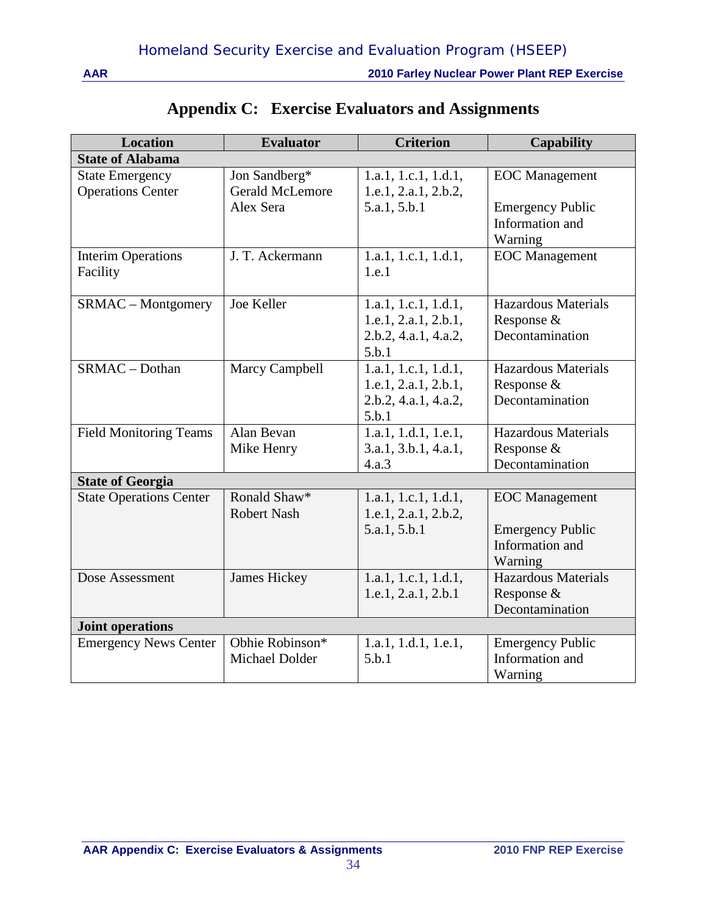# Appendix C: Exercise Evaluators and Assignments

| Location | Evaluator | Criterion | Capability |
|---|---|---|---|
| **State of Alabama** | | | |
| State Emergency Operations Center | Jon Sandberg* Gerald McLemore Alex Sera | 1.a.1, 1.c.1, 1.d.1, 1.e.1, 2.a.1, 2.b.2, 5.a.1, 5.b.1 | EOC Management<br><br>Emergency Public Information and Warning |
| Interim Operations Facility | J. T. Ackermann | 1.a.1, 1.c.1, 1.d.1, 1.e.1 | EOC Management |
| SRMAC – Montgomery | Joe Keller | 1.a.1, 1.c.1, 1.d.1, 1.e.1, 2.a.1, 2.b.1, 2.b.2, 4.a.1, 4.a.2, 5.b.1 | Hazardous Materials Response & Decontamination |
| SRMAC – Dothan | Marcy Campbell | 1.a.1, 1.c.1, 1.d.1, 1.e.1, 2.a.1, 2.b.1, 2.b.2, 4.a.1, 4.a.2, 5.b.1 | Hazardous Materials Response & Decontamination |
| Field Monitoring Teams | Alan Bevan Mike Henry | 1.a.1, 1.d.1, 1.e.1, 3.a.1, 3.b.1, 4.a.1, 4.a.3 | Hazardous Materials Response & Decontamination |
| **State of Georgia** | | | |
| State Operations Center | Ronald Shaw* Robert Nash | 1.a.1, 1.c.1, 1.d.1, 1.e.1, 2.a.1, 2.b.2, 5.a.1, 5.b.1 | EOC Management<br><br>Emergency Public Information and Warning |
| Dose Assessment | James Hickey | 1.a.1, 1.c.1, 1.d.1, 1.e.1, 2.a.1, 2.b.1 | Hazardous Materials Response & Decontamination |
| **Joint operations** | | | |
| Emergency News Center | Obhie Robinson* Michael Dolder | 1.a.1, 1.d.1, 1.e.1, 5.b.1 | Emergency Public Information and Warning |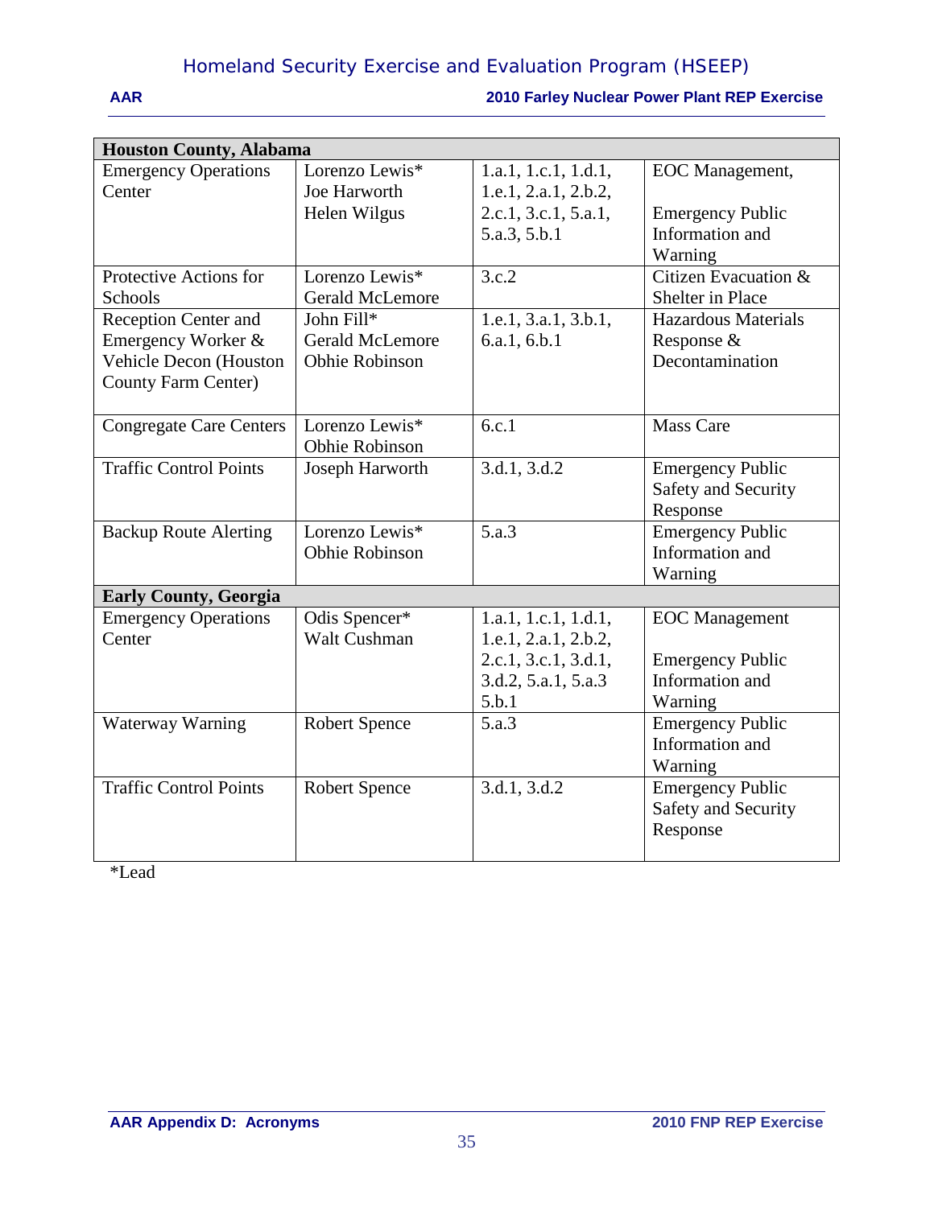| Houston County, Alabama | | | |
|---|---|---|---|
| Emergency Operations Center | Lorenzo Lewis* Joe Harworth Helen Wilgus | 1.a.1, 1.c.1, 1.d.1, 1.e.1, 2.a.1, 2.b.2, 2.c.1, 3.c.1, 5.a.1, 5.a.3, 5.b.1 | EOC Management, Emergency Public Information and Warning |
| Protective Actions for Schools | Lorenzo Lewis* Gerald McLemore | 3.c.2 | Citizen Evacuation & Shelter in Place |
| Reception Center and Emergency Worker & Vehicle Decon (Houston County Farm Center) | John Fill* Gerald McLemore Obhie Robinson | 1.e.1, 3.a.1, 3.b.1, 6.a.1, 6.b.1 | Hazardous Materials Response & Decontamination |
| Congregate Care Centers | Lorenzo Lewis* Obhie Robinson | 6.c.1 | Mass Care |
| Traffic Control Points | Joseph Harworth | 3.d.1, 3.d.2 | Emergency Public Safety and Security Response |
| Backup Route Alerting | Lorenzo Lewis* Obhie Robinson | 5.a.3 | Emergency Public Information and Warning |
| **Early County, Georgia** | | | |
| Emergency Operations Center | Odis Spencer* Walt Cushman | 1.a.1, 1.c.1, 1.d.1, 1.e.1, 2.a.1, 2.b.2, 2.c.1, 3.c.1, 3.d.1, 3.d.2, 5.a.1, 5.a.3 5.b.1 | EOC Management Emergency Public Information and Warning |
| Waterway Warning | Robert Spence | 5.a.3 | Emergency Public Information and Warning |
| Traffic Control Points | Robert Spence | 3.d.1, 3.d.2 | Emergency Public Safety and Security Response |

*Lead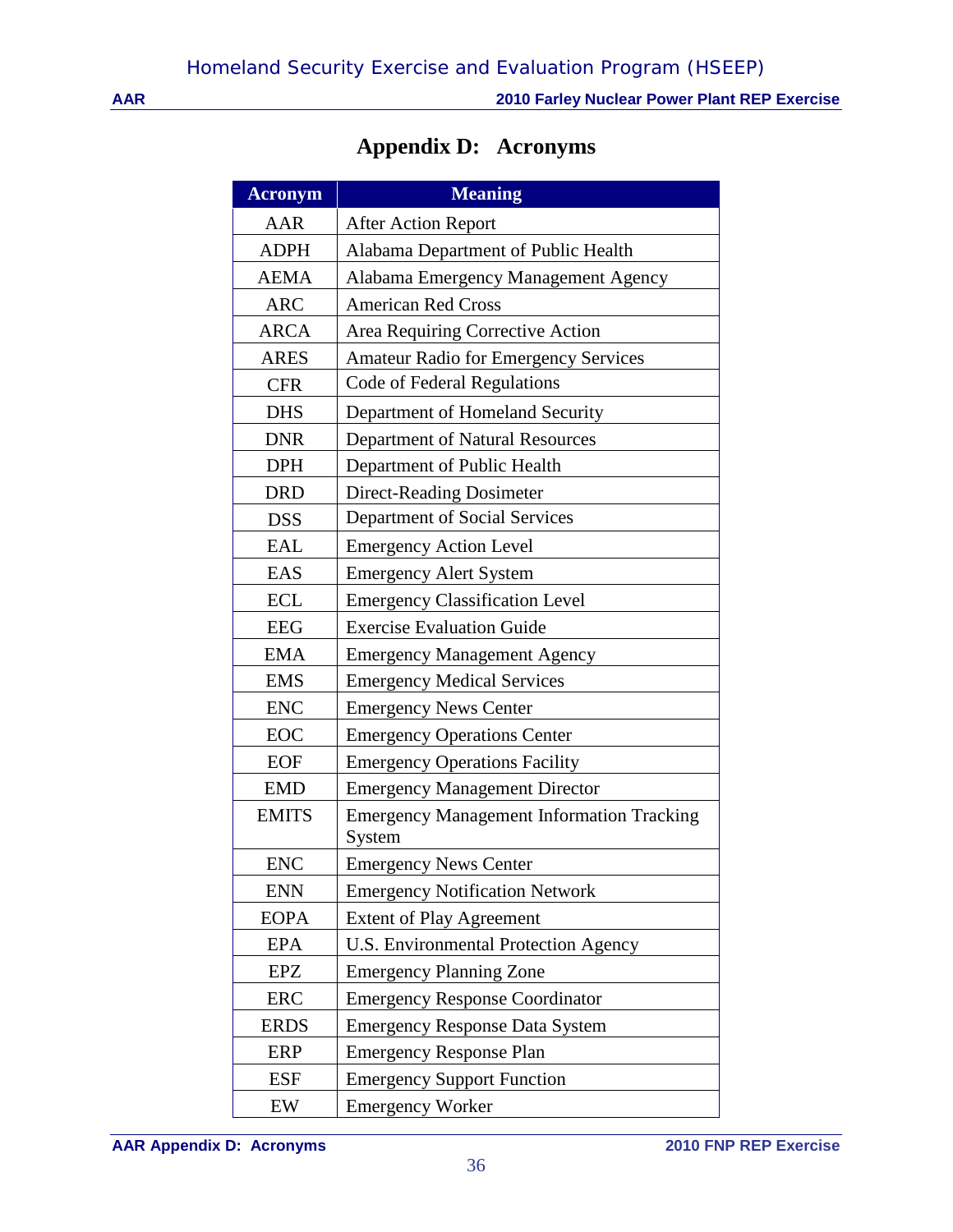# Appendix D: Acronyms

| Acronym | Meaning |
|---|---|
| AAR | After Action Report |
| ADPH | Alabama Department of Public Health |
| AEMA | Alabama Emergency Management Agency |
| ARC | American Red Cross |
| ARCA | Area Requiring Corrective Action |
| ARES | Amateur Radio for Emergency Services |
| CFR | Code of Federal Regulations |
| DHS | Department of Homeland Security |
| DNR | Department of Natural Resources |
| DPH | Department of Public Health |
| DRD | Direct-Reading Dosimeter |
| DSS | Department of Social Services |
| EAL | Emergency Action Level |
| EAS | Emergency Alert System |
| ECL | Emergency Classification Level |
| EEG | Exercise Evaluation Guide |
| EMA | Emergency Management Agency |
| EMS | Emergency Medical Services |
| ENC | Emergency News Center |
| EOC | Emergency Operations Center |
| EOF | Emergency Operations Facility |
| EMD | Emergency Management Director |
| EMITS | Emergency Management Information Tracking System |
| ENC | Emergency News Center |
| ENN | Emergency Notification Network |
| EOPA | Extent of Play Agreement |
| EPA | U.S. Environmental Protection Agency |
| EPZ | Emergency Planning Zone |
| ERC | Emergency Response Coordinator |
| ERDS | Emergency Response Data System |
| ERP | Emergency Response Plan |
| ESF | Emergency Support Function |
| EW | Emergency Worker |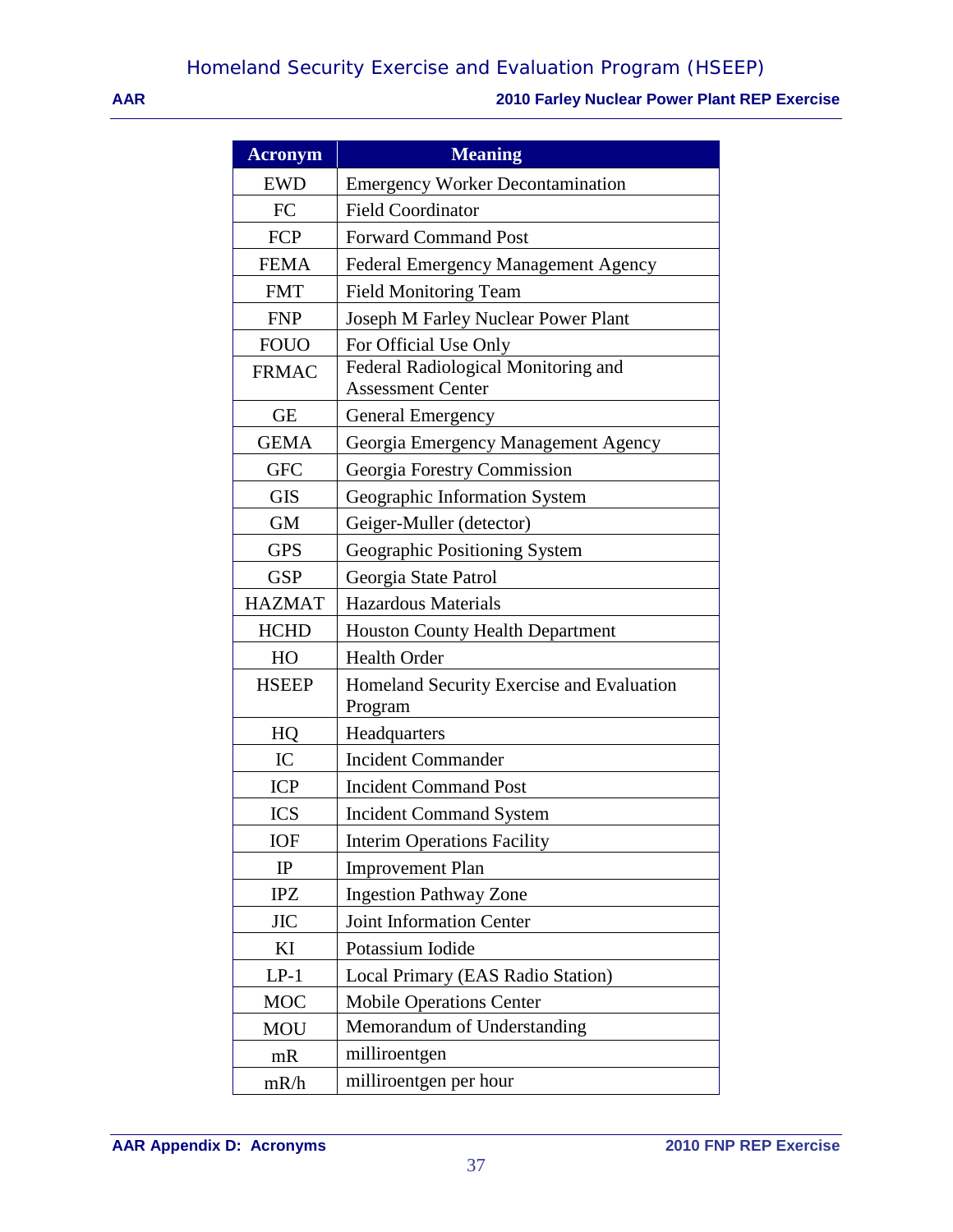| Acronym | Meaning |
|---|---|
| EWD | Emergency Worker Decontamination |
| FC | Field Coordinator |
| FCP | Forward Command Post |
| FEMA | Federal Emergency Management Agency |
| FMT | Field Monitoring Team |
| FNP | Joseph M Farley Nuclear Power Plant |
| FOUO | For Official Use Only |
| FRMAC | Federal Radiological Monitoring and Assessment Center |
| GE | General Emergency |
| GEMA | Georgia Emergency Management Agency |
| GFC | Georgia Forestry Commission |
| GIS | Geographic Information System |
| GM | Geiger-Muller (detector) |
| GPS | Geographic Positioning System |
| GSP | Georgia State Patrol |
| HAZMAT | Hazardous Materials |
| HCHD | Houston County Health Department |
| HO | Health Order |
| HSEEP | Homeland Security Exercise and Evaluation Program |
| HQ | Headquarters |
| IC | Incident Commander |
| ICP | Incident Command Post |
| ICS | Incident Command System |
| IOF | Interim Operations Facility |
| IP | Improvement Plan |
| IPZ | Ingestion Pathway Zone |
| JIC | Joint Information Center |
| KI | Potassium Iodide |
| LP-1 | Local Primary (EAS Radio Station) |
| MOC | Mobile Operations Center |
| MOU | Memorandum of Understanding |
| mR | milliroentgen |
| mR/h | milliroentgen per hour |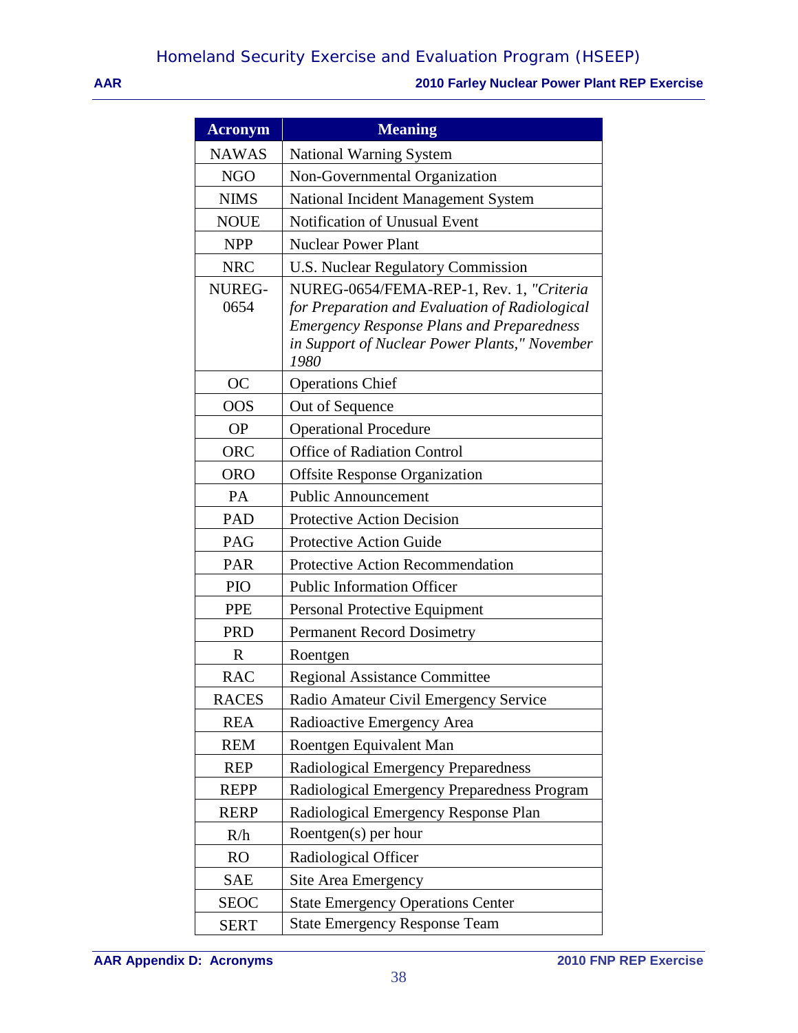| Acronym | Meaning |
| --- | --- |
| NAWAS | National Warning System |
| NGO | Non-Governmental Organization |
| NIMS | National Incident Management System |
| NOUE | Notification of Unusual Event |
| NPP | Nuclear Power Plant |
| NRC | U.S. Nuclear Regulatory Commission |
| NUREG-0654 | NUREG-0654/FEMA-REP-1, Rev. 1, *"Criteria for Preparation and Evaluation of Radiological Emergency Response Plans and Preparedness in Support of Nuclear Power Plants," November 1980* |
| OC | Operations Chief |
| OOS | Out of Sequence |
| OP | Operational Procedure |
| ORC | Office of Radiation Control |
| ORO | Offsite Response Organization |
| PA | Public Announcement |
| PAD | Protective Action Decision |
| PAG | Protective Action Guide |
| PAR | Protective Action Recommendation |
| PIO | Public Information Officer |
| PPE | Personal Protective Equipment |
| PRD | Permanent Record Dosimetry |
| R | Roentgen |
| RAC | Regional Assistance Committee |
| RACES | Radio Amateur Civil Emergency Service |
| REA | Radioactive Emergency Area |
| REM | Roentgen Equivalent Man |
| REP | Radiological Emergency Preparedness |
| REPP | Radiological Emergency Preparedness Program |
| RERP | Radiological Emergency Response Plan |
| R/h | Roentgen(s) per hour |
| RO | Radiological Officer |
| SAE | Site Area Emergency |
| SEOC | State Emergency Operations Center |
| SERT | State Emergency Response Team |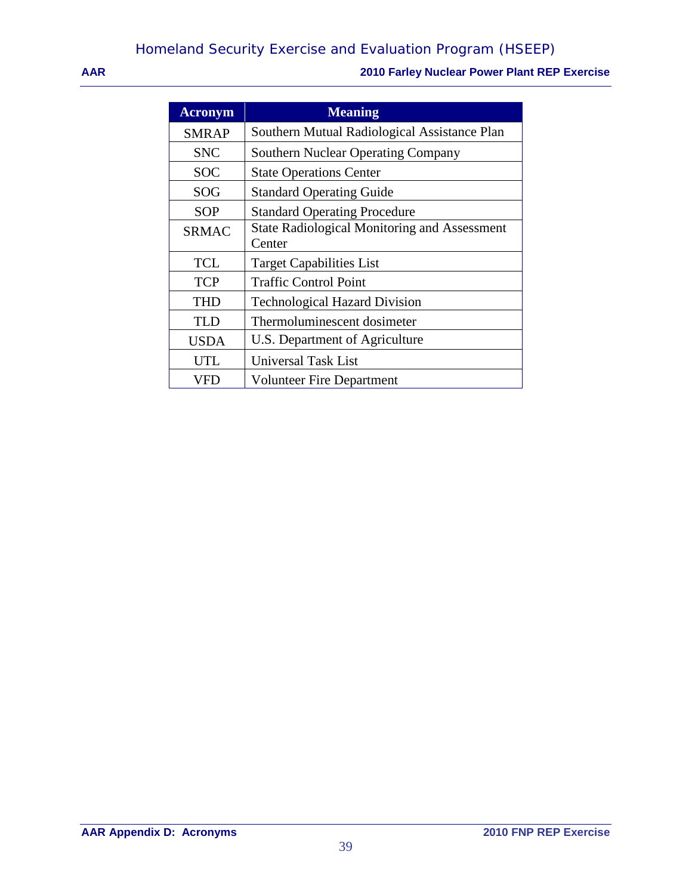| Acronym | Meaning |
|---|---|
| SMRAP | Southern Mutual Radiological Assistance Plan |
| SNC | Southern Nuclear Operating Company |
| SOC | State Operations Center |
| SOG | Standard Operating Guide |
| SOP | Standard Operating Procedure |
| SRMAC | State Radiological Monitoring and Assessment Center |
| TCL | Target Capabilities List |
| TCP | Traffic Control Point |
| THD | Technological Hazard Division |
| TLD | Thermoluminescent dosimeter |
| USDA | U.S. Department of Agriculture |
| UTL | Universal Task List |
| VFD | Volunteer Fire Department |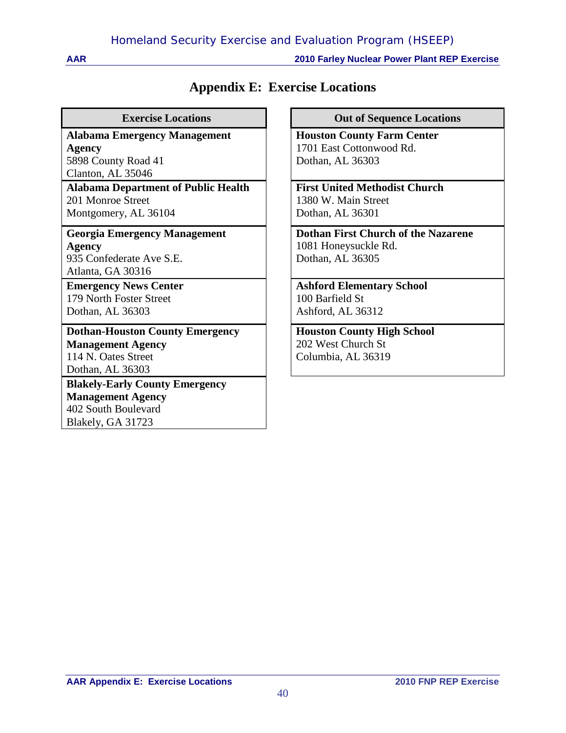# Appendix E: Exercise Locations

| Exercise Locations |
|---|
| **Alabama Emergency Management Agency**<br>5898 County Road 41<br>Clanton, AL 35046 |
| **Alabama Department of Public Health**<br>201 Monroe Street<br>Montgomery, AL 36104 |
| **Georgia Emergency Management Agency**<br>935 Confederate Ave S.E.<br>Atlanta, GA 30316 |
| **Emergency News Center**<br>179 North Foster Street<br>Dothan, AL 36303 |
| **Dothan-Houston County Emergency Management Agency**<br>114 N. Oates Street<br>Dothan, AL 36303 |
| **Blakely-Early County Emergency Management Agency**<br>402 South Boulevard<br>Blakely, GA 31723 |

| Out of Sequence Locations |
|---|
| **Houston County Farm Center**<br>1701 East Cottonwood Rd.<br>Dothan, AL 36303 |
| **First United Methodist Church**<br>1380 W. Main Street<br>Dothan, AL 36301 |
| **Dothan First Church of the Nazarene**<br>1081 Honeysuckle Rd.<br>Dothan, AL 36305 |
| **Ashford Elementary School**<br>100 Barfield St<br>Ashford, AL 36312 |
| **Houston County High School**<br>202 West Church St<br>Columbia, AL 36319 |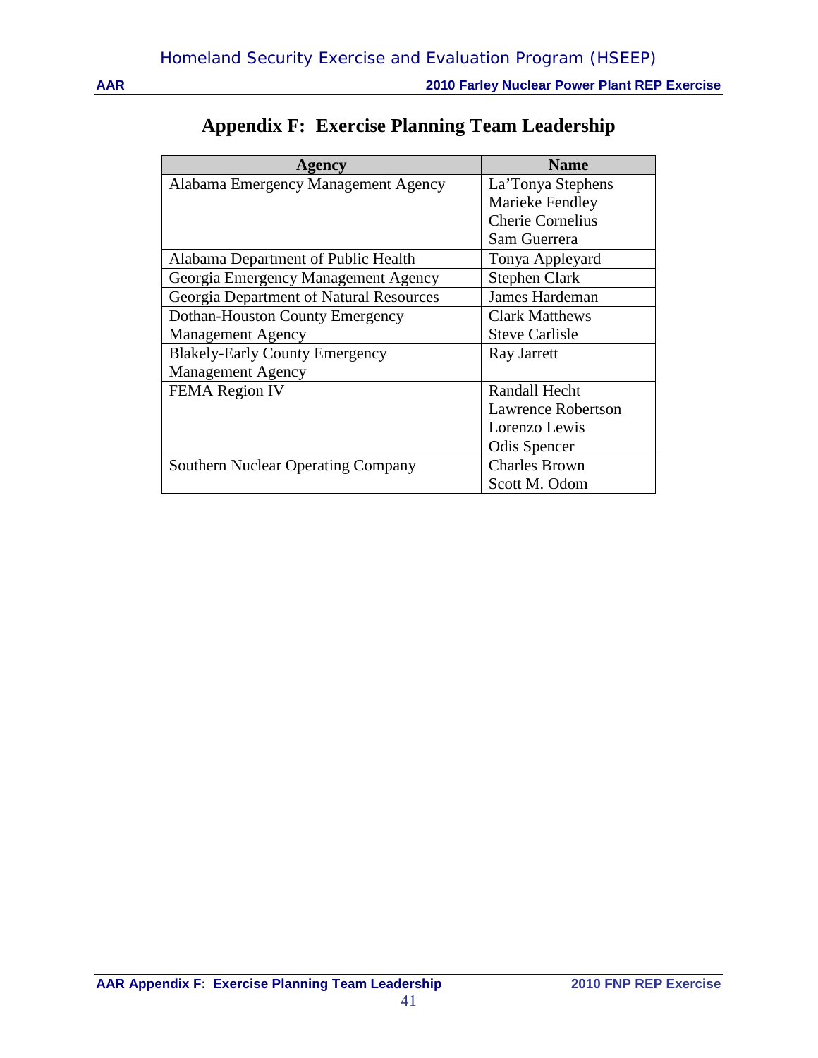# Appendix F: Exercise Planning Team Leadership

| Agency | Name |
|---|---|
| Alabama Emergency Management Agency | La'Tonya Stephens<br>Marieke Fendley<br>Cherie Cornelius<br>Sam Guerrera |
| Alabama Department of Public Health | Tonya Appleyard |
| Georgia Emergency Management Agency | Stephen Clark |
| Georgia Department of Natural Resources | James Hardeman |
| Dothan-Houston County Emergency Management Agency | Clark Matthews<br>Steve Carlisle |
| Blakely-Early County Emergency Management Agency | Ray Jarrett |
| FEMA Region IV | Randall Hecht<br>Lawrence Robertson<br>Lorenzo Lewis<br>Odis Spencer |
| Southern Nuclear Operating Company | Charles Brown<br>Scott M. Odom |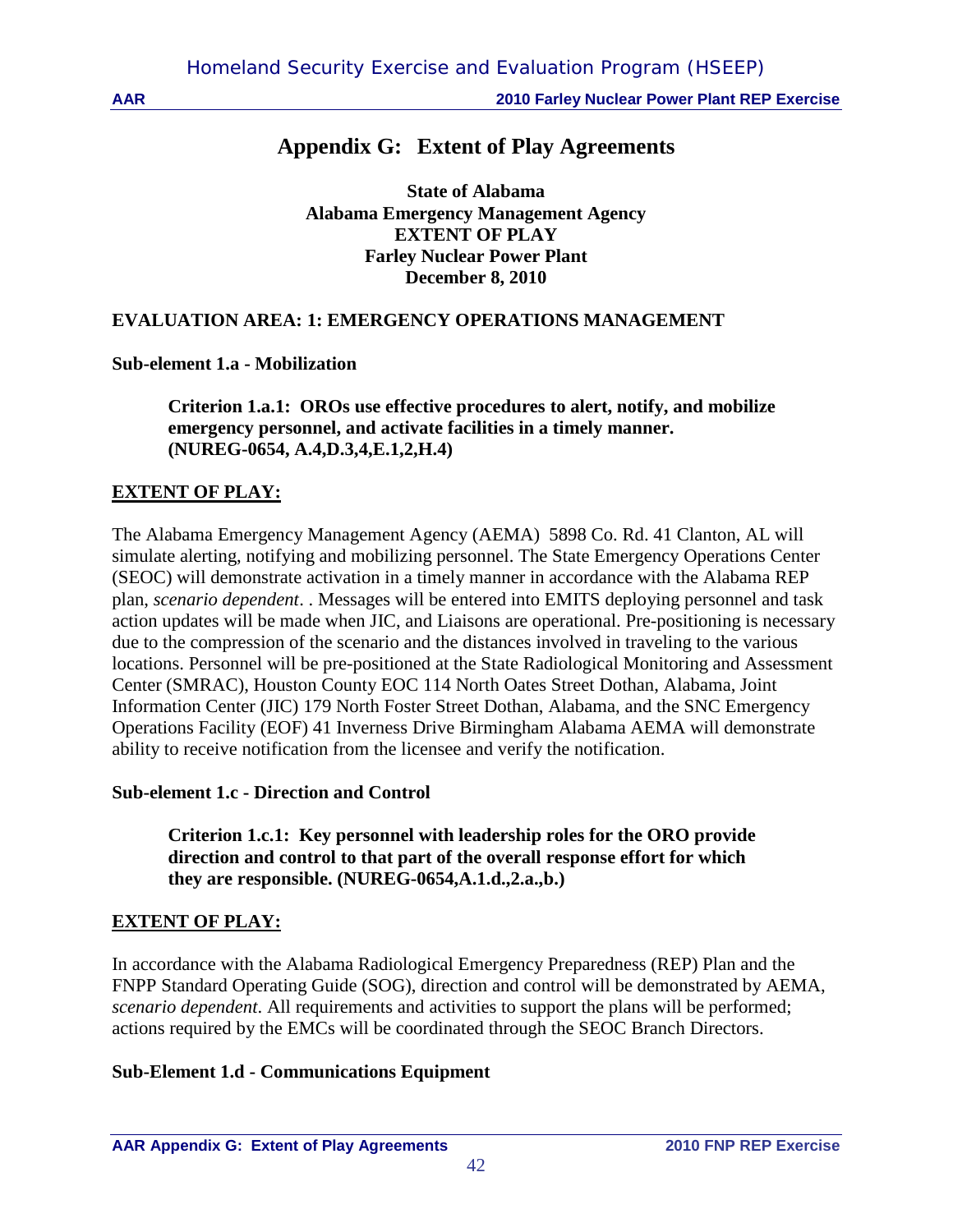# Appendix G: Extent of Play Agreements

**State of Alabama**
**Alabama Emergency Management Agency**
**EXTENT OF PLAY**
**Farley Nuclear Power Plant**
**December 8, 2010**

## EVALUATION AREA: 1: EMERGENCY OPERATIONS MANAGEMENT

### Sub-element 1.a - Mobilization

**Criterion 1.a.1: OROs use effective procedures to alert, notify, and mobilize emergency personnel, and activate facilities in a timely manner. (NUREG-0654, A.4,D.3,4,E.1,2,H.4)**

**EXTENT OF PLAY:**

The Alabama Emergency Management Agency (AEMA) 5898 Co. Rd. 41 Clanton, AL will simulate alerting, notifying and mobilizing personnel. The State Emergency Operations Center (SEOC) will demonstrate activation in a timely manner in accordance with the Alabama REP plan, *scenario dependent*. . Messages will be entered into EMITS deploying personnel and task action updates will be made when JIC, and Liaisons are operational. Pre-positioning is necessary due to the compression of the scenario and the distances involved in traveling to the various locations. Personnel will be pre-positioned at the State Radiological Monitoring and Assessment Center (SMRAC), Houston County EOC 114 North Oates Street Dothan, Alabama, Joint Information Center (JIC) 179 North Foster Street Dothan, Alabama, and the SNC Emergency Operations Facility (EOF) 41 Inverness Drive Birmingham Alabama AEMA will demonstrate ability to receive notification from the licensee and verify the notification.

### Sub-element 1.c - Direction and Control

**Criterion 1.c.1: Key personnel with leadership roles for the ORO provide direction and control to that part of the overall response effort for which they are responsible. (NUREG-0654,A.1.d.,2.a.,b.)**

**EXTENT OF PLAY:**

In accordance with the Alabama Radiological Emergency Preparedness (REP) Plan and the FNPP Standard Operating Guide (SOG), direction and control will be demonstrated by AEMA, *scenario dependent*. All requirements and activities to support the plans will be performed; actions required by the EMCs will be coordinated through the SEOC Branch Directors.

### Sub-Element 1.d - Communications Equipment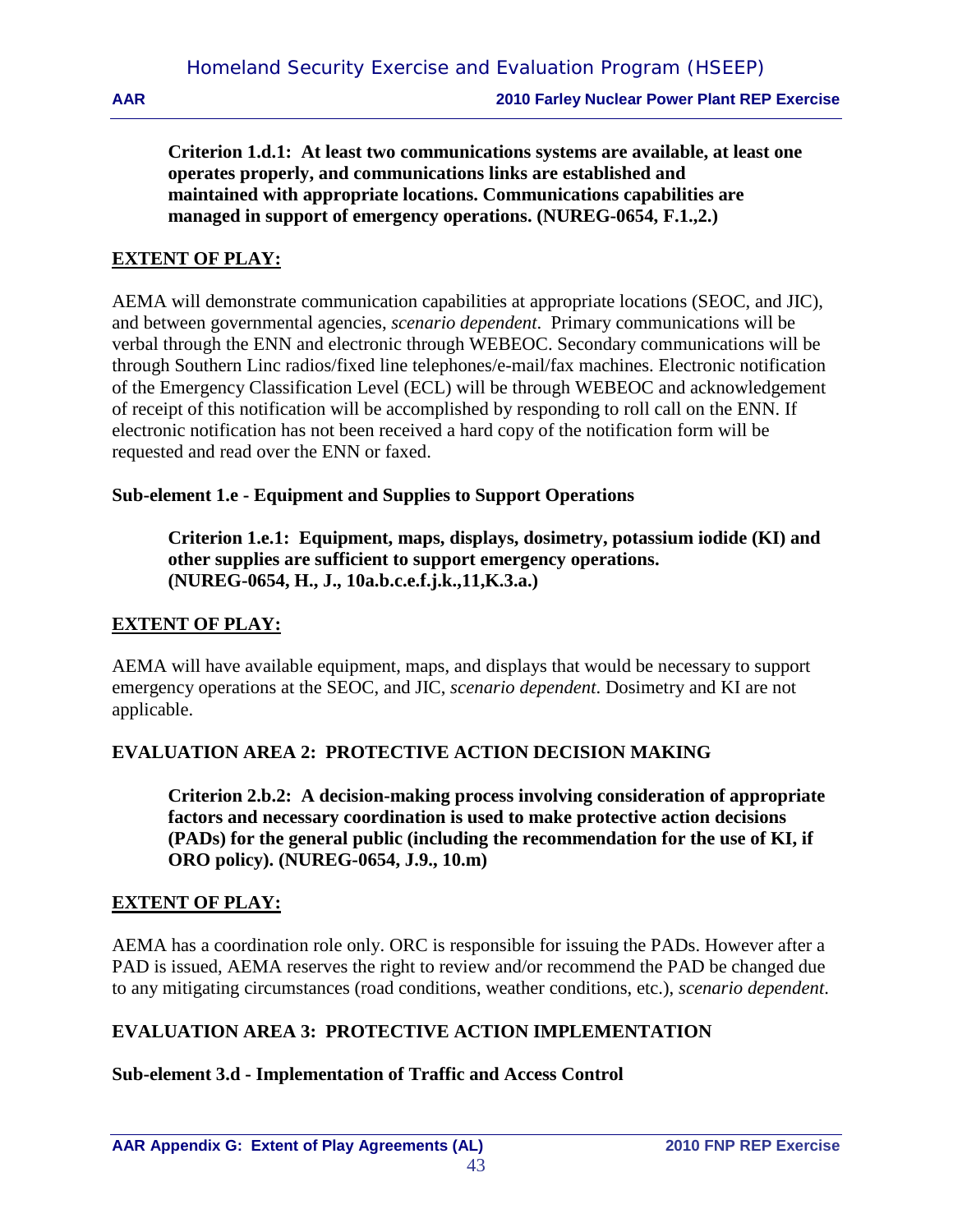**Criterion 1.d.1: At least two communications systems are available, at least one operates properly, and communications links are established and maintained with appropriate locations. Communications capabilities are managed in support of emergency operations. (NUREG-0654, F.1.,2.)**

**EXTENT OF PLAY:**

AEMA will demonstrate communication capabilities at appropriate locations (SEOC, and JIC), and between governmental agencies, *scenario dependent*. Primary communications will be verbal through the ENN and electronic through WEBEOC. Secondary communications will be through Southern Linc radios/fixed line telephones/e-mail/fax machines. Electronic notification of the Emergency Classification Level (ECL) will be through WEBEOC and acknowledgement of receipt of this notification will be accomplished by responding to roll call on the ENN. If electronic notification has not been received a hard copy of the notification form will be requested and read over the ENN or faxed.

**Sub-element 1.e - Equipment and Supplies to Support Operations**

**Criterion 1.e.1: Equipment, maps, displays, dosimetry, potassium iodide (KI) and other supplies are sufficient to support emergency operations. (NUREG-0654, H., J., 10a.b.c.e.f.j.k.,11,K.3.a.)**

**EXTENT OF PLAY:**

AEMA will have available equipment, maps, and displays that would be necessary to support emergency operations at the SEOC, and JIC, *scenario dependent*. Dosimetry and KI are not applicable.

**EVALUATION AREA 2: PROTECTIVE ACTION DECISION MAKING**

**Criterion 2.b.2: A decision-making process involving consideration of appropriate factors and necessary coordination is used to make protective action decisions (PADs) for the general public (including the recommendation for the use of KI, if ORO policy). (NUREG-0654, J.9., 10.m)**

**EXTENT OF PLAY:**

AEMA has a coordination role only. ORC is responsible for issuing the PADs. However after a PAD is issued, AEMA reserves the right to review and/or recommend the PAD be changed due to any mitigating circumstances (road conditions, weather conditions, etc.), *scenario dependent*.

**EVALUATION AREA 3: PROTECTIVE ACTION IMPLEMENTATION**

**Sub-element 3.d - Implementation of Traffic and Access Control**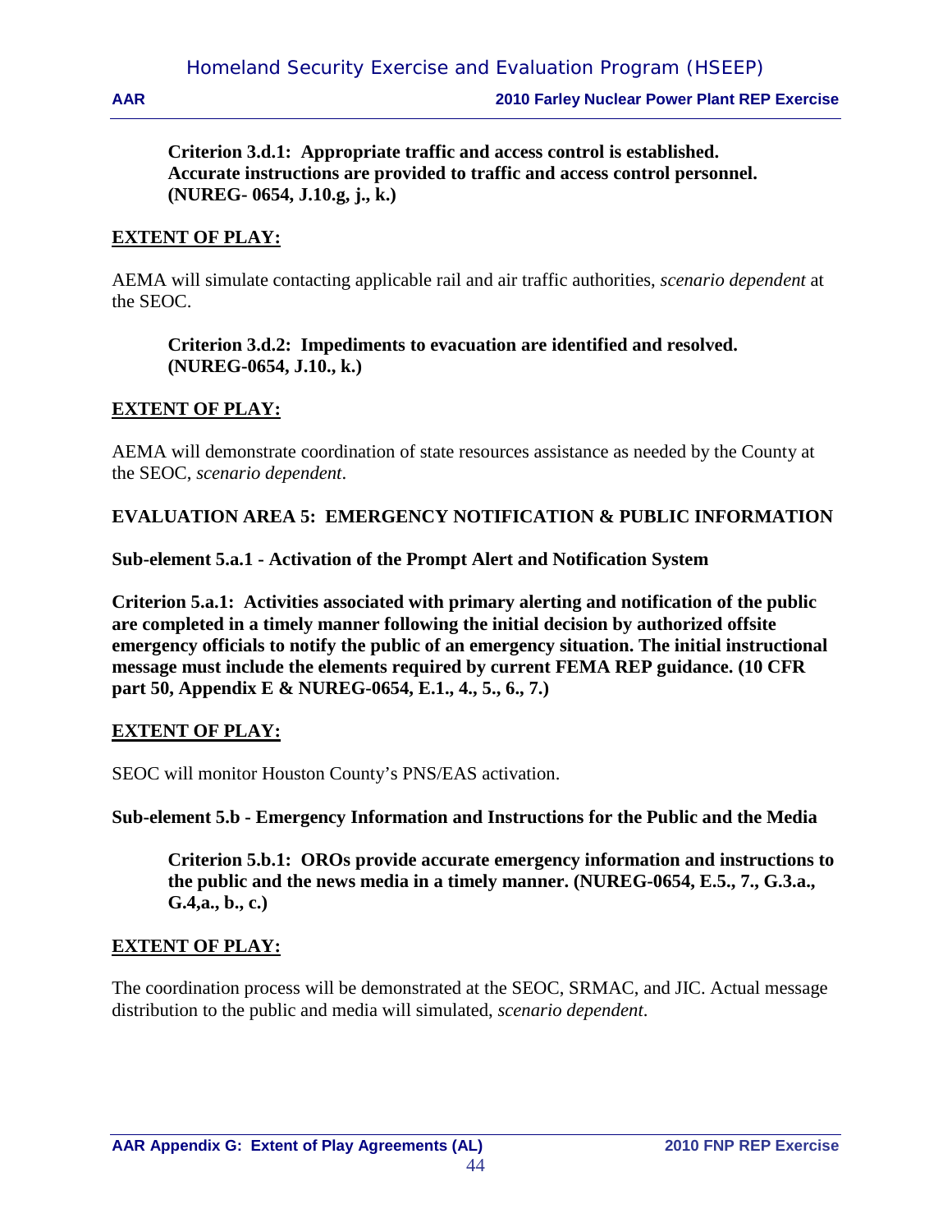**Criterion 3.d.1: Appropriate traffic and access control is established. Accurate instructions are provided to traffic and access control personnel. (NUREG- 0654, J.10.g, j., k.)**

**EXTENT OF PLAY:**

AEMA will simulate contacting applicable rail and air traffic authorities, *scenario dependent* at the SEOC.

**Criterion 3.d.2: Impediments to evacuation are identified and resolved. (NUREG-0654, J.10., k.)**

**EXTENT OF PLAY:**

AEMA will demonstrate coordination of state resources assistance as needed by the County at the SEOC, *scenario dependent*.

**EVALUATION AREA 5: EMERGENCY NOTIFICATION & PUBLIC INFORMATION**

**Sub-element 5.a.1 - Activation of the Prompt Alert and Notification System**

**Criterion 5.a.1: Activities associated with primary alerting and notification of the public are completed in a timely manner following the initial decision by authorized offsite emergency officials to notify the public of an emergency situation. The initial instructional message must include the elements required by current FEMA REP guidance. (10 CFR part 50, Appendix E & NUREG-0654, E.1., 4., 5., 6., 7.)**

**EXTENT OF PLAY:**

SEOC will monitor Houston County's PNS/EAS activation.

**Sub-element 5.b - Emergency Information and Instructions for the Public and the Media**

**Criterion 5.b.1: OROs provide accurate emergency information and instructions to the public and the news media in a timely manner. (NUREG-0654, E.5., 7., G.3.a., G.4,a., b., c.)**

**EXTENT OF PLAY:**

The coordination process will be demonstrated at the SEOC, SRMAC, and JIC. Actual message distribution to the public and media will simulated, *scenario dependent*.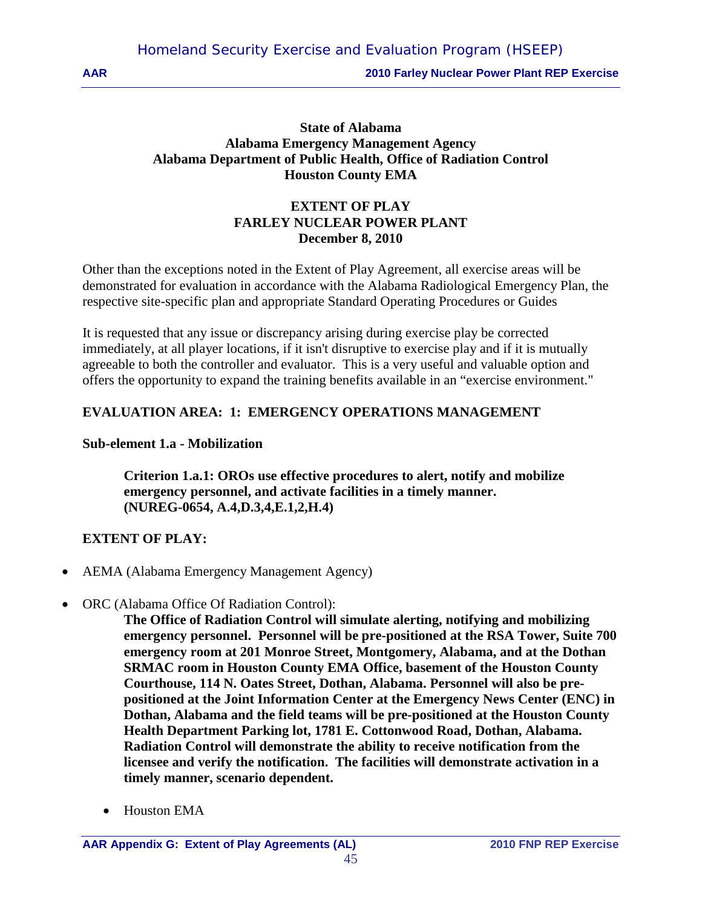**State of Alabama**
**Alabama Emergency Management Agency**
**Alabama Department of Public Health, Office of Radiation Control**
**Houston County EMA**

**EXTENT OF PLAY**
**FARLEY NUCLEAR POWER PLANT**
**December 8, 2010**

Other than the exceptions noted in the Extent of Play Agreement, all exercise areas will be demonstrated for evaluation in accordance with the Alabama Radiological Emergency Plan, the respective site-specific plan and appropriate Standard Operating Procedures or Guides

It is requested that any issue or discrepancy arising during exercise play be corrected immediately, at all player locations, if it isn't disruptive to exercise play and if it is mutually agreeable to both the controller and evaluator. This is a very useful and valuable option and offers the opportunity to expand the training benefits available in an "exercise environment."

## EVALUATION AREA: 1: EMERGENCY OPERATIONS MANAGEMENT

### Sub-element 1.a - Mobilization

> **Criterion 1.a.1: OROs use effective procedures to alert, notify and mobilize emergency personnel, and activate facilities in a timely manner. (NUREG-0654, A.4,D.3,4,E.1,2,H.4)**

**EXTENT OF PLAY:**

- AEMA (Alabama Emergency Management Agency)
- ORC (Alabama Office Of Radiation Control):

  **The Office of Radiation Control will simulate alerting, notifying and mobilizing emergency personnel. Personnel will be pre-positioned at the RSA Tower, Suite 700 emergency room at 201 Monroe Street, Montgomery, Alabama, and at the Dothan SRMAC room in Houston County EMA Office, basement of the Houston County Courthouse, 114 N. Oates Street, Dothan, Alabama. Personnel will also be pre-positioned at the Joint Information Center at the Emergency News Center (ENC) in Dothan, Alabama and the field teams will be pre-positioned at the Houston County Health Department Parking lot, 1781 E. Cottonwood Road, Dothan, Alabama. Radiation Control will demonstrate the ability to receive notification from the licensee and verify the notification. The facilities will demonstrate activation in a timely manner, scenario dependent.**

  - Houston EMA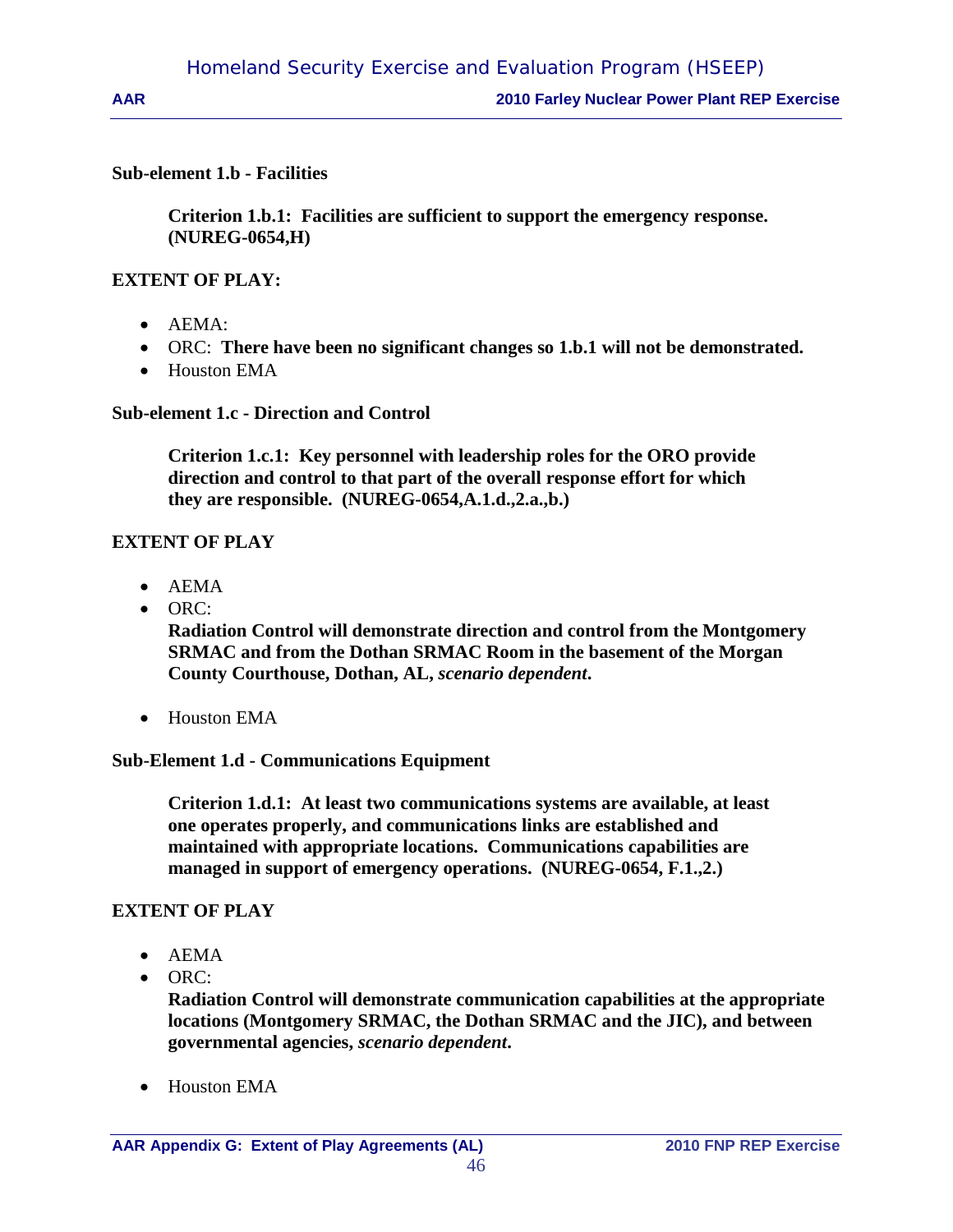**Sub-element 1.b - Facilities**

> **Criterion 1.b.1: Facilities are sufficient to support the emergency response. (NUREG-0654,H)**

**EXTENT OF PLAY:**

- AEMA:
- ORC: **There have been no significant changes so 1.b.1 will not be demonstrated.**
- Houston EMA

**Sub-element 1.c - Direction and Control**

> **Criterion 1.c.1: Key personnel with leadership roles for the ORO provide direction and control to that part of the overall response effort for which they are responsible. (NUREG-0654,A.1.d.,2.a.,b.)**

**EXTENT OF PLAY**

- AEMA
- ORC:
  **Radiation Control will demonstrate direction and control from the Montgomery SRMAC and from the Dothan SRMAC Room in the basement of the Morgan County Courthouse, Dothan, AL, *scenario dependent*.**
- Houston EMA

**Sub-Element 1.d - Communications Equipment**

> **Criterion 1.d.1: At least two communications systems are available, at least one operates properly, and communications links are established and maintained with appropriate locations. Communications capabilities are managed in support of emergency operations. (NUREG-0654, F.1.,2.)**

**EXTENT OF PLAY**

- AEMA
- ORC:
  **Radiation Control will demonstrate communication capabilities at the appropriate locations (Montgomery SRMAC, the Dothan SRMAC and the JIC), and between governmental agencies, *scenario dependent*.**
- Houston EMA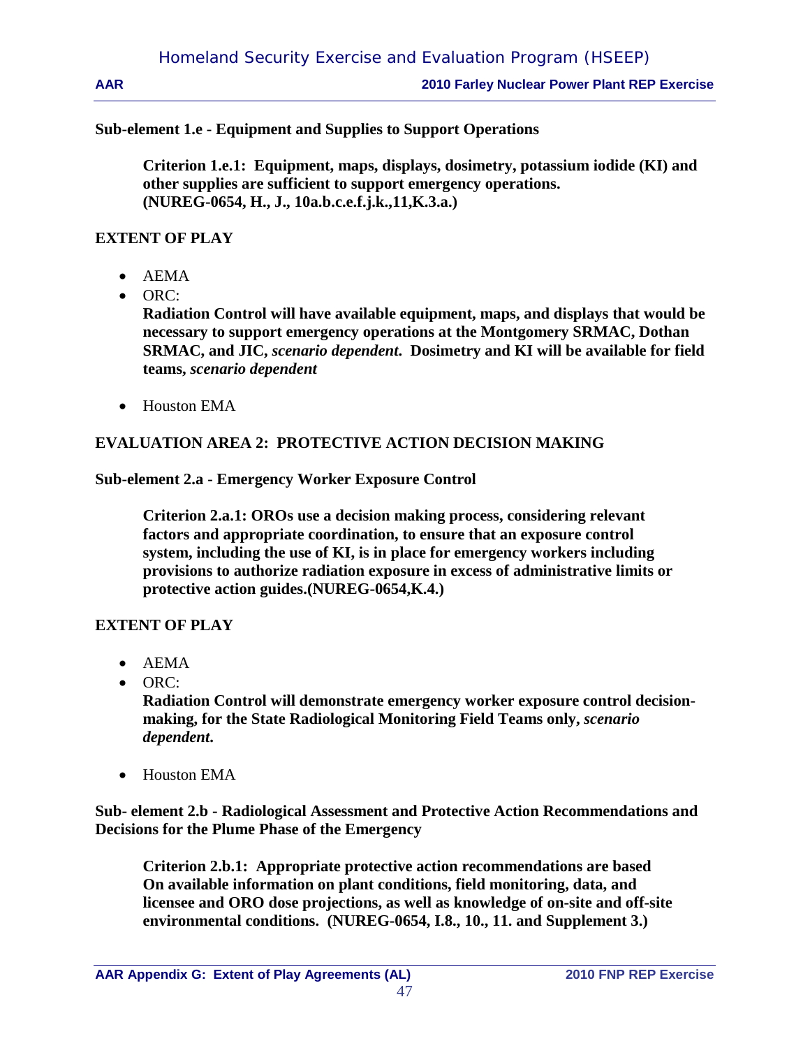**Sub-element 1.e - Equipment and Supplies to Support Operations**

> **Criterion 1.e.1: Equipment, maps, displays, dosimetry, potassium iodide (KI) and other supplies are sufficient to support emergency operations. (NUREG-0654, H., J., 10a.b.c.e.f.j.k.,11,K.3.a.)**

**EXTENT OF PLAY**

- AEMA
- ORC:
  **Radiation Control will have available equipment, maps, and displays that would be necessary to support emergency operations at the Montgomery SRMAC, Dothan SRMAC, and JIC, *scenario dependent*. Dosimetry and KI will be available for field teams, *scenario dependent***
- Houston EMA

**EVALUATION AREA 2: PROTECTIVE ACTION DECISION MAKING**

**Sub-element 2.a - Emergency Worker Exposure Control**

> **Criterion 2.a.1: OROs use a decision making process, considering relevant factors and appropriate coordination, to ensure that an exposure control system, including the use of KI, is in place for emergency workers including provisions to authorize radiation exposure in excess of administrative limits or protective action guides.(NUREG-0654,K.4.)**

**EXTENT OF PLAY**

- AEMA
- ORC:
  **Radiation Control will demonstrate emergency worker exposure control decision-making, for the State Radiological Monitoring Field Teams only, *scenario dependent*.**
- Houston EMA

**Sub- element 2.b - Radiological Assessment and Protective Action Recommendations and Decisions for the Plume Phase of the Emergency**

> **Criterion 2.b.1: Appropriate protective action recommendations are based On available information on plant conditions, field monitoring, data, and licensee and ORO dose projections, as well as knowledge of on-site and off-site environmental conditions. (NUREG-0654, I.8., 10., 11. and Supplement 3.)**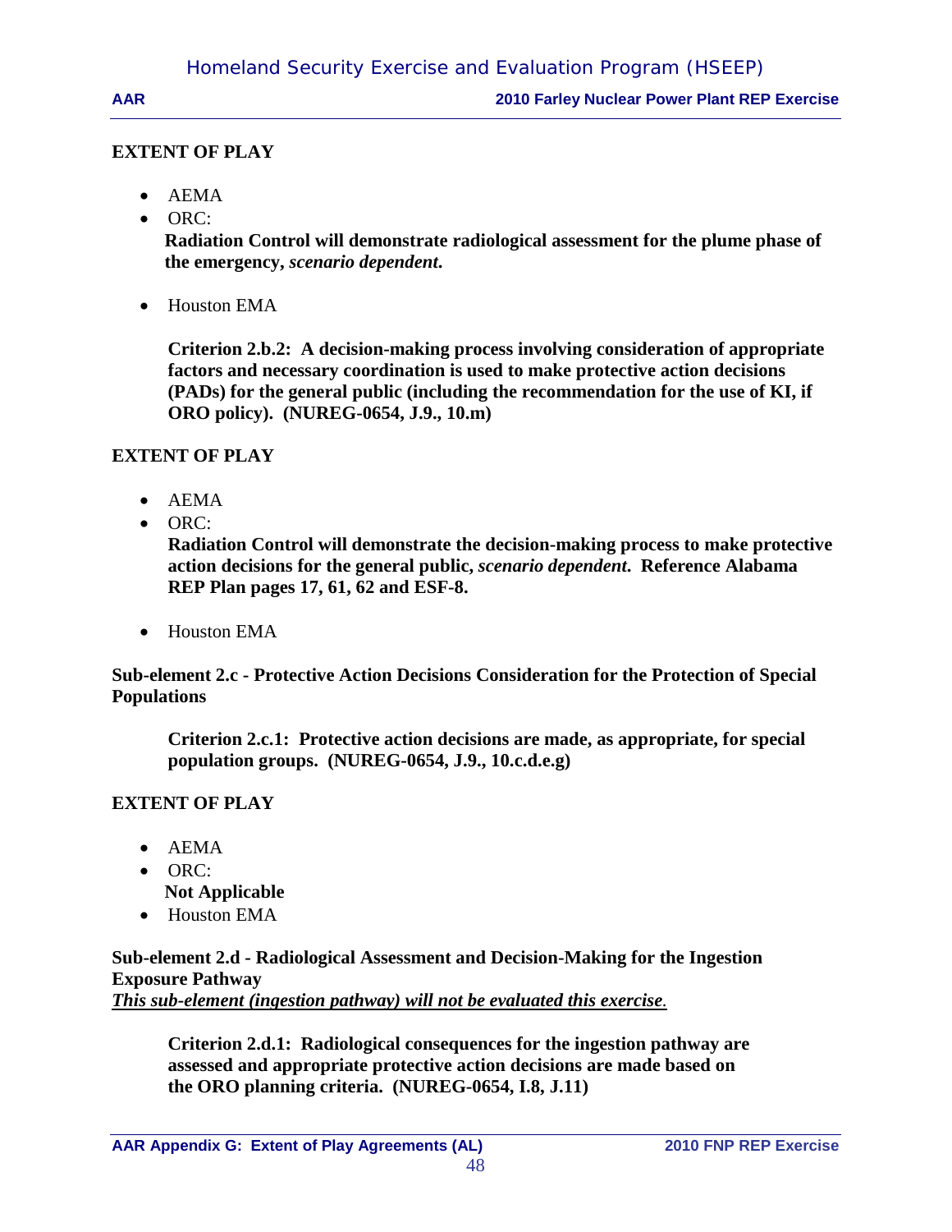**EXTENT OF PLAY**

- AEMA
- ORC:
  **Radiation Control will demonstrate radiological assessment for the plume phase of the emergency, *scenario dependent*.**
- Houston EMA

**Criterion 2.b.2: A decision-making process involving consideration of appropriate factors and necessary coordination is used to make protective action decisions (PADs) for the general public (including the recommendation for the use of KI, if ORO policy). (NUREG-0654, J.9., 10.m)**

**EXTENT OF PLAY**

- AEMA
- ORC:
  **Radiation Control will demonstrate the decision-making process to make protective action decisions for the general public, *scenario dependent*. Reference Alabama REP Plan pages 17, 61, 62 and ESF-8.**
- Houston EMA

**Sub-element 2.c - Protective Action Decisions Consideration for the Protection of Special Populations**

**Criterion 2.c.1: Protective action decisions are made, as appropriate, for special population groups. (NUREG-0654, J.9., 10.c.d.e.g)**

**EXTENT OF PLAY**

- AEMA
- ORC:
  **Not Applicable**
- Houston EMA

**Sub-element 2.d - Radiological Assessment and Decision-Making for the Ingestion Exposure Pathway**
***<u>This sub-element (ingestion pathway) will not be evaluated this exercise</u>.***

**Criterion 2.d.1: Radiological consequences for the ingestion pathway are assessed and appropriate protective action decisions are made based on the ORO planning criteria. (NUREG-0654, I.8, J.11)**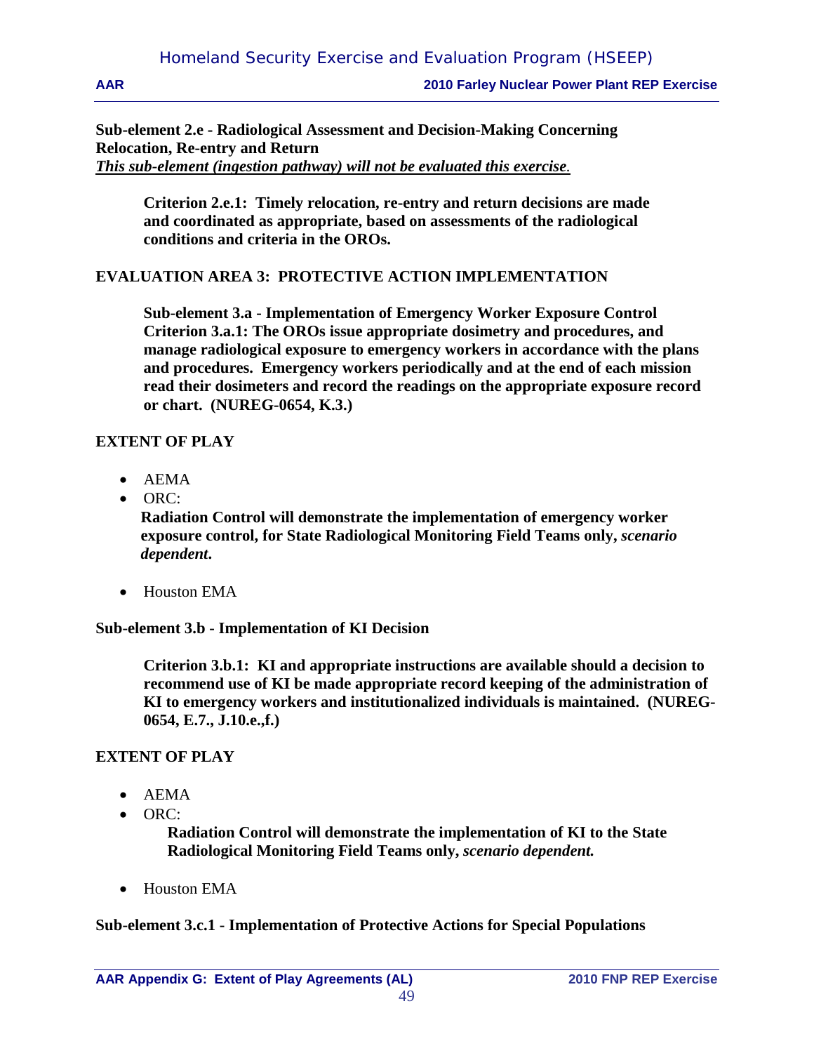**Sub-element 2.e - Radiological Assessment and Decision-Making Concerning Relocation, Re-entry and Return**
***This sub-element (ingestion pathway) will not be evaluated this exercise.***

**Criterion 2.e.1: Timely relocation, re-entry and return decisions are made and coordinated as appropriate, based on assessments of the radiological conditions and criteria in the OROs.**

## EVALUATION AREA 3: PROTECTIVE ACTION IMPLEMENTATION

**Sub-element 3.a - Implementation of Emergency Worker Exposure Control**
**Criterion 3.a.1: The OROs issue appropriate dosimetry and procedures, and manage radiological exposure to emergency workers in accordance with the plans and procedures. Emergency workers periodically and at the end of each mission read their dosimeters and record the readings on the appropriate exposure record or chart. (NUREG-0654, K.3.)**

### EXTENT OF PLAY

- AEMA
- ORC:
  **Radiation Control will demonstrate the implementation of emergency worker exposure control, for State Radiological Monitoring Field Teams only, *scenario dependent*.**
- Houston EMA

**Sub-element 3.b - Implementation of KI Decision**

**Criterion 3.b.1: KI and appropriate instructions are available should a decision to recommend use of KI be made appropriate record keeping of the administration of KI to emergency workers and institutionalized individuals is maintained. (NUREG-0654, E.7., J.10.e.,f.)**

### EXTENT OF PLAY

- AEMA
- ORC:
  **Radiation Control will demonstrate the implementation of KI to the State Radiological Monitoring Field Teams only, *scenario dependent.***
- Houston EMA

**Sub-element 3.c.1 - Implementation of Protective Actions for Special Populations**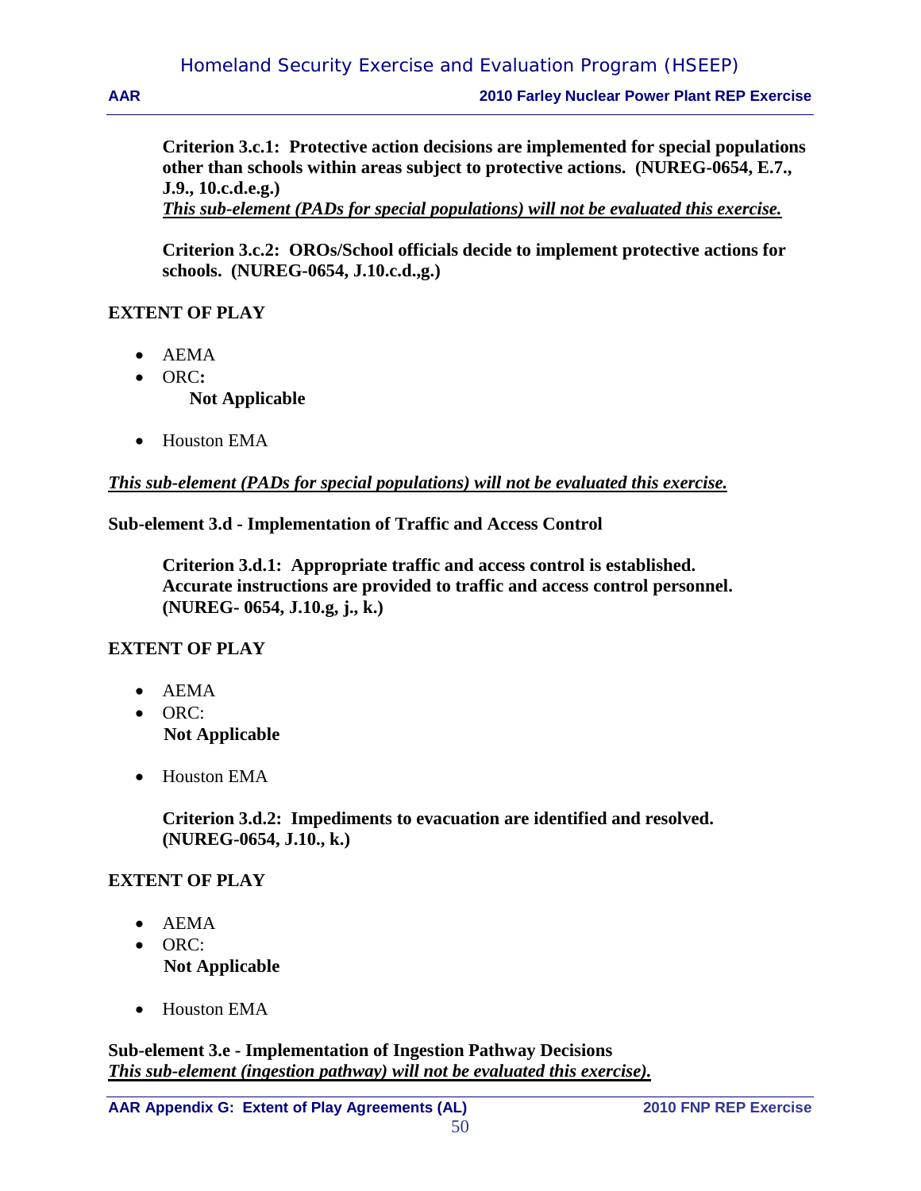**Criterion 3.c.1: Protective action decisions are implemented for special populations other than schools within areas subject to protective actions. (NUREG-0654, E.7., J.9., 10.c.d.e.g.)**
***This sub-element (PADs for special populations) will not be evaluated this exercise.***

**Criterion 3.c.2: OROs/School officials decide to implement protective actions for schools. (NUREG-0654, J.10.c.d.,g.)**

**EXTENT OF PLAY**

- AEMA
- ORC**:**
  **Not Applicable**

- Houston EMA

***This sub-element (PADs for special populations) will not be evaluated this exercise.***

**Sub-element 3.d - Implementation of Traffic and Access Control**

**Criterion 3.d.1: Appropriate traffic and access control is established. Accurate instructions are provided to traffic and access control personnel. (NUREG- 0654, J.10.g, j., k.)**

**EXTENT OF PLAY**

- AEMA
- ORC:
  **Not Applicable**

- Houston EMA

**Criterion 3.d.2: Impediments to evacuation are identified and resolved. (NUREG-0654, J.10., k.)**

**EXTENT OF PLAY**

- AEMA
- ORC:
  **Not Applicable**

- Houston EMA

**Sub-element 3.e - Implementation of Ingestion Pathway Decisions**
***This sub-element (ingestion pathway) will not be evaluated this exercise).***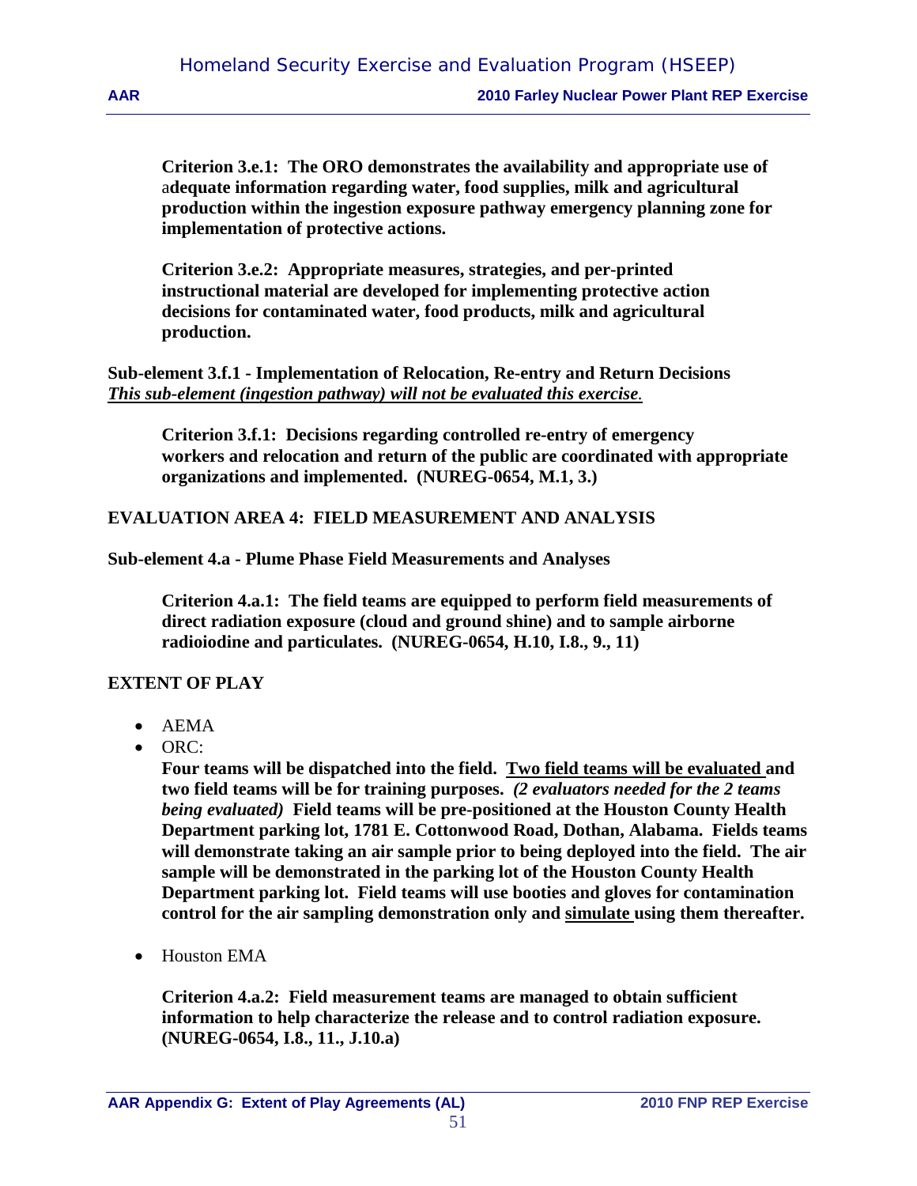**Criterion 3.e.1: The ORO demonstrates the availability and appropriate use of adequate information regarding water, food supplies, milk and agricultural production within the ingestion exposure pathway emergency planning zone for implementation of protective actions.**

**Criterion 3.e.2: Appropriate measures, strategies, and per-printed instructional material are developed for implementing protective action decisions for contaminated water, food products, milk and agricultural production.**

**Sub-element 3.f.1 - Implementation of Relocation, Re-entry and Return Decisions**
***This sub-element (ingestion pathway) will not be evaluated this exercise.***

**Criterion 3.f.1: Decisions regarding controlled re-entry of emergency workers and relocation and return of the public are coordinated with appropriate organizations and implemented. (NUREG-0654, M.1, 3.)**

**EVALUATION AREA 4: FIELD MEASUREMENT AND ANALYSIS**

**Sub-element 4.a - Plume Phase Field Measurements and Analyses**

**Criterion 4.a.1: The field teams are equipped to perform field measurements of direct radiation exposure (cloud and ground shine) and to sample airborne radioiodine and particulates. (NUREG-0654, H.10, I.8., 9., 11)**

**EXTENT OF PLAY**

- AEMA
- ORC:

  **Four teams will be dispatched into the field. Two field teams will be evaluated and two field teams will be for training purposes.** ***(2 evaluators needed for the 2 teams being evaluated)*** **Field teams will be pre-positioned at the Houston County Health Department parking lot, 1781 E. Cottonwood Road, Dothan, Alabama. Fields teams will demonstrate taking an air sample prior to being deployed into the field. The air sample will be demonstrated in the parking lot of the Houston County Health Department parking lot. Field teams will use booties and gloves for contamination control for the air sampling demonstration only and simulate using them thereafter.**

- Houston EMA

**Criterion 4.a.2: Field measurement teams are managed to obtain sufficient information to help characterize the release and to control radiation exposure. (NUREG-0654, I.8., 11., J.10.a)**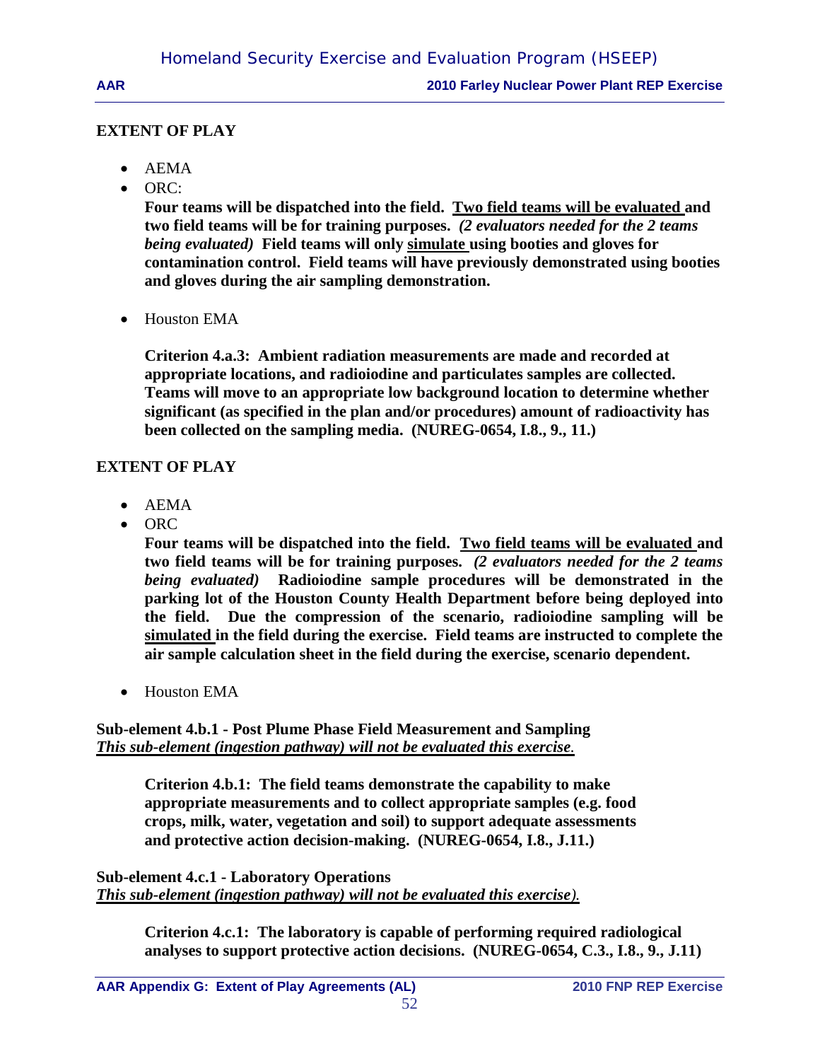**EXTENT OF PLAY**

- AEMA
- ORC:

  **Four teams will be dispatched into the field. <u>Two field teams will be evaluated</u> and two field teams will be for training purposes.** ***(2 evaluators needed for the 2 teams being evaluated)*** **Field teams will only <u>simulate</u> using booties and gloves for contamination control. Field teams will have previously demonstrated using booties and gloves during the air sampling demonstration.**

- Houston EMA

  **Criterion 4.a.3: Ambient radiation measurements are made and recorded at appropriate locations, and radioiodine and particulates samples are collected. Teams will move to an appropriate low background location to determine whether significant (as specified in the plan and/or procedures) amount of radioactivity has been collected on the sampling media. (NUREG-0654, I.8., 9., 11.)**

**EXTENT OF PLAY**

- AEMA
- ORC

  **Four teams will be dispatched into the field. <u>Two field teams will be evaluated</u> and two field teams will be for training purposes.** ***(2 evaluators needed for the 2 teams being evaluated)*** **Radioiodine sample procedures will be demonstrated in the parking lot of the Houston County Health Department before being deployed into the field. Due the compression of the scenario, radioiodine sampling will be <u>simulated</u> in the field during the exercise. Field teams are instructed to complete the air sample calculation sheet in the field during the exercise, scenario dependent.**

- Houston EMA

**Sub-element 4.b.1 - Post Plume Phase Field Measurement and Sampling**
***<u>This sub-element (ingestion pathway) will not be evaluated this exercise.</u>***

**Criterion 4.b.1: The field teams demonstrate the capability to make appropriate measurements and to collect appropriate samples (e.g. food crops, milk, water, vegetation and soil) to support adequate assessments and protective action decision-making. (NUREG-0654, I.8., J.11.)**

**Sub-element 4.c.1 - Laboratory Operations**
***<u>This sub-element (ingestion pathway) will not be evaluated this exercise).</u>***

**Criterion 4.c.1: The laboratory is capable of performing required radiological analyses to support protective action decisions. (NUREG-0654, C.3., I.8., 9., J.11)**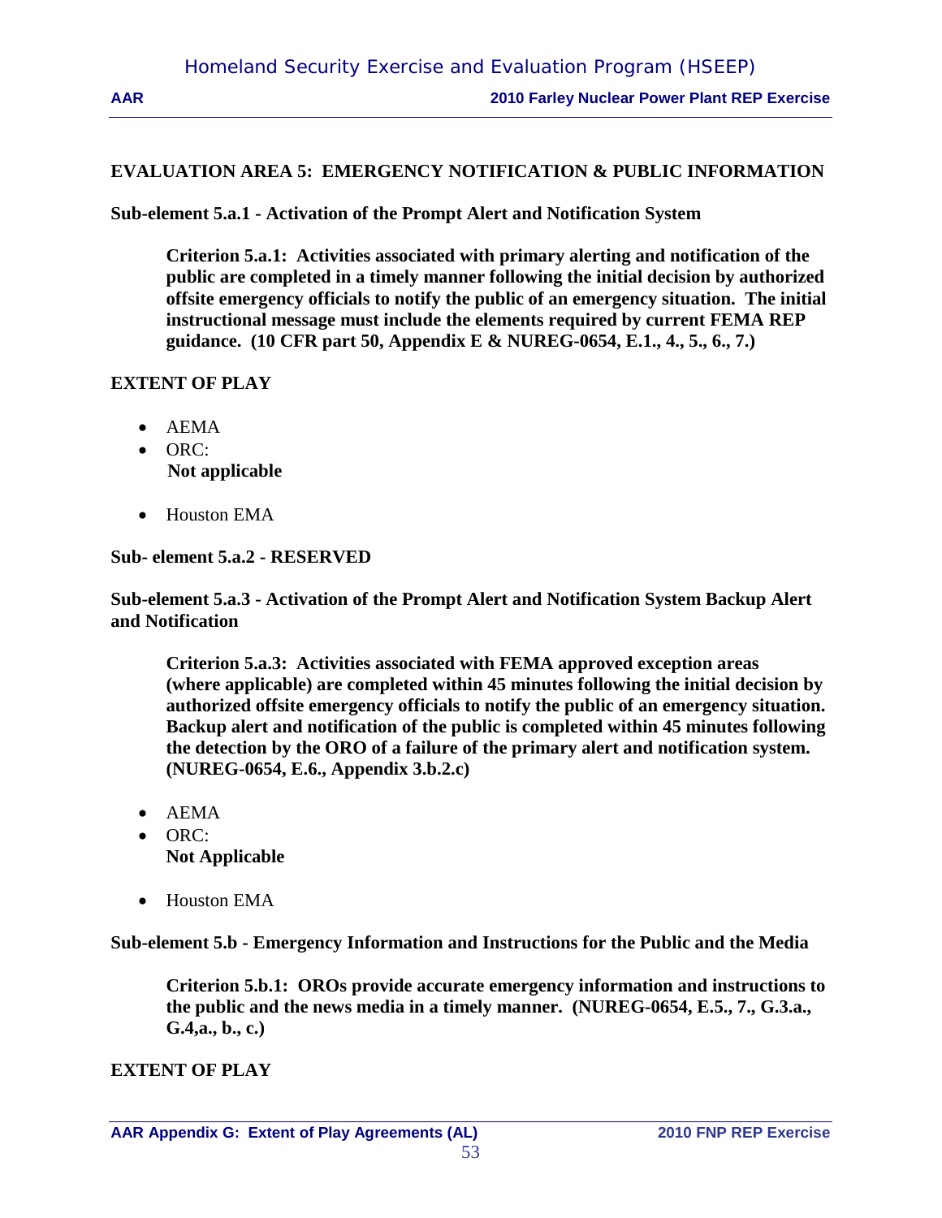## EVALUATION AREA 5: EMERGENCY NOTIFICATION & PUBLIC INFORMATION

**Sub-element 5.a.1 - Activation of the Prompt Alert and Notification System**

> **Criterion 5.a.1: Activities associated with primary alerting and notification of the public are completed in a timely manner following the initial decision by authorized offsite emergency officials to notify the public of an emergency situation. The initial instructional message must include the elements required by current FEMA REP guidance. (10 CFR part 50, Appendix E & NUREG-0654, E.1., 4., 5., 6., 7.)**

**EXTENT OF PLAY**

- AEMA
- ORC:
  **Not applicable**
- Houston EMA

**Sub- element 5.a.2 - RESERVED**

**Sub-element 5.a.3 - Activation of the Prompt Alert and Notification System Backup Alert and Notification**

> **Criterion 5.a.3: Activities associated with FEMA approved exception areas (where applicable) are completed within 45 minutes following the initial decision by authorized offsite emergency officials to notify the public of an emergency situation. Backup alert and notification of the public is completed within 45 minutes following the detection by the ORO of a failure of the primary alert and notification system. (NUREG-0654, E.6., Appendix 3.b.2.c)**

- AEMA
- ORC:
  **Not Applicable**
- Houston EMA

**Sub-element 5.b - Emergency Information and Instructions for the Public and the Media**

> **Criterion 5.b.1: OROs provide accurate emergency information and instructions to the public and the news media in a timely manner. (NUREG-0654, E.5., 7., G.3.a., G.4,a., b., c.)**

**EXTENT OF PLAY**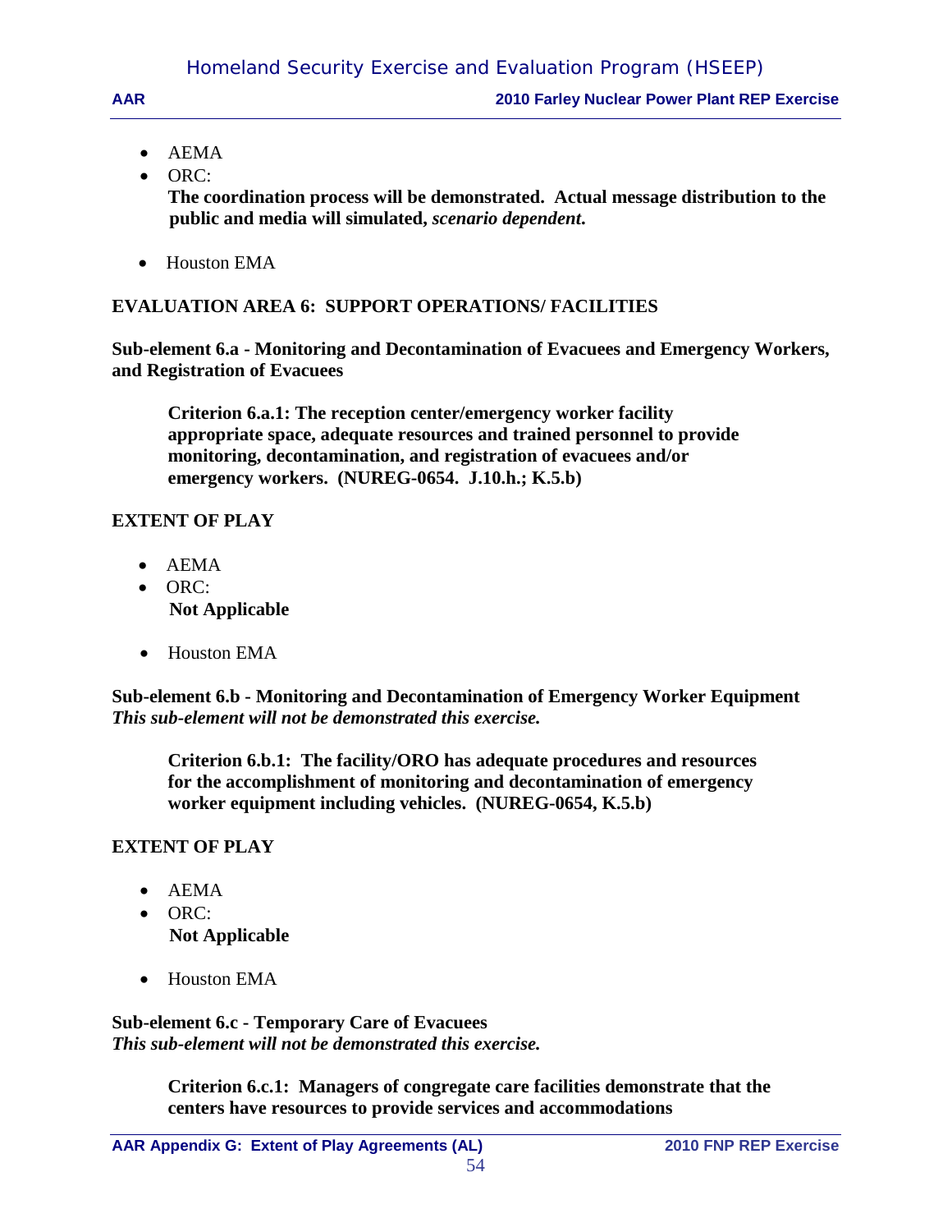- AEMA
- ORC:

  **The coordination process will be demonstrated. Actual message distribution to the public and media will simulated, *scenario dependent*.**

- Houston EMA

**EVALUATION AREA 6: SUPPORT OPERATIONS/ FACILITIES**

**Sub-element 6.a - Monitoring and Decontamination of Evacuees and Emergency Workers, and Registration of Evacuees**

> **Criterion 6.a.1: The reception center/emergency worker facility appropriate space, adequate resources and trained personnel to provide monitoring, decontamination, and registration of evacuees and/or emergency workers. (NUREG-0654. J.10.h.; K.5.b)**

**EXTENT OF PLAY**

- AEMA
- ORC:

  **Not Applicable**

- Houston EMA

**Sub-element 6.b - Monitoring and Decontamination of Emergency Worker Equipment**
***This sub-element will not be demonstrated this exercise.***

> **Criterion 6.b.1: The facility/ORO has adequate procedures and resources for the accomplishment of monitoring and decontamination of emergency worker equipment including vehicles. (NUREG-0654, K.5.b)**

**EXTENT OF PLAY**

- AEMA
- ORC:

  **Not Applicable**

- Houston EMA

**Sub-element 6.c - Temporary Care of Evacuees**
***This sub-element will not be demonstrated this exercise.***

> **Criterion 6.c.1: Managers of congregate care facilities demonstrate that the centers have resources to provide services and accommodations**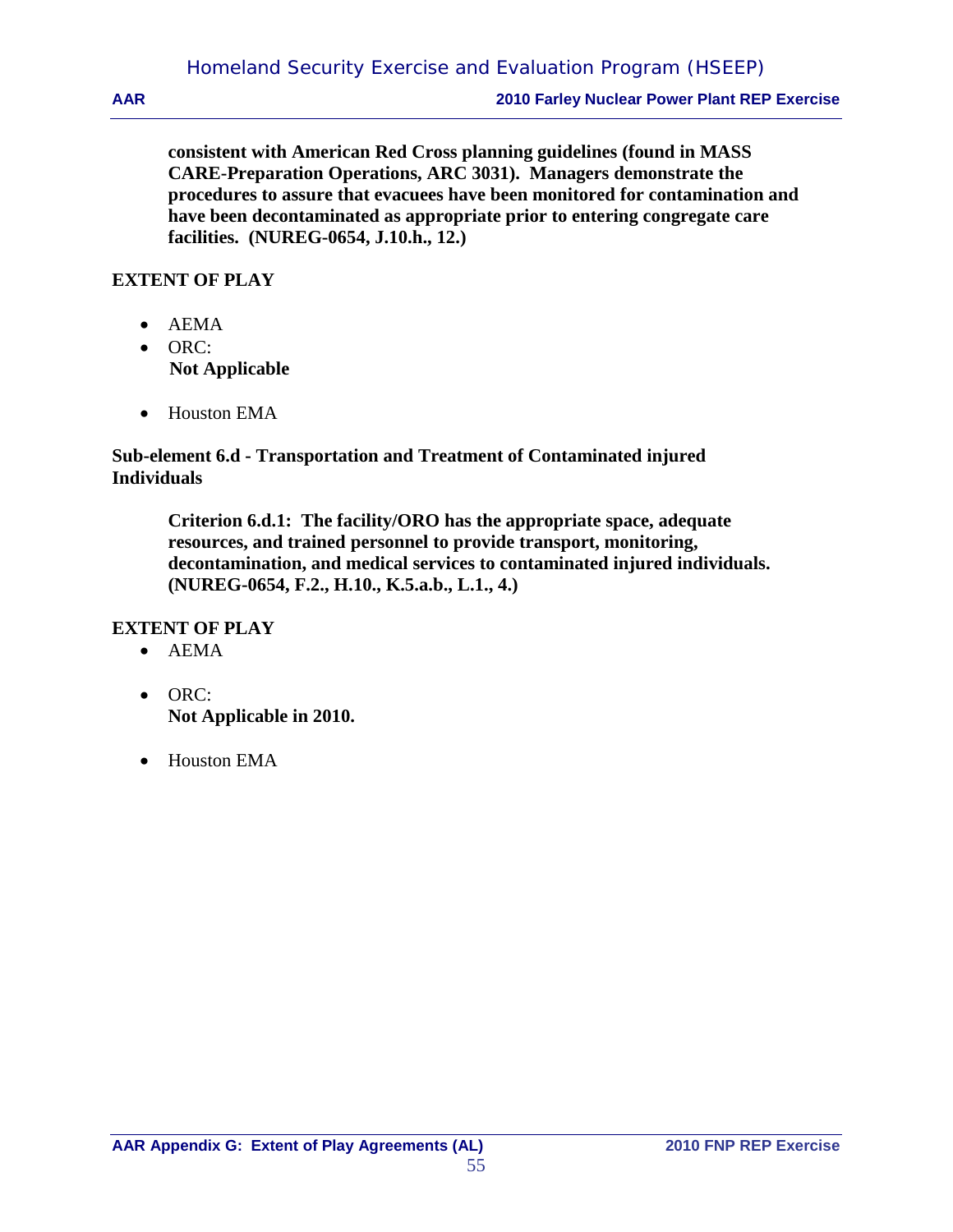**consistent with American Red Cross planning guidelines (found in MASS CARE-Preparation Operations, ARC 3031). Managers demonstrate the procedures to assure that evacuees have been monitored for contamination and have been decontaminated as appropriate prior to entering congregate care facilities. (NUREG-0654, J.10.h., 12.)**

**EXTENT OF PLAY**

- AEMA
- ORC:
  **Not Applicable**
- Houston EMA

**Sub-element 6.d - Transportation and Treatment of Contaminated injured Individuals**

**Criterion 6.d.1: The facility/ORO has the appropriate space, adequate resources, and trained personnel to provide transport, monitoring, decontamination, and medical services to contaminated injured individuals. (NUREG-0654, F.2., H.10., K.5.a.b., L.1., 4.)**

**EXTENT OF PLAY**

- AEMA
- ORC:
  **Not Applicable in 2010.**
- Houston EMA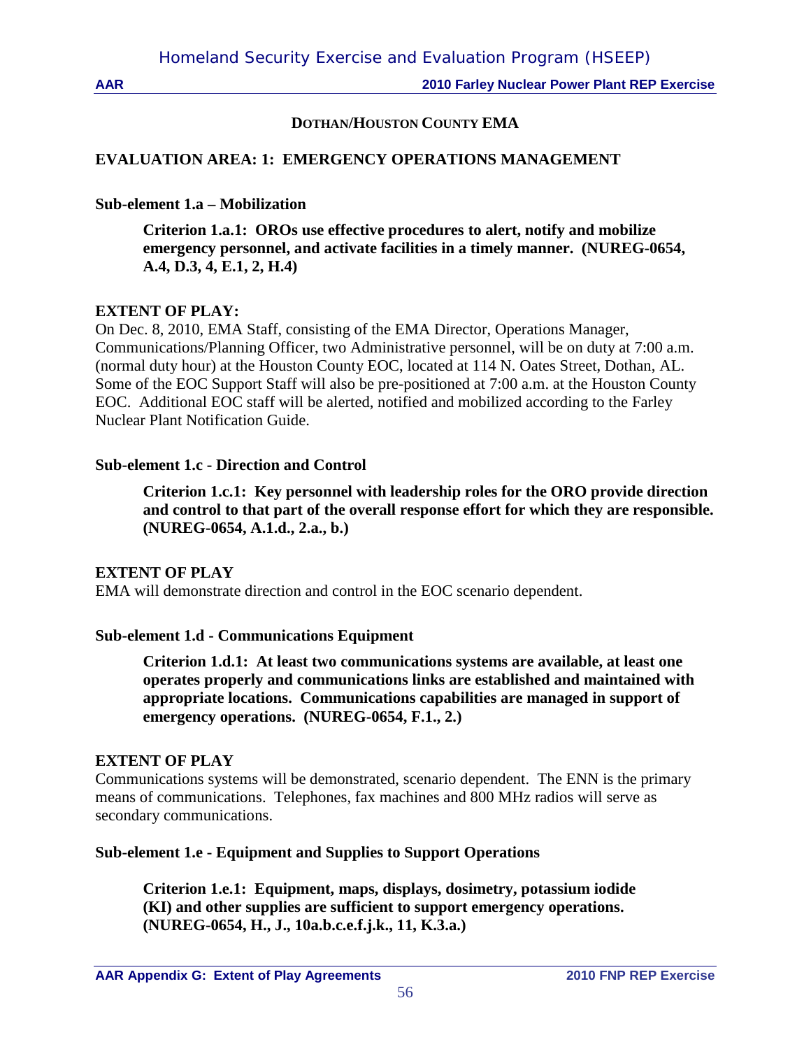## DOTHAN/HOUSTON COUNTY EMA

### EVALUATION AREA: 1: EMERGENCY OPERATIONS MANAGEMENT

**Sub-element 1.a – Mobilization**

> **Criterion 1.a.1: OROs use effective procedures to alert, notify and mobilize emergency personnel, and activate facilities in a timely manner. (NUREG-0654, A.4, D.3, 4, E.1, 2, H.4)**

**EXTENT OF PLAY:**

On Dec. 8, 2010, EMA Staff, consisting of the EMA Director, Operations Manager, Communications/Planning Officer, two Administrative personnel, will be on duty at 7:00 a.m. (normal duty hour) at the Houston County EOC, located at 114 N. Oates Street, Dothan, AL. Some of the EOC Support Staff will also be pre-positioned at 7:00 a.m. at the Houston County EOC. Additional EOC staff will be alerted, notified and mobilized according to the Farley Nuclear Plant Notification Guide.

**Sub-element 1.c - Direction and Control**

> **Criterion 1.c.1: Key personnel with leadership roles for the ORO provide direction and control to that part of the overall response effort for which they are responsible. (NUREG-0654, A.1.d., 2.a., b.)**

**EXTENT OF PLAY**

EMA will demonstrate direction and control in the EOC scenario dependent.

**Sub-element 1.d - Communications Equipment**

> **Criterion 1.d.1: At least two communications systems are available, at least one operates properly and communications links are established and maintained with appropriate locations. Communications capabilities are managed in support of emergency operations. (NUREG-0654, F.1., 2.)**

**EXTENT OF PLAY**

Communications systems will be demonstrated, scenario dependent. The ENN is the primary means of communications. Telephones, fax machines and 800 MHz radios will serve as secondary communications.

**Sub-element 1.e - Equipment and Supplies to Support Operations**

> **Criterion 1.e.1: Equipment, maps, displays, dosimetry, potassium iodide (KI) and other supplies are sufficient to support emergency operations. (NUREG-0654, H., J., 10a.b.c.e.f.j.k., 11, K.3.a.)**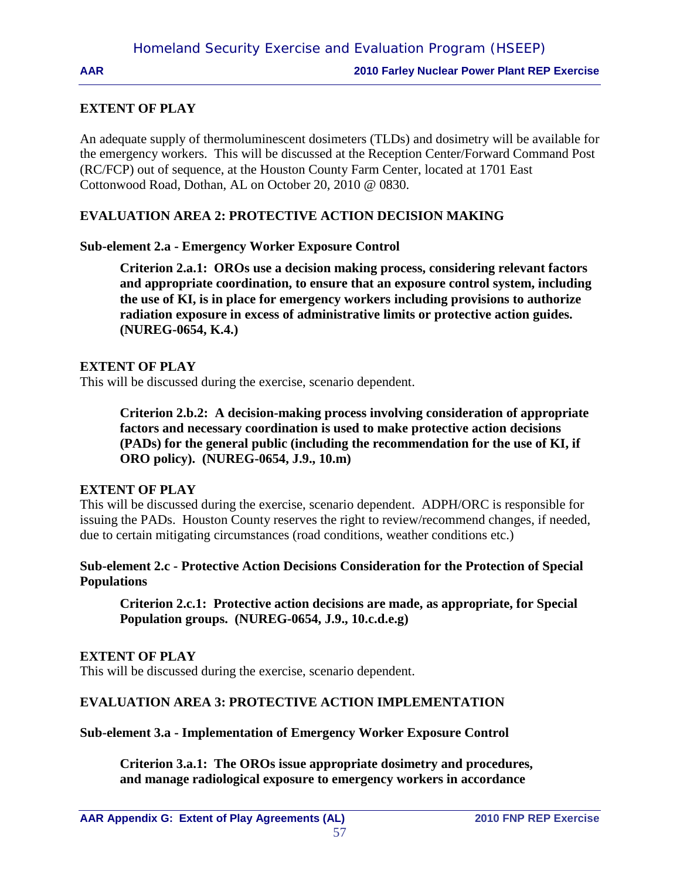**EXTENT OF PLAY**

An adequate supply of thermoluminescent dosimeters (TLDs) and dosimetry will be available for the emergency workers. This will be discussed at the Reception Center/Forward Command Post (RC/FCP) out of sequence, at the Houston County Farm Center, located at 1701 East Cottonwood Road, Dothan, AL on October 20, 2010 @ 0830.

**EVALUATION AREA 2: PROTECTIVE ACTION DECISION MAKING**

**Sub-element 2.a - Emergency Worker Exposure Control**

> **Criterion 2.a.1: OROs use a decision making process, considering relevant factors and appropriate coordination, to ensure that an exposure control system, including the use of KI, is in place for emergency workers including provisions to authorize radiation exposure in excess of administrative limits or protective action guides. (NUREG-0654, K.4.)**

**EXTENT OF PLAY**

This will be discussed during the exercise, scenario dependent.

> **Criterion 2.b.2: A decision-making process involving consideration of appropriate factors and necessary coordination is used to make protective action decisions (PADs) for the general public (including the recommendation for the use of KI, if ORO policy). (NUREG-0654, J.9., 10.m)**

**EXTENT OF PLAY**

This will be discussed during the exercise, scenario dependent. ADPH/ORC is responsible for issuing the PADs. Houston County reserves the right to review/recommend changes, if needed, due to certain mitigating circumstances (road conditions, weather conditions etc.)

**Sub-element 2.c - Protective Action Decisions Consideration for the Protection of Special Populations**

> **Criterion 2.c.1: Protective action decisions are made, as appropriate, for Special Population groups. (NUREG-0654, J.9., 10.c.d.e.g)**

**EXTENT OF PLAY**

This will be discussed during the exercise, scenario dependent.

**EVALUATION AREA 3: PROTECTIVE ACTION IMPLEMENTATION**

**Sub-element 3.a - Implementation of Emergency Worker Exposure Control**

> **Criterion 3.a.1: The OROs issue appropriate dosimetry and procedures, and manage radiological exposure to emergency workers in accordance**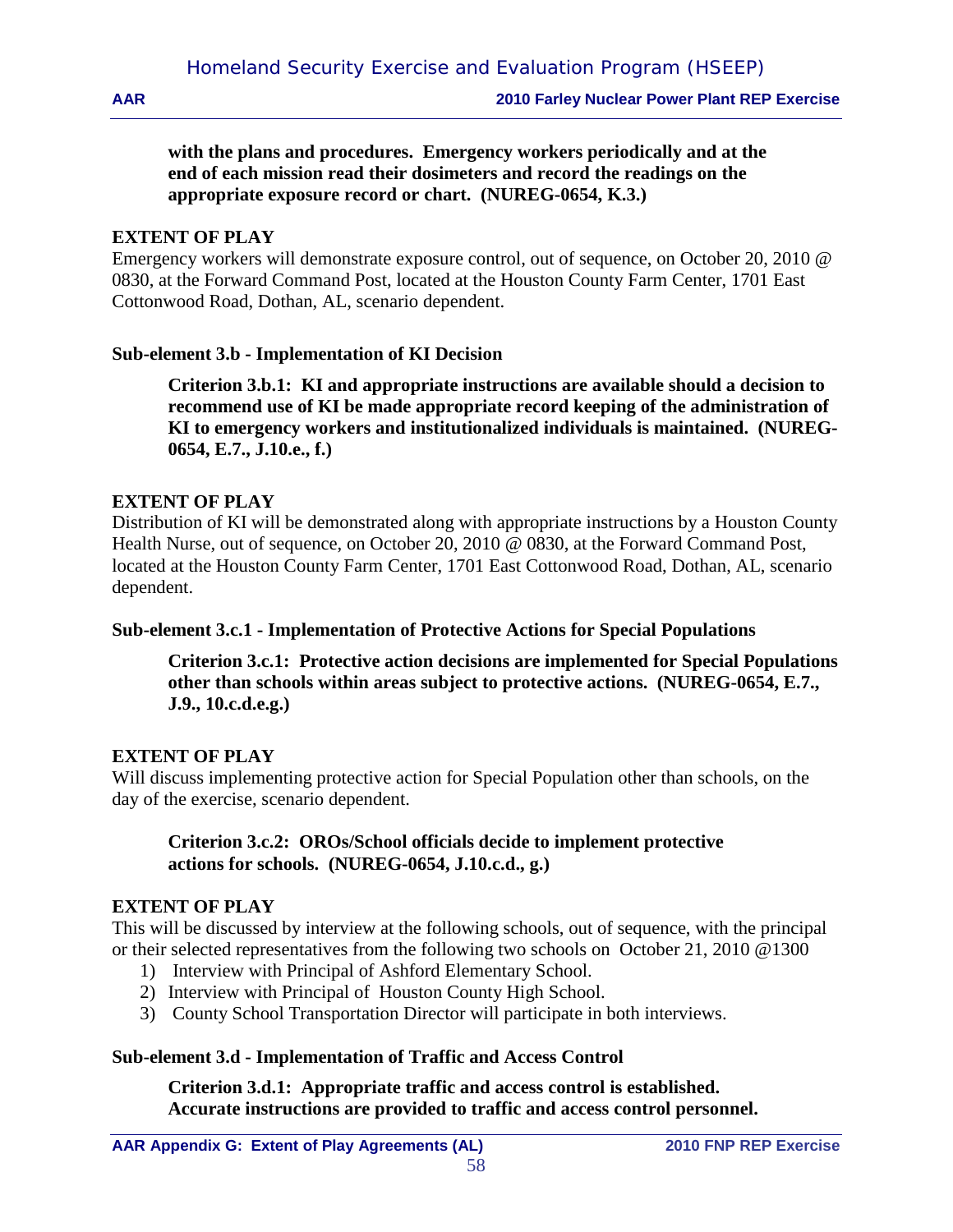**with the plans and procedures. Emergency workers periodically and at the end of each mission read their dosimeters and record the readings on the appropriate exposure record or chart. (NUREG-0654, K.3.)**

**EXTENT OF PLAY**

Emergency workers will demonstrate exposure control, out of sequence, on October 20, 2010 @ 0830, at the Forward Command Post, located at the Houston County Farm Center, 1701 East Cottonwood Road, Dothan, AL, scenario dependent.

**Sub-element 3.b - Implementation of KI Decision**

**Criterion 3.b.1: KI and appropriate instructions are available should a decision to recommend use of KI be made appropriate record keeping of the administration of KI to emergency workers and institutionalized individuals is maintained. (NUREG-0654, E.7., J.10.e., f.)**

**EXTENT OF PLAY**

Distribution of KI will be demonstrated along with appropriate instructions by a Houston County Health Nurse, out of sequence, on October 20, 2010 @ 0830, at the Forward Command Post, located at the Houston County Farm Center, 1701 East Cottonwood Road, Dothan, AL, scenario dependent.

**Sub-element 3.c.1 - Implementation of Protective Actions for Special Populations**

**Criterion 3.c.1: Protective action decisions are implemented for Special Populations other than schools within areas subject to protective actions. (NUREG-0654, E.7., J.9., 10.c.d.e.g.)**

**EXTENT OF PLAY**

Will discuss implementing protective action for Special Population other than schools, on the day of the exercise, scenario dependent.

**Criterion 3.c.2: OROs/School officials decide to implement protective actions for schools. (NUREG-0654, J.10.c.d., g.)**

**EXTENT OF PLAY**

This will be discussed by interview at the following schools, out of sequence, with the principal or their selected representatives from the following two schools on October 21, 2010 @1300

1) Interview with Principal of Ashford Elementary School.
2) Interview with Principal of Houston County High School.
3) County School Transportation Director will participate in both interviews.

**Sub-element 3.d - Implementation of Traffic and Access Control**

**Criterion 3.d.1: Appropriate traffic and access control is established. Accurate instructions are provided to traffic and access control personnel.**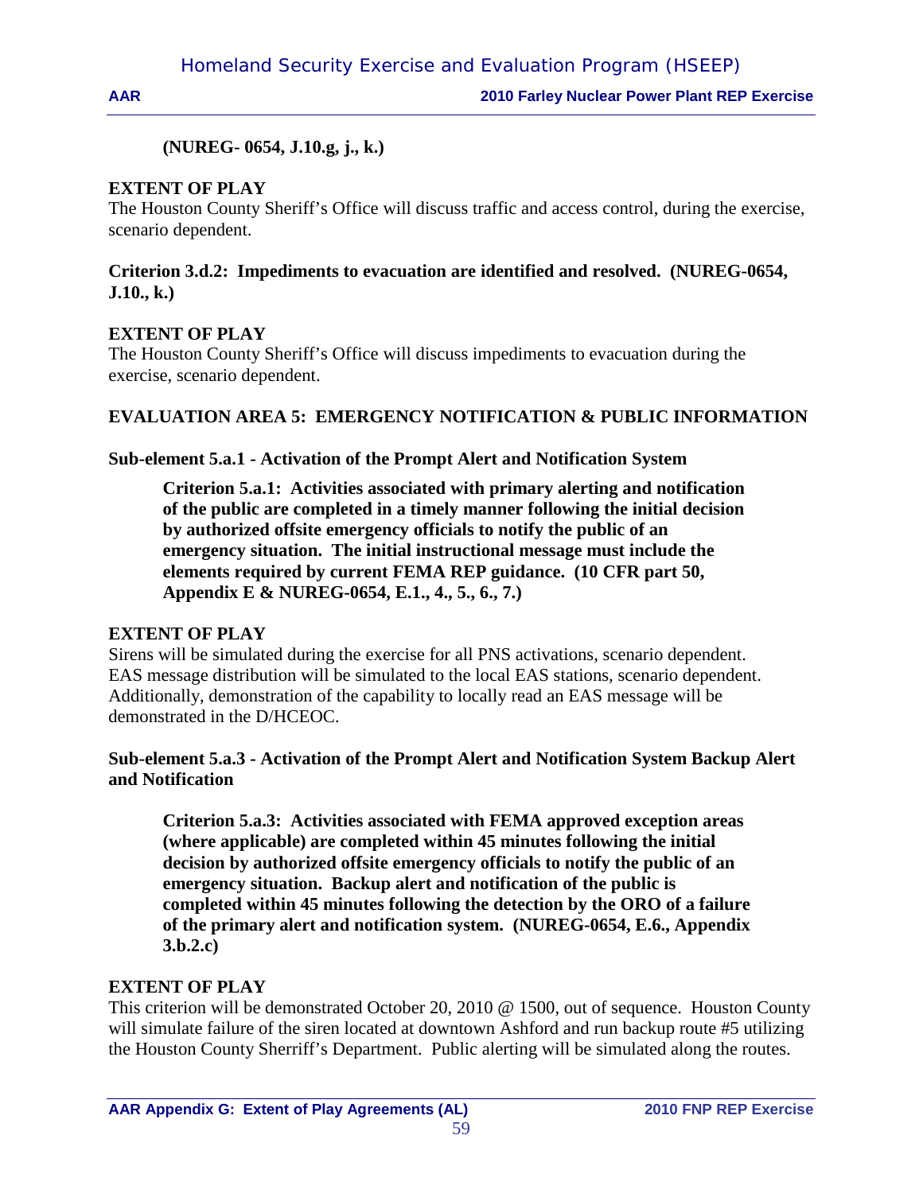**(NUREG- 0654, J.10.g, j., k.)**

**EXTENT OF PLAY**

The Houston County Sheriff's Office will discuss traffic and access control, during the exercise, scenario dependent.

**Criterion 3.d.2: Impediments to evacuation are identified and resolved. (NUREG-0654, J.10., k.)**

**EXTENT OF PLAY**

The Houston County Sheriff's Office will discuss impediments to evacuation during the exercise, scenario dependent.

**EVALUATION AREA 5: EMERGENCY NOTIFICATION & PUBLIC INFORMATION**

**Sub-element 5.a.1 - Activation of the Prompt Alert and Notification System**

**Criterion 5.a.1: Activities associated with primary alerting and notification of the public are completed in a timely manner following the initial decision by authorized offsite emergency officials to notify the public of an emergency situation. The initial instructional message must include the elements required by current FEMA REP guidance. (10 CFR part 50, Appendix E & NUREG-0654, E.1., 4., 5., 6., 7.)**

**EXTENT OF PLAY**

Sirens will be simulated during the exercise for all PNS activations, scenario dependent. EAS message distribution will be simulated to the local EAS stations, scenario dependent. Additionally, demonstration of the capability to locally read an EAS message will be demonstrated in the D/HCEOC.

**Sub-element 5.a.3 - Activation of the Prompt Alert and Notification System Backup Alert and Notification**

**Criterion 5.a.3: Activities associated with FEMA approved exception areas (where applicable) are completed within 45 minutes following the initial decision by authorized offsite emergency officials to notify the public of an emergency situation. Backup alert and notification of the public is completed within 45 minutes following the detection by the ORO of a failure of the primary alert and notification system. (NUREG-0654, E.6., Appendix 3.b.2.c)**

**EXTENT OF PLAY**

This criterion will be demonstrated October 20, 2010 @ 1500, out of sequence. Houston County will simulate failure of the siren located at downtown Ashford and run backup route #5 utilizing the Houston County Sherriff's Department. Public alerting will be simulated along the routes.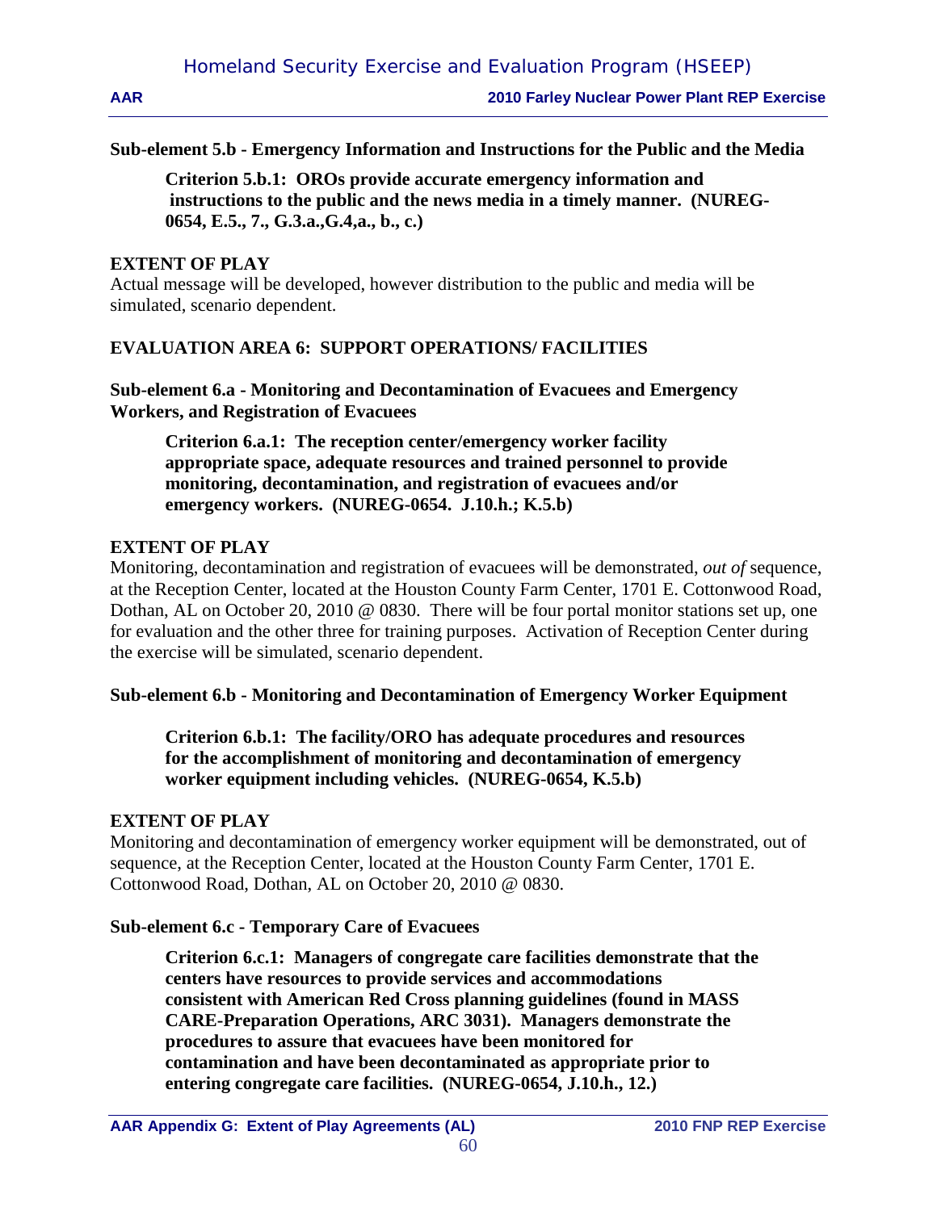**Sub-element 5.b - Emergency Information and Instructions for the Public and the Media**

**Criterion 5.b.1: OROs provide accurate emergency information and instructions to the public and the news media in a timely manner. (NUREG-0654, E.5., 7., G.3.a.,G.4,a., b., c.)**

**EXTENT OF PLAY**

Actual message will be developed, however distribution to the public and media will be simulated, scenario dependent.

**EVALUATION AREA 6: SUPPORT OPERATIONS/ FACILITIES**

**Sub-element 6.a - Monitoring and Decontamination of Evacuees and Emergency Workers, and Registration of Evacuees**

**Criterion 6.a.1: The reception center/emergency worker facility appropriate space, adequate resources and trained personnel to provide monitoring, decontamination, and registration of evacuees and/or emergency workers. (NUREG-0654. J.10.h.; K.5.b)**

**EXTENT OF PLAY**

Monitoring, decontamination and registration of evacuees will be demonstrated, *out of* sequence, at the Reception Center, located at the Houston County Farm Center, 1701 E. Cottonwood Road, Dothan, AL on October 20, 2010 @ 0830. There will be four portal monitor stations set up, one for evaluation and the other three for training purposes. Activation of Reception Center during the exercise will be simulated, scenario dependent.

**Sub-element 6.b - Monitoring and Decontamination of Emergency Worker Equipment**

**Criterion 6.b.1: The facility/ORO has adequate procedures and resources for the accomplishment of monitoring and decontamination of emergency worker equipment including vehicles. (NUREG-0654, K.5.b)**

**EXTENT OF PLAY**

Monitoring and decontamination of emergency worker equipment will be demonstrated, out of sequence, at the Reception Center, located at the Houston County Farm Center, 1701 E. Cottonwood Road, Dothan, AL on October 20, 2010 @ 0830.

**Sub-element 6.c - Temporary Care of Evacuees**

**Criterion 6.c.1: Managers of congregate care facilities demonstrate that the centers have resources to provide services and accommodations consistent with American Red Cross planning guidelines (found in MASS CARE-Preparation Operations, ARC 3031). Managers demonstrate the procedures to assure that evacuees have been monitored for contamination and have been decontaminated as appropriate prior to entering congregate care facilities. (NUREG-0654, J.10.h., 12.)**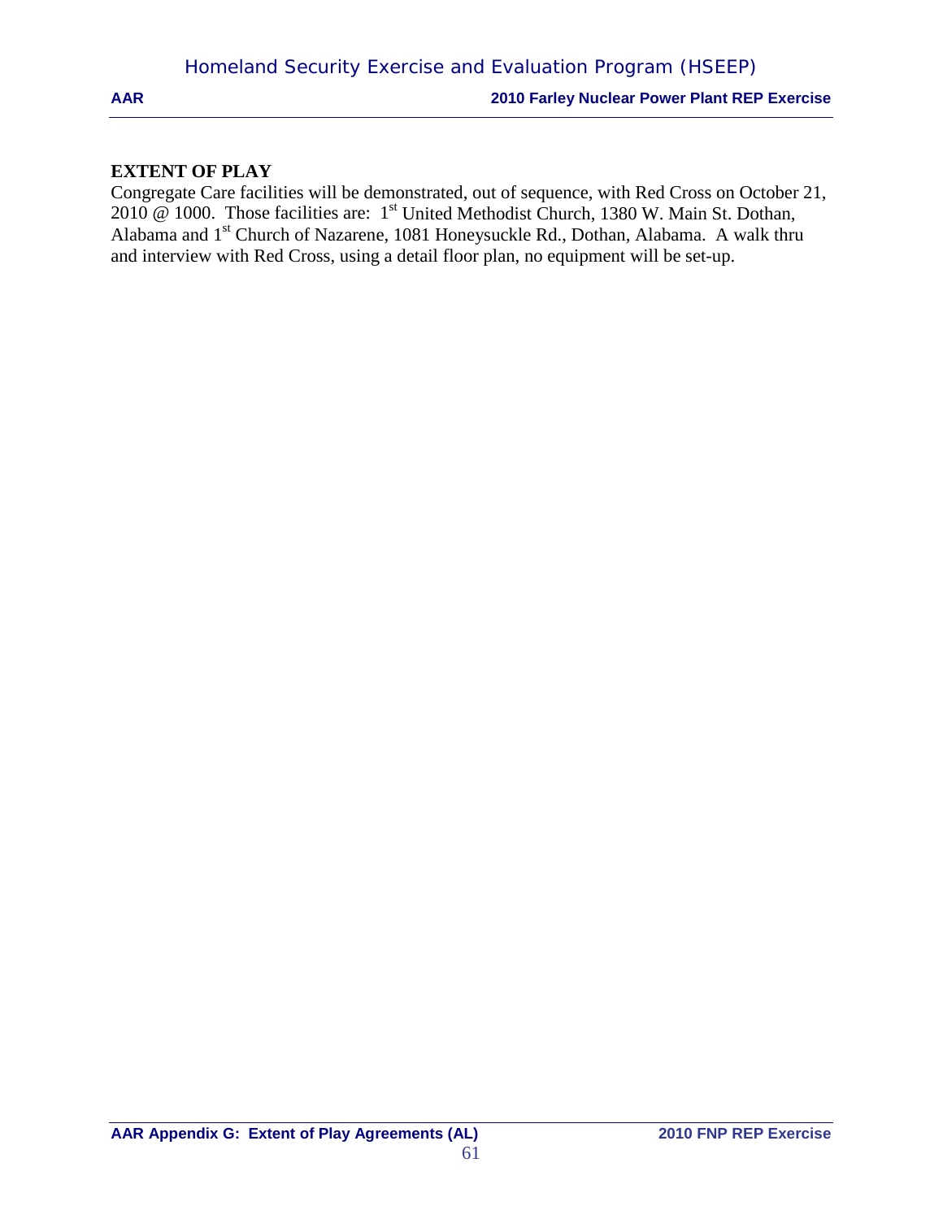**EXTENT OF PLAY**

Congregate Care facilities will be demonstrated, out of sequence, with Red Cross on October 21, 2010 @ 1000. Those facilities are: 1st United Methodist Church, 1380 W. Main St. Dothan, Alabama and 1st Church of Nazarene, 1081 Honeysuckle Rd., Dothan, Alabama. A walk thru and interview with Red Cross, using a detail floor plan, no equipment will be set-up.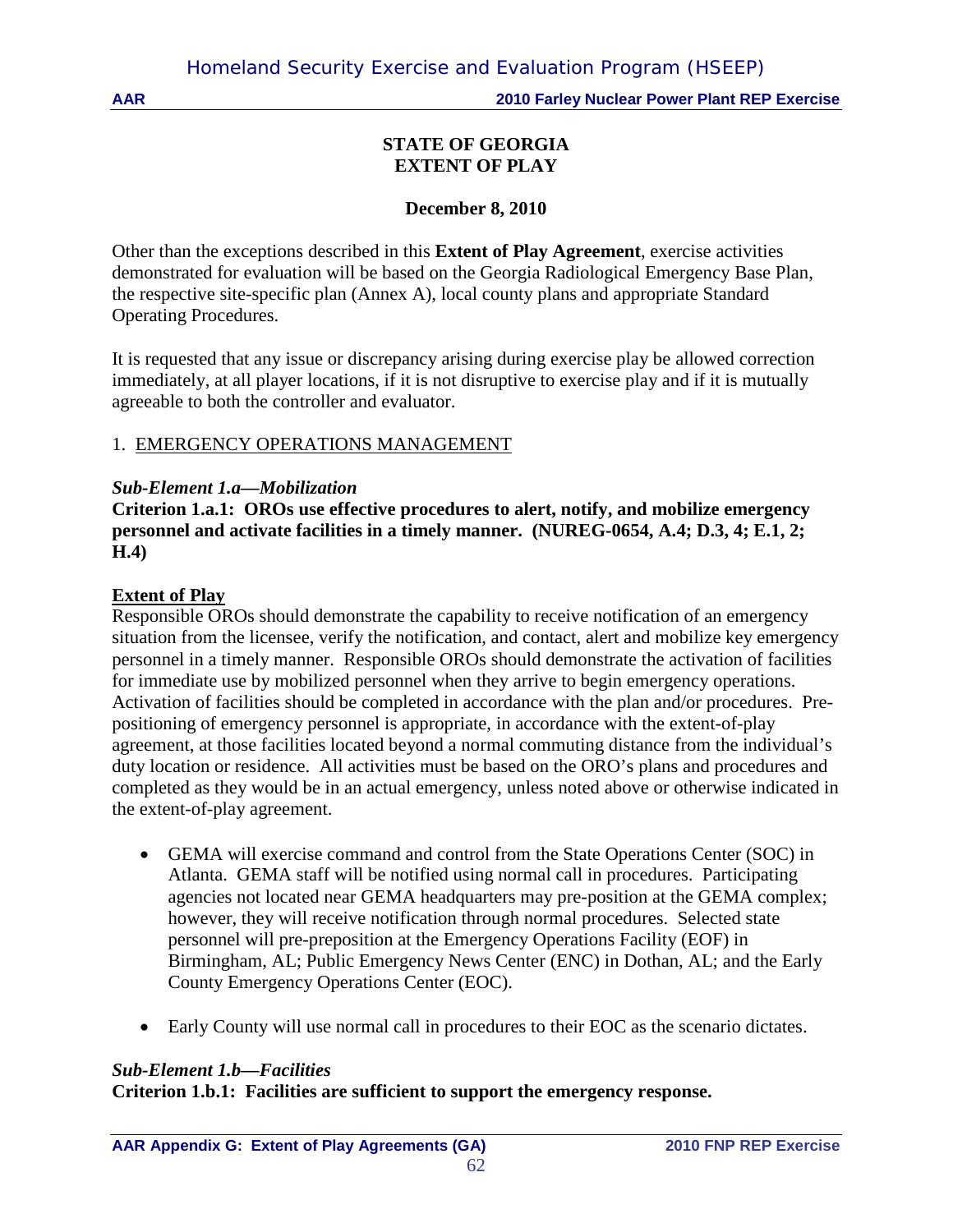**STATE OF GEORGIA**
**EXTENT OF PLAY**

**December 8, 2010**

Other than the exceptions described in this **Extent of Play Agreement**, exercise activities demonstrated for evaluation will be based on the Georgia Radiological Emergency Base Plan, the respective site-specific plan (Annex A), local county plans and appropriate Standard Operating Procedures.

It is requested that any issue or discrepancy arising during exercise play be allowed correction immediately, at all player locations, if it is not disruptive to exercise play and if it is mutually agreeable to both the controller and evaluator.

1. EMERGENCY OPERATIONS MANAGEMENT

***Sub-Element 1.a—Mobilization***

**Criterion 1.a.1: OROs use effective procedures to alert, notify, and mobilize emergency personnel and activate facilities in a timely manner. (NUREG-0654, A.4; D.3, 4; E.1, 2; H.4)**

**Extent of Play**

Responsible OROs should demonstrate the capability to receive notification of an emergency situation from the licensee, verify the notification, and contact, alert and mobilize key emergency personnel in a timely manner. Responsible OROs should demonstrate the activation of facilities for immediate use by mobilized personnel when they arrive to begin emergency operations. Activation of facilities should be completed in accordance with the plan and/or procedures. Pre-positioning of emergency personnel is appropriate, in accordance with the extent-of-play agreement, at those facilities located beyond a normal commuting distance from the individual's duty location or residence. All activities must be based on the ORO's plans and procedures and completed as they would be in an actual emergency, unless noted above or otherwise indicated in the extent-of-play agreement.

- GEMA will exercise command and control from the State Operations Center (SOC) in Atlanta. GEMA staff will be notified using normal call in procedures. Participating agencies not located near GEMA headquarters may pre-position at the GEMA complex; however, they will receive notification through normal procedures. Selected state personnel will pre-preposition at the Emergency Operations Facility (EOF) in Birmingham, AL; Public Emergency News Center (ENC) in Dothan, AL; and the Early County Emergency Operations Center (EOC).

- Early County will use normal call in procedures to their EOC as the scenario dictates.

***Sub-Element 1.b—Facilities***

**Criterion 1.b.1: Facilities are sufficient to support the emergency response.**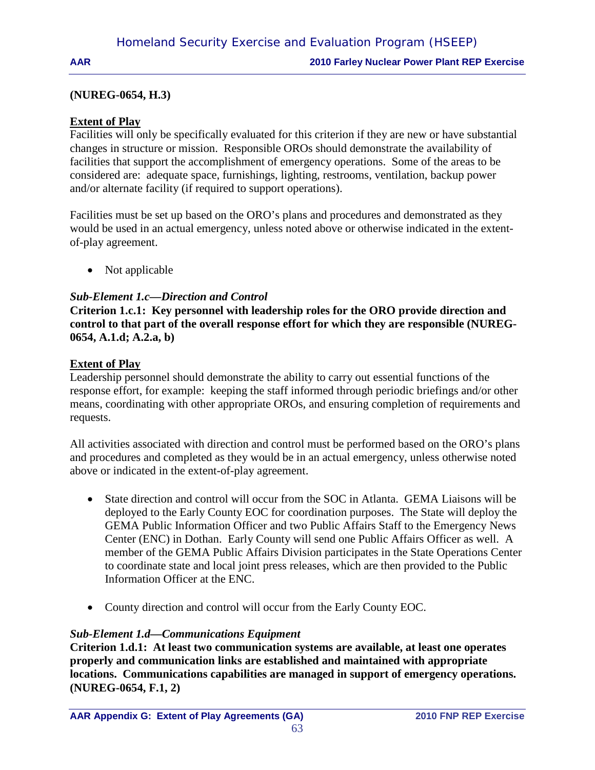**(NUREG-0654, H.3)**

**Extent of Play**

Facilities will only be specifically evaluated for this criterion if they are new or have substantial changes in structure or mission. Responsible OROs should demonstrate the availability of facilities that support the accomplishment of emergency operations. Some of the areas to be considered are: adequate space, furnishings, lighting, restrooms, ventilation, backup power and/or alternate facility (if required to support operations).

Facilities must be set up based on the ORO's plans and procedures and demonstrated as they would be used in an actual emergency, unless noted above or otherwise indicated in the extent-of-play agreement.

- Not applicable

***Sub-Element 1.c—Direction and Control***

**Criterion 1.c.1: Key personnel with leadership roles for the ORO provide direction and control to that part of the overall response effort for which they are responsible (NUREG-0654, A.1.d; A.2.a, b)**

**Extent of Play**

Leadership personnel should demonstrate the ability to carry out essential functions of the response effort, for example: keeping the staff informed through periodic briefings and/or other means, coordinating with other appropriate OROs, and ensuring completion of requirements and requests.

All activities associated with direction and control must be performed based on the ORO's plans and procedures and completed as they would be in an actual emergency, unless otherwise noted above or indicated in the extent-of-play agreement.

- State direction and control will occur from the SOC in Atlanta. GEMA Liaisons will be deployed to the Early County EOC for coordination purposes. The State will deploy the GEMA Public Information Officer and two Public Affairs Staff to the Emergency News Center (ENC) in Dothan. Early County will send one Public Affairs Officer as well. A member of the GEMA Public Affairs Division participates in the State Operations Center to coordinate state and local joint press releases, which are then provided to the Public Information Officer at the ENC.

- County direction and control will occur from the Early County EOC.

***Sub-Element 1.d—Communications Equipment***

**Criterion 1.d.1: At least two communication systems are available, at least one operates properly and communication links are established and maintained with appropriate locations. Communications capabilities are managed in support of emergency operations. (NUREG-0654, F.1, 2)**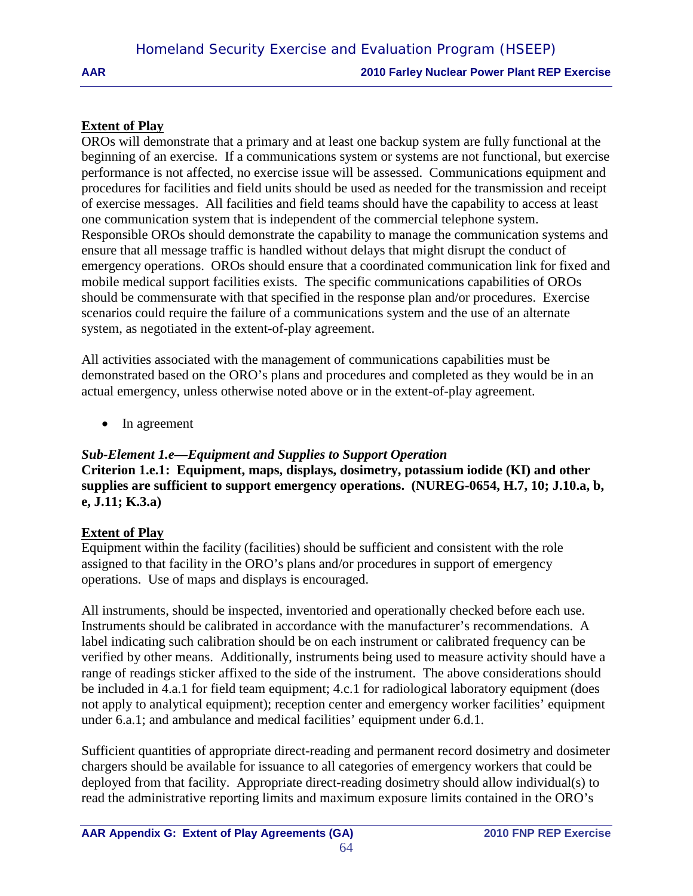**Extent of Play**

OROs will demonstrate that a primary and at least one backup system are fully functional at the beginning of an exercise. If a communications system or systems are not functional, but exercise performance is not affected, no exercise issue will be assessed. Communications equipment and procedures for facilities and field units should be used as needed for the transmission and receipt of exercise messages. All facilities and field teams should have the capability to access at least one communication system that is independent of the commercial telephone system. Responsible OROs should demonstrate the capability to manage the communication systems and ensure that all message traffic is handled without delays that might disrupt the conduct of emergency operations. OROs should ensure that a coordinated communication link for fixed and mobile medical support facilities exists. The specific communications capabilities of OROs should be commensurate with that specified in the response plan and/or procedures. Exercise scenarios could require the failure of a communications system and the use of an alternate system, as negotiated in the extent-of-play agreement.

All activities associated with the management of communications capabilities must be demonstrated based on the ORO's plans and procedures and completed as they would be in an actual emergency, unless otherwise noted above or in the extent-of-play agreement.

- In agreement

***Sub-Element 1.e—Equipment and Supplies to Support Operation***

**Criterion 1.e.1: Equipment, maps, displays, dosimetry, potassium iodide (KI) and other supplies are sufficient to support emergency operations. (NUREG-0654, H.7, 10; J.10.a, b, e, J.11; K.3.a)**

**Extent of Play**

Equipment within the facility (facilities) should be sufficient and consistent with the role assigned to that facility in the ORO's plans and/or procedures in support of emergency operations. Use of maps and displays is encouraged.

All instruments, should be inspected, inventoried and operationally checked before each use. Instruments should be calibrated in accordance with the manufacturer's recommendations. A label indicating such calibration should be on each instrument or calibrated frequency can be verified by other means. Additionally, instruments being used to measure activity should have a range of readings sticker affixed to the side of the instrument. The above considerations should be included in 4.a.1 for field team equipment; 4.c.1 for radiological laboratory equipment (does not apply to analytical equipment); reception center and emergency worker facilities' equipment under 6.a.1; and ambulance and medical facilities' equipment under 6.d.1.

Sufficient quantities of appropriate direct-reading and permanent record dosimetry and dosimeter chargers should be available for issuance to all categories of emergency workers that could be deployed from that facility. Appropriate direct-reading dosimetry should allow individual(s) to read the administrative reporting limits and maximum exposure limits contained in the ORO's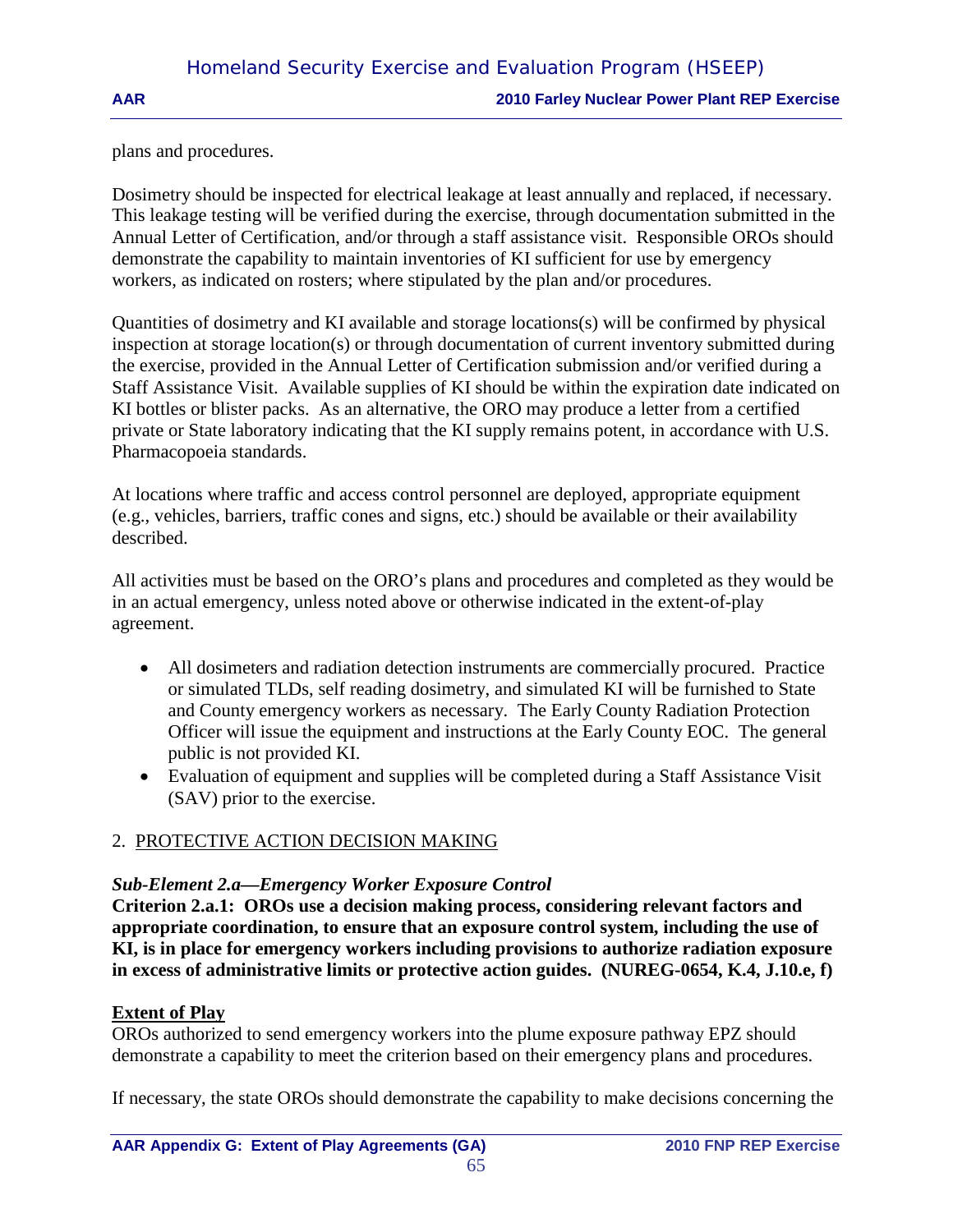plans and procedures.

Dosimetry should be inspected for electrical leakage at least annually and replaced, if necessary. This leakage testing will be verified during the exercise, through documentation submitted in the Annual Letter of Certification, and/or through a staff assistance visit. Responsible OROs should demonstrate the capability to maintain inventories of KI sufficient for use by emergency workers, as indicated on rosters; where stipulated by the plan and/or procedures.

Quantities of dosimetry and KI available and storage locations(s) will be confirmed by physical inspection at storage location(s) or through documentation of current inventory submitted during the exercise, provided in the Annual Letter of Certification submission and/or verified during a Staff Assistance Visit. Available supplies of KI should be within the expiration date indicated on KI bottles or blister packs. As an alternative, the ORO may produce a letter from a certified private or State laboratory indicating that the KI supply remains potent, in accordance with U.S. Pharmacopoeia standards.

At locations where traffic and access control personnel are deployed, appropriate equipment (e.g., vehicles, barriers, traffic cones and signs, etc.) should be available or their availability described.

All activities must be based on the ORO's plans and procedures and completed as they would be in an actual emergency, unless noted above or otherwise indicated in the extent-of-play agreement.

- All dosimeters and radiation detection instruments are commercially procured. Practice or simulated TLDs, self reading dosimetry, and simulated KI will be furnished to State and County emergency workers as necessary. The Early County Radiation Protection Officer will issue the equipment and instructions at the Early County EOC. The general public is not provided KI.
- Evaluation of equipment and supplies will be completed during a Staff Assistance Visit (SAV) prior to the exercise.

## 2. PROTECTIVE ACTION DECISION MAKING

***Sub-Element 2.a—Emergency Worker Exposure Control***

**Criterion 2.a.1: OROs use a decision making process, considering relevant factors and appropriate coordination, to ensure that an exposure control system, including the use of KI, is in place for emergency workers including provisions to authorize radiation exposure in excess of administrative limits or protective action guides. (NUREG-0654, K.4, J.10.e, f)**

**Extent of Play**

OROs authorized to send emergency workers into the plume exposure pathway EPZ should demonstrate a capability to meet the criterion based on their emergency plans and procedures.

If necessary, the state OROs should demonstrate the capability to make decisions concerning the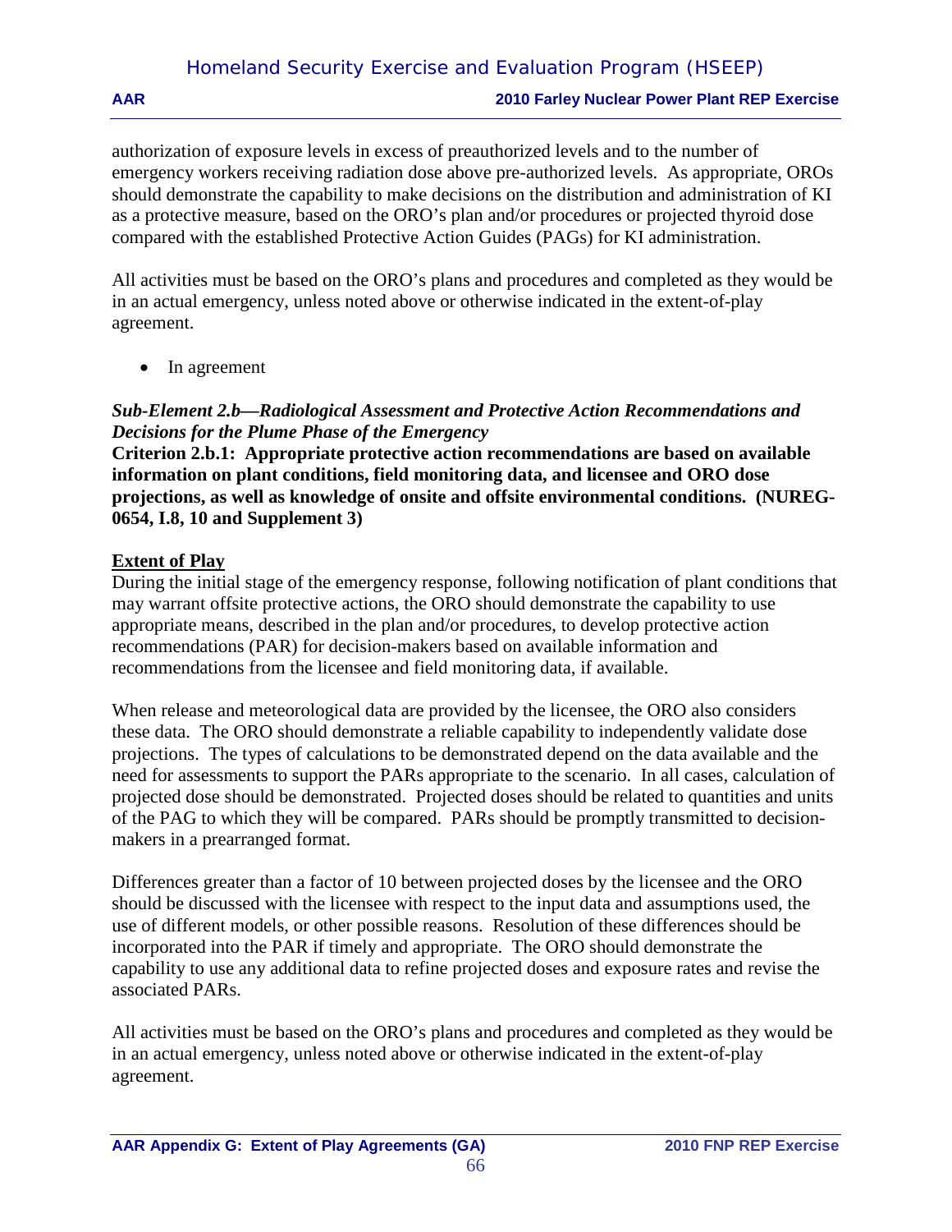authorization of exposure levels in excess of preauthorized levels and to the number of emergency workers receiving radiation dose above pre-authorized levels. As appropriate, OROs should demonstrate the capability to make decisions on the distribution and administration of KI as a protective measure, based on the ORO's plan and/or procedures or projected thyroid dose compared with the established Protective Action Guides (PAGs) for KI administration.

All activities must be based on the ORO's plans and procedures and completed as they would be in an actual emergency, unless noted above or otherwise indicated in the extent-of-play agreement.

- In agreement

***Sub-Element 2.b—Radiological Assessment and Protective Action Recommendations and Decisions for the Plume Phase of the Emergency***

**Criterion 2.b.1: Appropriate protective action recommendations are based on available information on plant conditions, field monitoring data, and licensee and ORO dose projections, as well as knowledge of onsite and offsite environmental conditions. (NUREG-0654, I.8, 10 and Supplement 3)**

**Extent of Play**

During the initial stage of the emergency response, following notification of plant conditions that may warrant offsite protective actions, the ORO should demonstrate the capability to use appropriate means, described in the plan and/or procedures, to develop protective action recommendations (PAR) for decision-makers based on available information and recommendations from the licensee and field monitoring data, if available.

When release and meteorological data are provided by the licensee, the ORO also considers these data. The ORO should demonstrate a reliable capability to independently validate dose projections. The types of calculations to be demonstrated depend on the data available and the need for assessments to support the PARs appropriate to the scenario. In all cases, calculation of projected dose should be demonstrated. Projected doses should be related to quantities and units of the PAG to which they will be compared. PARs should be promptly transmitted to decision-makers in a prearranged format.

Differences greater than a factor of 10 between projected doses by the licensee and the ORO should be discussed with the licensee with respect to the input data and assumptions used, the use of different models, or other possible reasons. Resolution of these differences should be incorporated into the PAR if timely and appropriate. The ORO should demonstrate the capability to use any additional data to refine projected doses and exposure rates and revise the associated PARs.

All activities must be based on the ORO's plans and procedures and completed as they would be in an actual emergency, unless noted above or otherwise indicated in the extent-of-play agreement.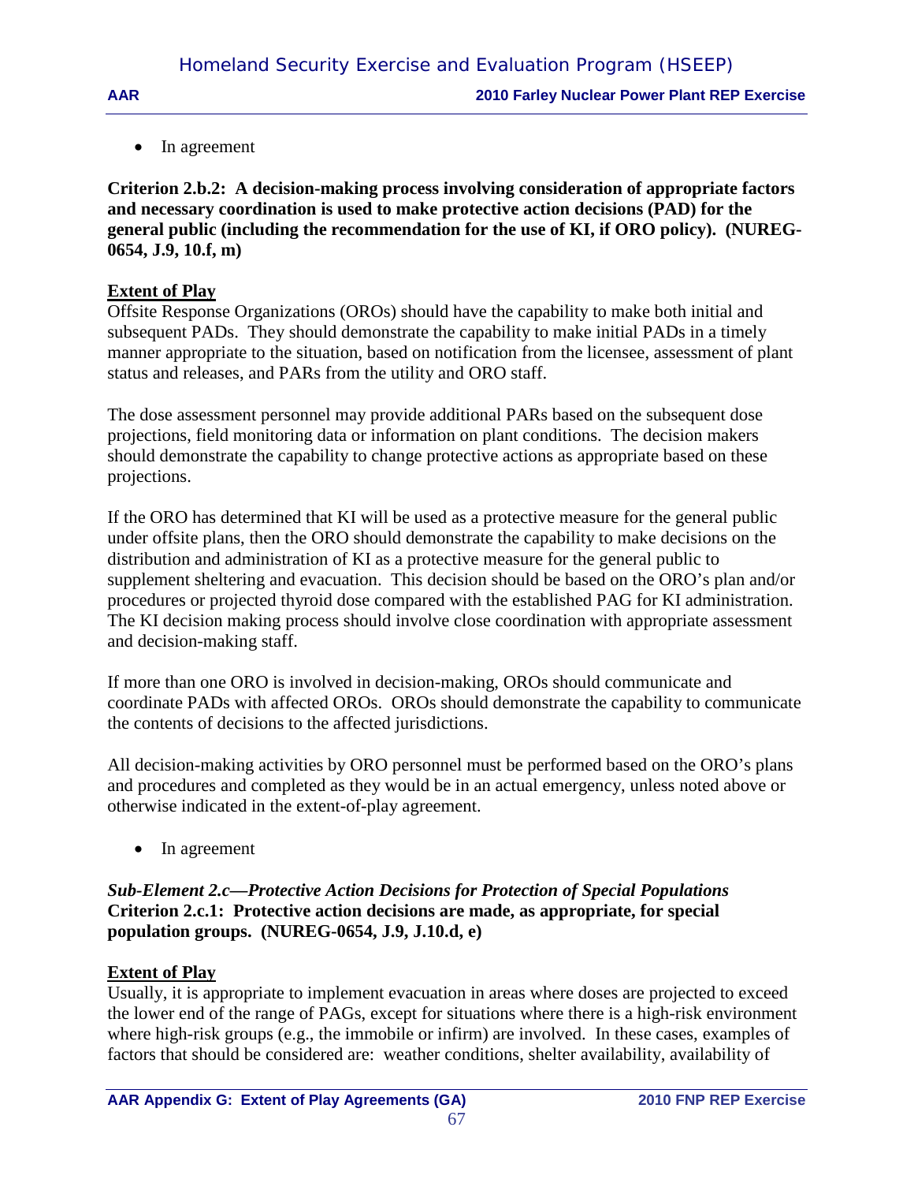- In agreement

**Criterion 2.b.2: A decision-making process involving consideration of appropriate factors and necessary coordination is used to make protective action decisions (PAD) for the general public (including the recommendation for the use of KI, if ORO policy). (NUREG-0654, J.9, 10.f, m)**

**Extent of Play**

Offsite Response Organizations (OROs) should have the capability to make both initial and subsequent PADs. They should demonstrate the capability to make initial PADs in a timely manner appropriate to the situation, based on notification from the licensee, assessment of plant status and releases, and PARs from the utility and ORO staff.

The dose assessment personnel may provide additional PARs based on the subsequent dose projections, field monitoring data or information on plant conditions. The decision makers should demonstrate the capability to change protective actions as appropriate based on these projections.

If the ORO has determined that KI will be used as a protective measure for the general public under offsite plans, then the ORO should demonstrate the capability to make decisions on the distribution and administration of KI as a protective measure for the general public to supplement sheltering and evacuation. This decision should be based on the ORO's plan and/or procedures or projected thyroid dose compared with the established PAG for KI administration. The KI decision making process should involve close coordination with appropriate assessment and decision-making staff.

If more than one ORO is involved in decision-making, OROs should communicate and coordinate PADs with affected OROs. OROs should demonstrate the capability to communicate the contents of decisions to the affected jurisdictions.

All decision-making activities by ORO personnel must be performed based on the ORO's plans and procedures and completed as they would be in an actual emergency, unless noted above or otherwise indicated in the extent-of-play agreement.

- In agreement

***Sub-Element 2.c—Protective Action Decisions for Protection of Special Populations***

**Criterion 2.c.1: Protective action decisions are made, as appropriate, for special population groups. (NUREG-0654, J.9, J.10.d, e)**

**Extent of Play**

Usually, it is appropriate to implement evacuation in areas where doses are projected to exceed the lower end of the range of PAGs, except for situations where there is a high-risk environment where high-risk groups (e.g., the immobile or infirm) are involved. In these cases, examples of factors that should be considered are: weather conditions, shelter availability, availability of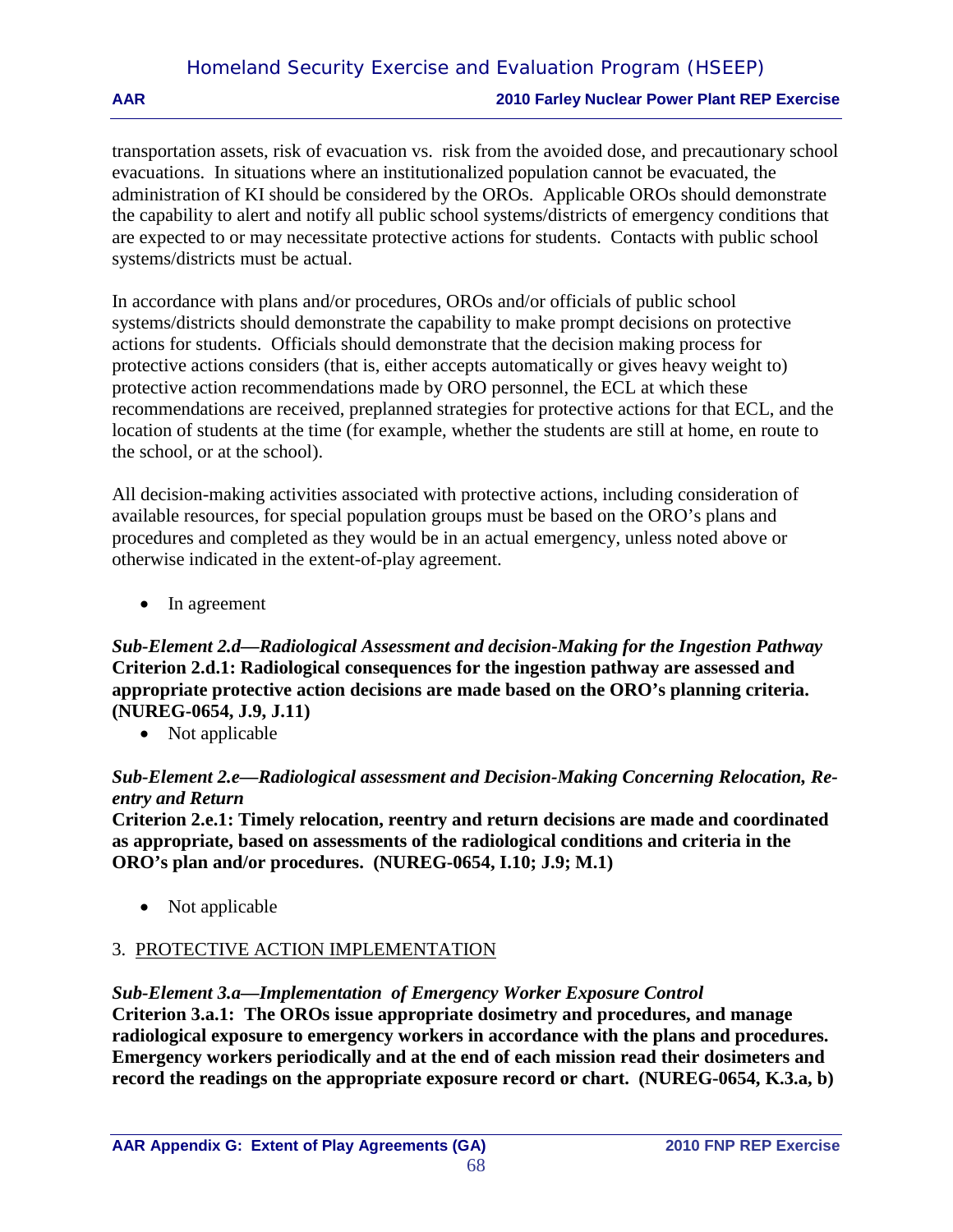transportation assets, risk of evacuation vs. risk from the avoided dose, and precautionary school evacuations. In situations where an institutionalized population cannot be evacuated, the administration of KI should be considered by the OROs. Applicable OROs should demonstrate the capability to alert and notify all public school systems/districts of emergency conditions that are expected to or may necessitate protective actions for students. Contacts with public school systems/districts must be actual.

In accordance with plans and/or procedures, OROs and/or officials of public school systems/districts should demonstrate the capability to make prompt decisions on protective actions for students. Officials should demonstrate that the decision making process for protective actions considers (that is, either accepts automatically or gives heavy weight to) protective action recommendations made by ORO personnel, the ECL at which these recommendations are received, preplanned strategies for protective actions for that ECL, and the location of students at the time (for example, whether the students are still at home, en route to the school, or at the school).

All decision-making activities associated with protective actions, including consideration of available resources, for special population groups must be based on the ORO's plans and procedures and completed as they would be in an actual emergency, unless noted above or otherwise indicated in the extent-of-play agreement.

- In agreement

***Sub-Element 2.d—Radiological Assessment and decision-Making for the Ingestion Pathway***
**Criterion 2.d.1: Radiological consequences for the ingestion pathway are assessed and appropriate protective action decisions are made based on the ORO's planning criteria. (NUREG-0654, J.9, J.11)**

- Not applicable

***Sub-Element 2.e—Radiological assessment and Decision-Making Concerning Relocation, Re-entry and Return***
**Criterion 2.e.1: Timely relocation, reentry and return decisions are made and coordinated as appropriate, based on assessments of the radiological conditions and criteria in the ORO's plan and/or procedures. (NUREG-0654, I.10; J.9; M.1)**

- Not applicable

3. <u>PROTECTIVE ACTION IMPLEMENTATION</u>

***Sub-Element 3.a—Implementation of Emergency Worker Exposure Control***
**Criterion 3.a.1: The OROs issue appropriate dosimetry and procedures, and manage radiological exposure to emergency workers in accordance with the plans and procedures. Emergency workers periodically and at the end of each mission read their dosimeters and record the readings on the appropriate exposure record or chart. (NUREG-0654, K.3.a, b)**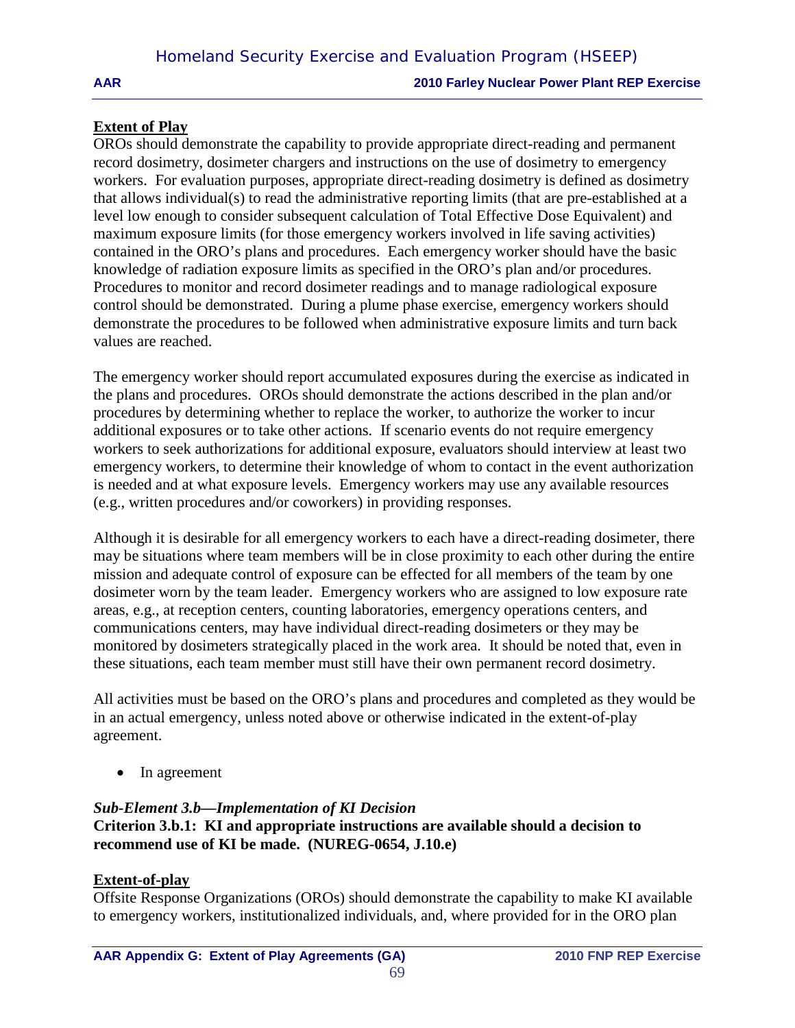**Extent of Play**

OROs should demonstrate the capability to provide appropriate direct-reading and permanent record dosimetry, dosimeter chargers and instructions on the use of dosimetry to emergency workers. For evaluation purposes, appropriate direct-reading dosimetry is defined as dosimetry that allows individual(s) to read the administrative reporting limits (that are pre-established at a level low enough to consider subsequent calculation of Total Effective Dose Equivalent) and maximum exposure limits (for those emergency workers involved in life saving activities) contained in the ORO's plans and procedures. Each emergency worker should have the basic knowledge of radiation exposure limits as specified in the ORO's plan and/or procedures. Procedures to monitor and record dosimeter readings and to manage radiological exposure control should be demonstrated. During a plume phase exercise, emergency workers should demonstrate the procedures to be followed when administrative exposure limits and turn back values are reached.

The emergency worker should report accumulated exposures during the exercise as indicated in the plans and procedures. OROs should demonstrate the actions described in the plan and/or procedures by determining whether to replace the worker, to authorize the worker to incur additional exposures or to take other actions. If scenario events do not require emergency workers to seek authorizations for additional exposure, evaluators should interview at least two emergency workers, to determine their knowledge of whom to contact in the event authorization is needed and at what exposure levels. Emergency workers may use any available resources (e.g., written procedures and/or coworkers) in providing responses.

Although it is desirable for all emergency workers to each have a direct-reading dosimeter, there may be situations where team members will be in close proximity to each other during the entire mission and adequate control of exposure can be effected for all members of the team by one dosimeter worn by the team leader. Emergency workers who are assigned to low exposure rate areas, e.g., at reception centers, counting laboratories, emergency operations centers, and communications centers, may have individual direct-reading dosimeters or they may be monitored by dosimeters strategically placed in the work area. It should be noted that, even in these situations, each team member must still have their own permanent record dosimetry.

All activities must be based on the ORO's plans and procedures and completed as they would be in an actual emergency, unless noted above or otherwise indicated in the extent-of-play agreement.

- In agreement

***Sub-Element 3.b—Implementation of KI Decision***

**Criterion 3.b.1: KI and appropriate instructions are available should a decision to recommend use of KI be made. (NUREG-0654, J.10.e)**

**Extent-of-play**

Offsite Response Organizations (OROs) should demonstrate the capability to make KI available to emergency workers, institutionalized individuals, and, where provided for in the ORO plan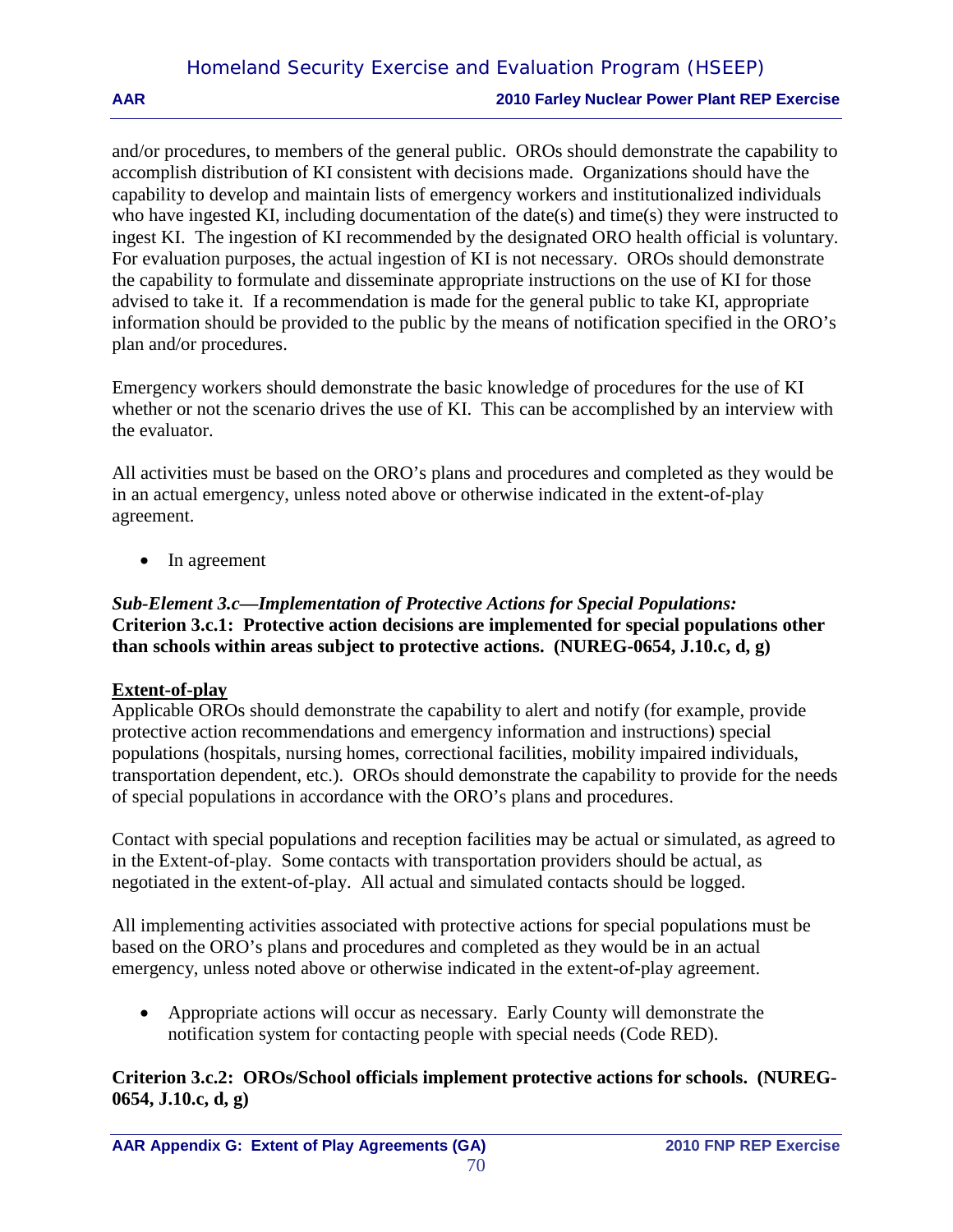and/or procedures, to members of the general public. OROs should demonstrate the capability to accomplish distribution of KI consistent with decisions made. Organizations should have the capability to develop and maintain lists of emergency workers and institutionalized individuals who have ingested KI, including documentation of the date(s) and time(s) they were instructed to ingest KI. The ingestion of KI recommended by the designated ORO health official is voluntary. For evaluation purposes, the actual ingestion of KI is not necessary. OROs should demonstrate the capability to formulate and disseminate appropriate instructions on the use of KI for those advised to take it. If a recommendation is made for the general public to take KI, appropriate information should be provided to the public by the means of notification specified in the ORO's plan and/or procedures.

Emergency workers should demonstrate the basic knowledge of procedures for the use of KI whether or not the scenario drives the use of KI. This can be accomplished by an interview with the evaluator.

All activities must be based on the ORO's plans and procedures and completed as they would be in an actual emergency, unless noted above or otherwise indicated in the extent-of-play agreement.

- In agreement

***Sub-Element 3.c—Implementation of Protective Actions for Special Populations:***
**Criterion 3.c.1: Protective action decisions are implemented for special populations other than schools within areas subject to protective actions. (NUREG-0654, J.10.c, d, g)**

**Extent-of-play**
Applicable OROs should demonstrate the capability to alert and notify (for example, provide protective action recommendations and emergency information and instructions) special populations (hospitals, nursing homes, correctional facilities, mobility impaired individuals, transportation dependent, etc.). OROs should demonstrate the capability to provide for the needs of special populations in accordance with the ORO's plans and procedures.

Contact with special populations and reception facilities may be actual or simulated, as agreed to in the Extent-of-play. Some contacts with transportation providers should be actual, as negotiated in the extent-of-play. All actual and simulated contacts should be logged.

All implementing activities associated with protective actions for special populations must be based on the ORO's plans and procedures and completed as they would be in an actual emergency, unless noted above or otherwise indicated in the extent-of-play agreement.

- Appropriate actions will occur as necessary. Early County will demonstrate the notification system for contacting people with special needs (Code RED).

**Criterion 3.c.2: OROs/School officials implement protective actions for schools. (NUREG-0654, J.10.c, d, g)**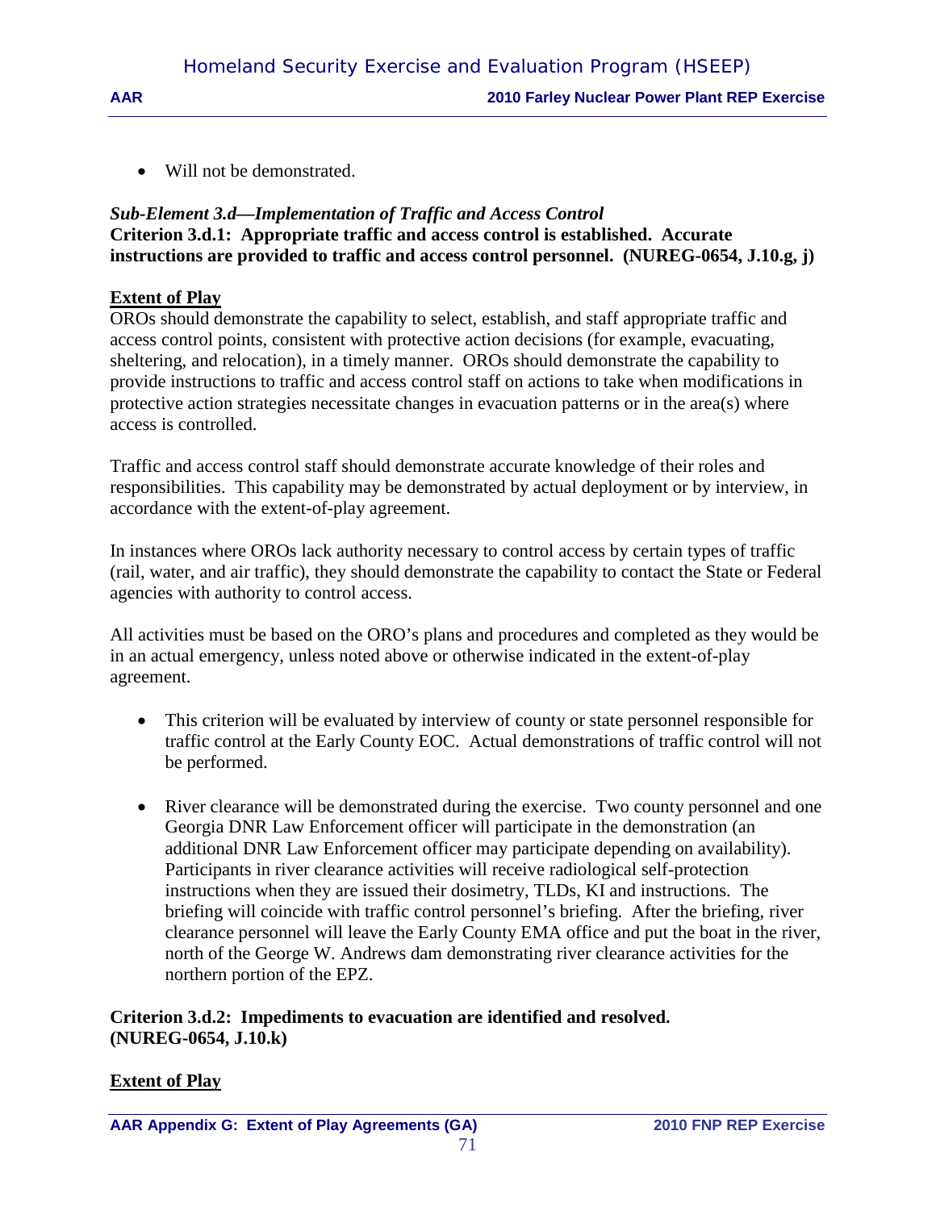- Will not be demonstrated.

***Sub-Element 3.d—Implementation of Traffic and Access Control***
**Criterion 3.d.1: Appropriate traffic and access control is established. Accurate instructions are provided to traffic and access control personnel. (NUREG-0654, J.10.g, j)**

**Extent of Play**
OROs should demonstrate the capability to select, establish, and staff appropriate traffic and access control points, consistent with protective action decisions (for example, evacuating, sheltering, and relocation), in a timely manner. OROs should demonstrate the capability to provide instructions to traffic and access control staff on actions to take when modifications in protective action strategies necessitate changes in evacuation patterns or in the area(s) where access is controlled.

Traffic and access control staff should demonstrate accurate knowledge of their roles and responsibilities. This capability may be demonstrated by actual deployment or by interview, in accordance with the extent-of-play agreement.

In instances where OROs lack authority necessary to control access by certain types of traffic (rail, water, and air traffic), they should demonstrate the capability to contact the State or Federal agencies with authority to control access.

All activities must be based on the ORO's plans and procedures and completed as they would be in an actual emergency, unless noted above or otherwise indicated in the extent-of-play agreement.

- This criterion will be evaluated by interview of county or state personnel responsible for traffic control at the Early County EOC. Actual demonstrations of traffic control will not be performed.

- River clearance will be demonstrated during the exercise. Two county personnel and one Georgia DNR Law Enforcement officer will participate in the demonstration (an additional DNR Law Enforcement officer may participate depending on availability). Participants in river clearance activities will receive radiological self-protection instructions when they are issued their dosimetry, TLDs, KI and instructions. The briefing will coincide with traffic control personnel's briefing. After the briefing, river clearance personnel will leave the Early County EMA office and put the boat in the river, north of the George W. Andrews dam demonstrating river clearance activities for the northern portion of the EPZ.

**Criterion 3.d.2: Impediments to evacuation are identified and resolved. (NUREG-0654, J.10.k)**

**Extent of Play**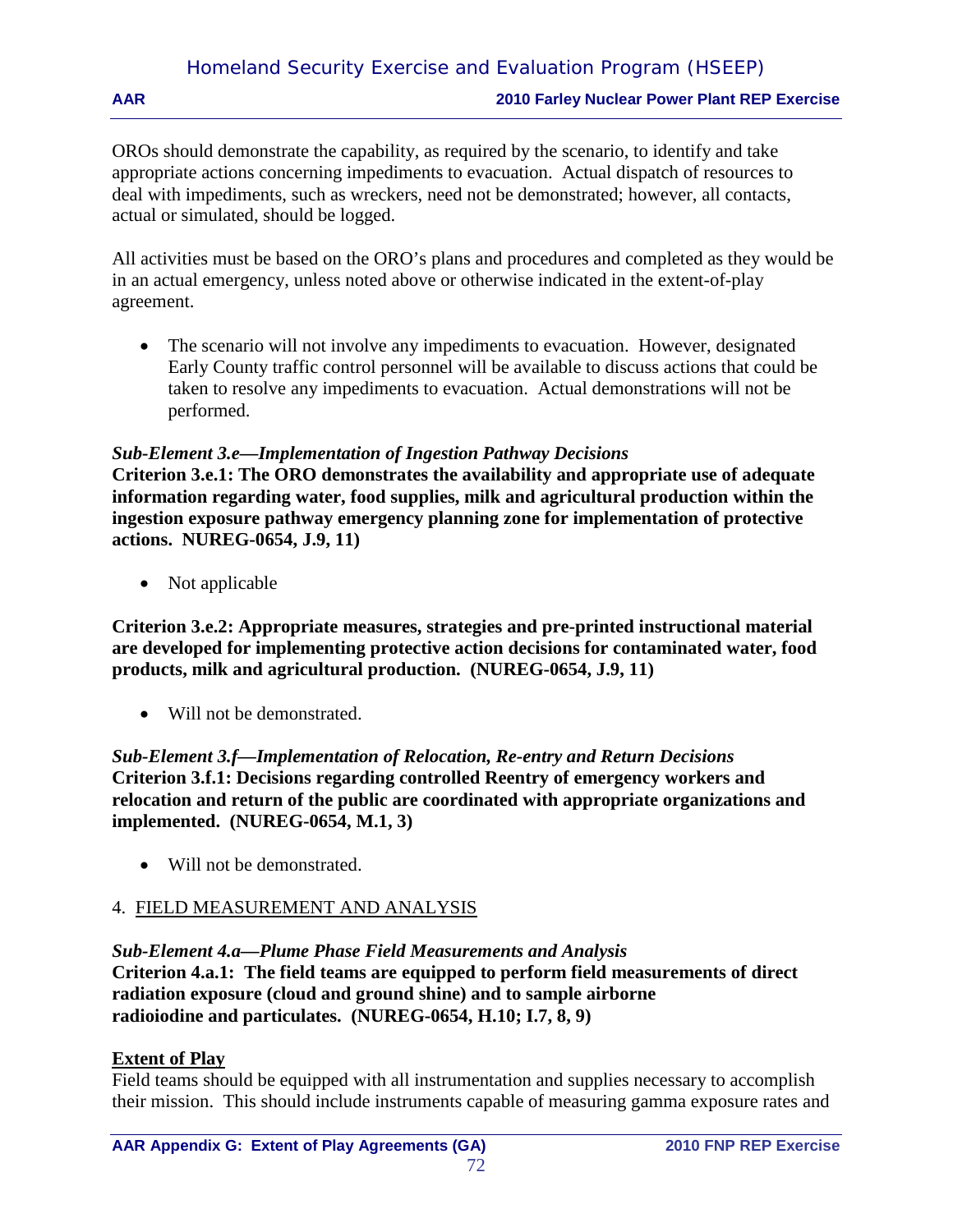OROs should demonstrate the capability, as required by the scenario, to identify and take appropriate actions concerning impediments to evacuation. Actual dispatch of resources to deal with impediments, such as wreckers, need not be demonstrated; however, all contacts, actual or simulated, should be logged.

All activities must be based on the ORO's plans and procedures and completed as they would be in an actual emergency, unless noted above or otherwise indicated in the extent-of-play agreement.

- The scenario will not involve any impediments to evacuation. However, designated Early County traffic control personnel will be available to discuss actions that could be taken to resolve any impediments to evacuation. Actual demonstrations will not be performed.

***Sub-Element 3.e—Implementation of Ingestion Pathway Decisions***
**Criterion 3.e.1: The ORO demonstrates the availability and appropriate use of adequate information regarding water, food supplies, milk and agricultural production within the ingestion exposure pathway emergency planning zone for implementation of protective actions. NUREG-0654, J.9, 11)**

- Not applicable

**Criterion 3.e.2: Appropriate measures, strategies and pre-printed instructional material are developed for implementing protective action decisions for contaminated water, food products, milk and agricultural production. (NUREG-0654, J.9, 11)**

- Will not be demonstrated.

***Sub-Element 3.f—Implementation of Relocation, Re-entry and Return Decisions***
**Criterion 3.f.1: Decisions regarding controlled Reentry of emergency workers and relocation and return of the public are coordinated with appropriate organizations and implemented. (NUREG-0654, M.1, 3)**

- Will not be demonstrated.

4. <u>FIELD MEASUREMENT AND ANALYSIS</u>

***Sub-Element 4.a—Plume Phase Field Measurements and Analysis***
**Criterion 4.a.1: The field teams are equipped to perform field measurements of direct radiation exposure (cloud and ground shine) and to sample airborne radioiodine and particulates. (NUREG-0654, H.10; I.7, 8, 9)**

**<u>Extent of Play</u>**
Field teams should be equipped with all instrumentation and supplies necessary to accomplish their mission. This should include instruments capable of measuring gamma exposure rates and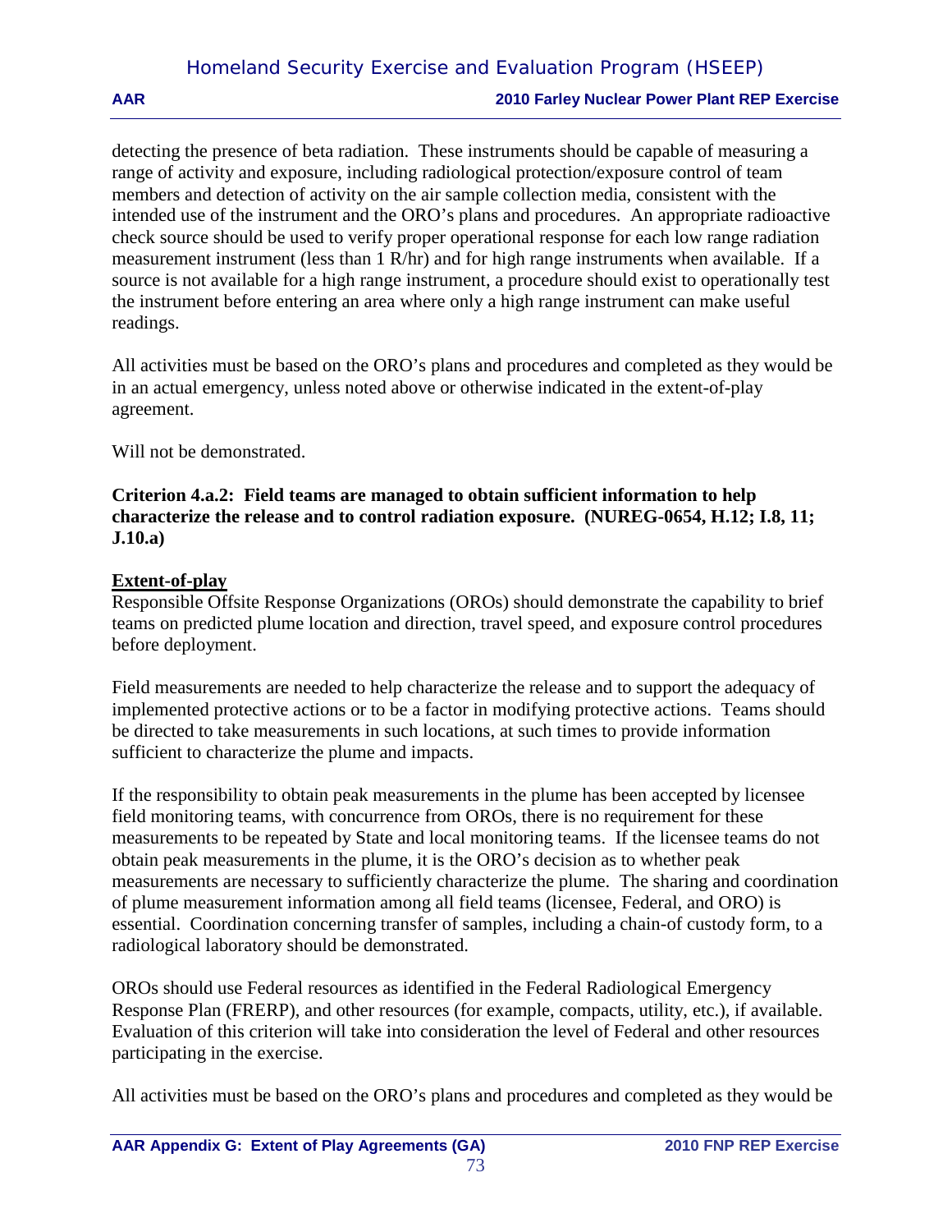detecting the presence of beta radiation. These instruments should be capable of measuring a range of activity and exposure, including radiological protection/exposure control of team members and detection of activity on the air sample collection media, consistent with the intended use of the instrument and the ORO's plans and procedures. An appropriate radioactive check source should be used to verify proper operational response for each low range radiation measurement instrument (less than 1 R/hr) and for high range instruments when available. If a source is not available for a high range instrument, a procedure should exist to operationally test the instrument before entering an area where only a high range instrument can make useful readings.

All activities must be based on the ORO's plans and procedures and completed as they would be in an actual emergency, unless noted above or otherwise indicated in the extent-of-play agreement.

Will not be demonstrated.

**Criterion 4.a.2: Field teams are managed to obtain sufficient information to help characterize the release and to control radiation exposure. (NUREG-0654, H.12; I.8, 11; J.10.a)**

**Extent-of-play**

Responsible Offsite Response Organizations (OROs) should demonstrate the capability to brief teams on predicted plume location and direction, travel speed, and exposure control procedures before deployment.

Field measurements are needed to help characterize the release and to support the adequacy of implemented protective actions or to be a factor in modifying protective actions. Teams should be directed to take measurements in such locations, at such times to provide information sufficient to characterize the plume and impacts.

If the responsibility to obtain peak measurements in the plume has been accepted by licensee field monitoring teams, with concurrence from OROs, there is no requirement for these measurements to be repeated by State and local monitoring teams. If the licensee teams do not obtain peak measurements in the plume, it is the ORO's decision as to whether peak measurements are necessary to sufficiently characterize the plume. The sharing and coordination of plume measurement information among all field teams (licensee, Federal, and ORO) is essential. Coordination concerning transfer of samples, including a chain-of custody form, to a radiological laboratory should be demonstrated.

OROs should use Federal resources as identified in the Federal Radiological Emergency Response Plan (FRERP), and other resources (for example, compacts, utility, etc.), if available. Evaluation of this criterion will take into consideration the level of Federal and other resources participating in the exercise.

All activities must be based on the ORO's plans and procedures and completed as they would be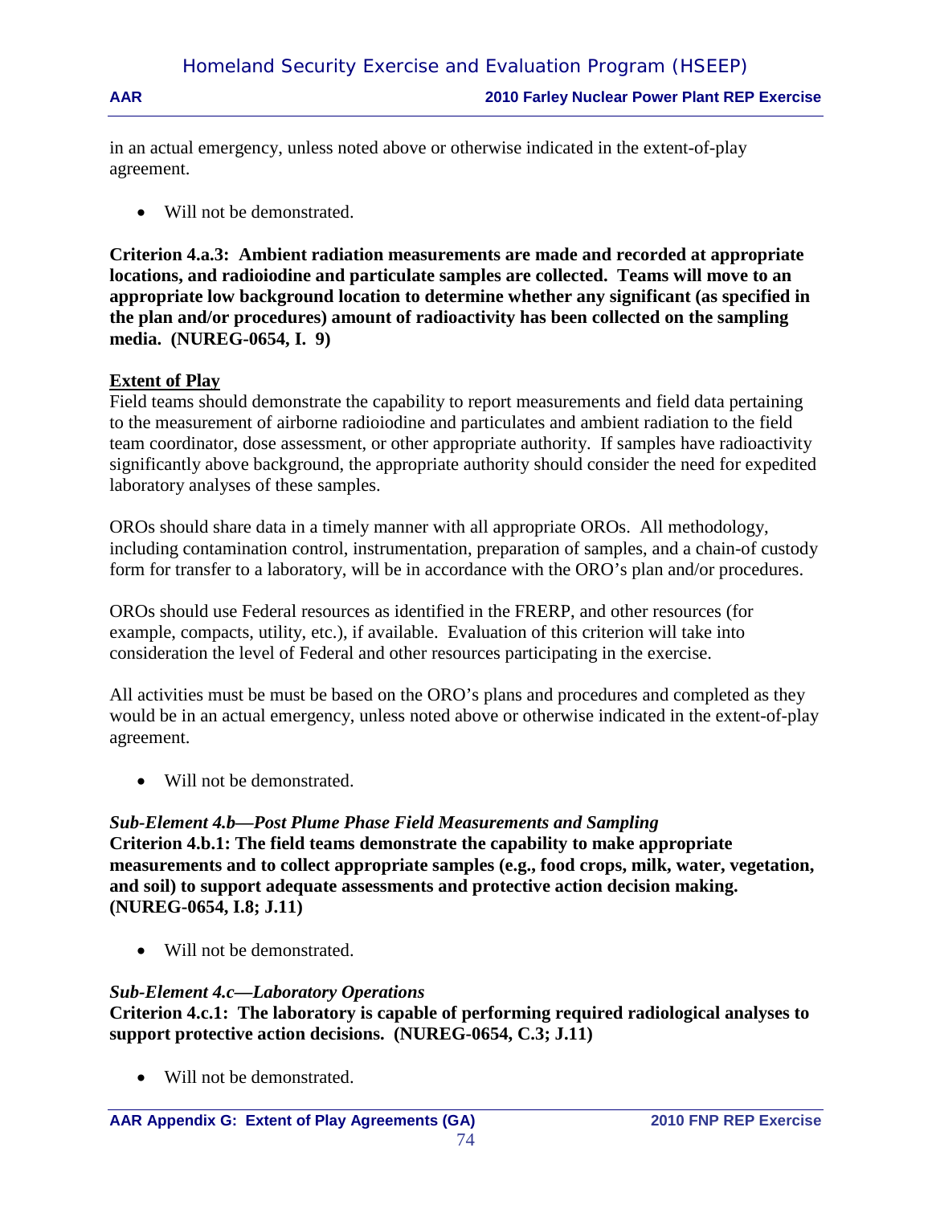in an actual emergency, unless noted above or otherwise indicated in the extent-of-play agreement.

- Will not be demonstrated.

**Criterion 4.a.3: Ambient radiation measurements are made and recorded at appropriate locations, and radioiodine and particulate samples are collected. Teams will move to an appropriate low background location to determine whether any significant (as specified in the plan and/or procedures) amount of radioactivity has been collected on the sampling media. (NUREG-0654, I. 9)**

**Extent of Play**

Field teams should demonstrate the capability to report measurements and field data pertaining to the measurement of airborne radioiodine and particulates and ambient radiation to the field team coordinator, dose assessment, or other appropriate authority. If samples have radioactivity significantly above background, the appropriate authority should consider the need for expedited laboratory analyses of these samples.

OROs should share data in a timely manner with all appropriate OROs. All methodology, including contamination control, instrumentation, preparation of samples, and a chain-of custody form for transfer to a laboratory, will be in accordance with the ORO's plan and/or procedures.

OROs should use Federal resources as identified in the FRERP, and other resources (for example, compacts, utility, etc.), if available. Evaluation of this criterion will take into consideration the level of Federal and other resources participating in the exercise.

All activities must be must be based on the ORO's plans and procedures and completed as they would be in an actual emergency, unless noted above or otherwise indicated in the extent-of-play agreement.

- Will not be demonstrated.

***Sub-Element 4.b—Post Plume Phase Field Measurements and Sampling***

**Criterion 4.b.1: The field teams demonstrate the capability to make appropriate measurements and to collect appropriate samples (e.g., food crops, milk, water, vegetation, and soil) to support adequate assessments and protective action decision making. (NUREG-0654, I.8; J.11)**

- Will not be demonstrated.

***Sub-Element 4.c—Laboratory Operations***

**Criterion 4.c.1: The laboratory is capable of performing required radiological analyses to support protective action decisions. (NUREG-0654, C.3; J.11)**

- Will not be demonstrated.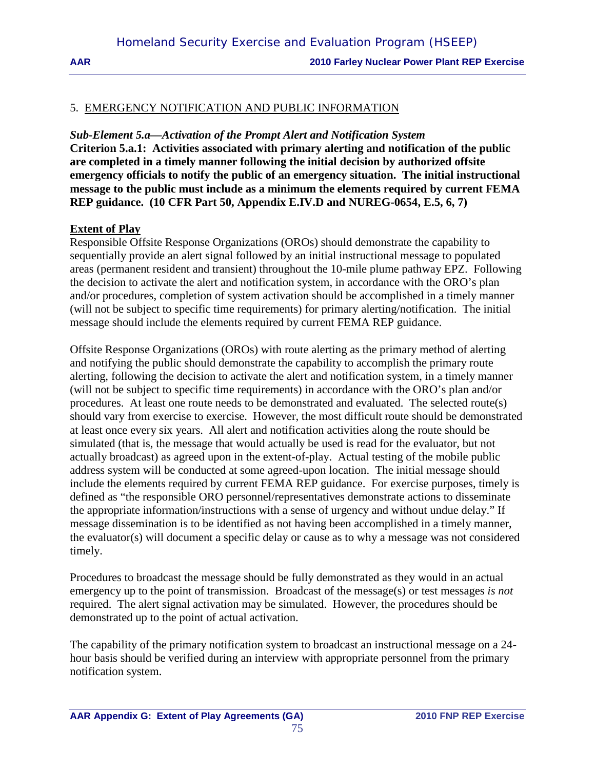## 5. EMERGENCY NOTIFICATION AND PUBLIC INFORMATION

***Sub-Element 5.a—Activation of the Prompt Alert and Notification System***

**Criterion 5.a.1: Activities associated with primary alerting and notification of the public are completed in a timely manner following the initial decision by authorized offsite emergency officials to notify the public of an emergency situation. The initial instructional message to the public must include as a minimum the elements required by current FEMA REP guidance. (10 CFR Part 50, Appendix E.IV.D and NUREG-0654, E.5, 6, 7)**

**Extent of Play**

Responsible Offsite Response Organizations (OROs) should demonstrate the capability to sequentially provide an alert signal followed by an initial instructional message to populated areas (permanent resident and transient) throughout the 10-mile plume pathway EPZ. Following the decision to activate the alert and notification system, in accordance with the ORO's plan and/or procedures, completion of system activation should be accomplished in a timely manner (will not be subject to specific time requirements) for primary alerting/notification. The initial message should include the elements required by current FEMA REP guidance.

Offsite Response Organizations (OROs) with route alerting as the primary method of alerting and notifying the public should demonstrate the capability to accomplish the primary route alerting, following the decision to activate the alert and notification system, in a timely manner (will not be subject to specific time requirements) in accordance with the ORO's plan and/or procedures. At least one route needs to be demonstrated and evaluated. The selected route(s) should vary from exercise to exercise. However, the most difficult route should be demonstrated at least once every six years. All alert and notification activities along the route should be simulated (that is, the message that would actually be used is read for the evaluator, but not actually broadcast) as agreed upon in the extent-of-play. Actual testing of the mobile public address system will be conducted at some agreed-upon location. The initial message should include the elements required by current FEMA REP guidance. For exercise purposes, timely is defined as "the responsible ORO personnel/representatives demonstrate actions to disseminate the appropriate information/instructions with a sense of urgency and without undue delay." If message dissemination is to be identified as not having been accomplished in a timely manner, the evaluator(s) will document a specific delay or cause as to why a message was not considered timely.

Procedures to broadcast the message should be fully demonstrated as they would in an actual emergency up to the point of transmission. Broadcast of the message(s) or test messages *is not* required. The alert signal activation may be simulated. However, the procedures should be demonstrated up to the point of actual activation.

The capability of the primary notification system to broadcast an instructional message on a 24-hour basis should be verified during an interview with appropriate personnel from the primary notification system.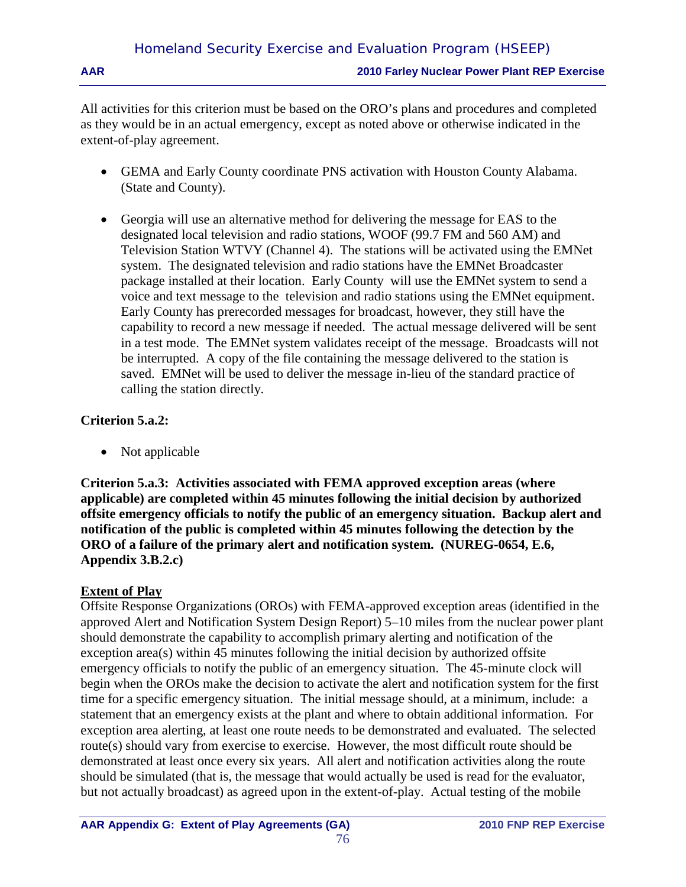All activities for this criterion must be based on the ORO's plans and procedures and completed as they would be in an actual emergency, except as noted above or otherwise indicated in the extent-of-play agreement.

- GEMA and Early County coordinate PNS activation with Houston County Alabama. (State and County).

- Georgia will use an alternative method for delivering the message for EAS to the designated local television and radio stations, WOOF (99.7 FM and 560 AM) and Television Station WTVY (Channel 4). The stations will be activated using the EMNet system. The designated television and radio stations have the EMNet Broadcaster package installed at their location. Early County will use the EMNet system to send a voice and text message to the television and radio stations using the EMNet equipment. Early County has prerecorded messages for broadcast, however, they still have the capability to record a new message if needed. The actual message delivered will be sent in a test mode. The EMNet system validates receipt of the message. Broadcasts will not be interrupted. A copy of the file containing the message delivered to the station is saved. EMNet will be used to deliver the message in-lieu of the standard practice of calling the station directly.

**Criterion 5.a.2:**

- Not applicable

**Criterion 5.a.3: Activities associated with FEMA approved exception areas (where applicable) are completed within 45 minutes following the initial decision by authorized offsite emergency officials to notify the public of an emergency situation. Backup alert and notification of the public is completed within 45 minutes following the detection by the ORO of a failure of the primary alert and notification system. (NUREG-0654, E.6, Appendix 3.B.2.c)**

**Extent of Play**

Offsite Response Organizations (OROs) with FEMA-approved exception areas (identified in the approved Alert and Notification System Design Report) 5–10 miles from the nuclear power plant should demonstrate the capability to accomplish primary alerting and notification of the exception area(s) within 45 minutes following the initial decision by authorized offsite emergency officials to notify the public of an emergency situation. The 45-minute clock will begin when the OROs make the decision to activate the alert and notification system for the first time for a specific emergency situation. The initial message should, at a minimum, include: a statement that an emergency exists at the plant and where to obtain additional information. For exception area alerting, at least one route needs to be demonstrated and evaluated. The selected route(s) should vary from exercise to exercise. However, the most difficult route should be demonstrated at least once every six years. All alert and notification activities along the route should be simulated (that is, the message that would actually be used is read for the evaluator, but not actually broadcast) as agreed upon in the extent-of-play. Actual testing of the mobile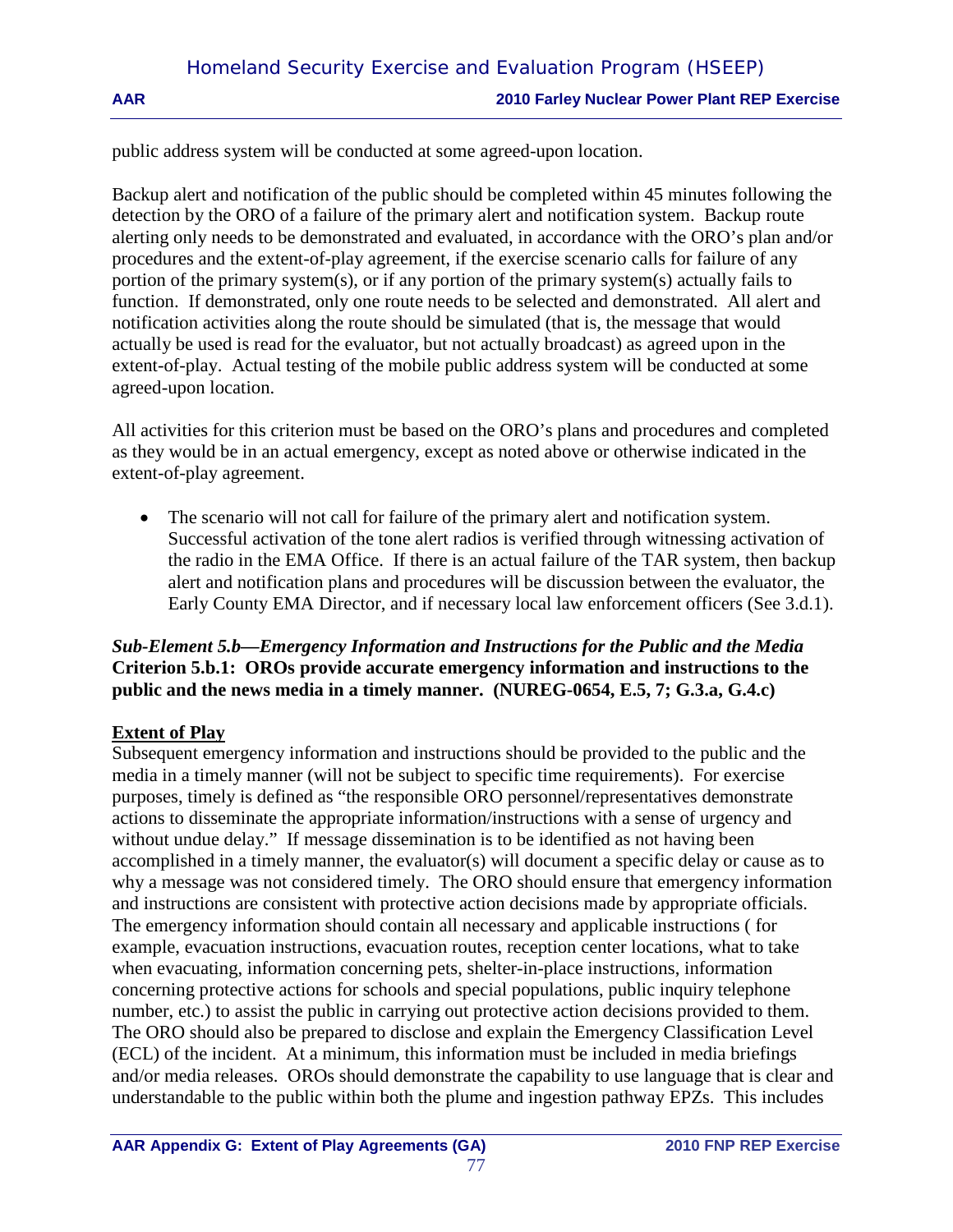public address system will be conducted at some agreed-upon location.

Backup alert and notification of the public should be completed within 45 minutes following the detection by the ORO of a failure of the primary alert and notification system. Backup route alerting only needs to be demonstrated and evaluated, in accordance with the ORO's plan and/or procedures and the extent-of-play agreement, if the exercise scenario calls for failure of any portion of the primary system(s), or if any portion of the primary system(s) actually fails to function. If demonstrated, only one route needs to be selected and demonstrated. All alert and notification activities along the route should be simulated (that is, the message that would actually be used is read for the evaluator, but not actually broadcast) as agreed upon in the extent-of-play. Actual testing of the mobile public address system will be conducted at some agreed-upon location.

All activities for this criterion must be based on the ORO's plans and procedures and completed as they would be in an actual emergency, except as noted above or otherwise indicated in the extent-of-play agreement.

- The scenario will not call for failure of the primary alert and notification system. Successful activation of the tone alert radios is verified through witnessing activation of the radio in the EMA Office. If there is an actual failure of the TAR system, then backup alert and notification plans and procedures will be discussion between the evaluator, the Early County EMA Director, and if necessary local law enforcement officers (See 3.d.1).

***Sub-Element 5.b—Emergency Information and Instructions for the Public and the Media***
**Criterion 5.b.1: OROs provide accurate emergency information and instructions to the public and the news media in a timely manner. (NUREG-0654, E.5, 7; G.3.a, G.4.c)**

**Extent of Play**

Subsequent emergency information and instructions should be provided to the public and the media in a timely manner (will not be subject to specific time requirements). For exercise purposes, timely is defined as "the responsible ORO personnel/representatives demonstrate actions to disseminate the appropriate information/instructions with a sense of urgency and without undue delay." If message dissemination is to be identified as not having been accomplished in a timely manner, the evaluator(s) will document a specific delay or cause as to why a message was not considered timely. The ORO should ensure that emergency information and instructions are consistent with protective action decisions made by appropriate officials. The emergency information should contain all necessary and applicable instructions ( for example, evacuation instructions, evacuation routes, reception center locations, what to take when evacuating, information concerning pets, shelter-in-place instructions, information concerning protective actions for schools and special populations, public inquiry telephone number, etc.) to assist the public in carrying out protective action decisions provided to them. The ORO should also be prepared to disclose and explain the Emergency Classification Level (ECL) of the incident. At a minimum, this information must be included in media briefings and/or media releases. OROs should demonstrate the capability to use language that is clear and understandable to the public within both the plume and ingestion pathway EPZs. This includes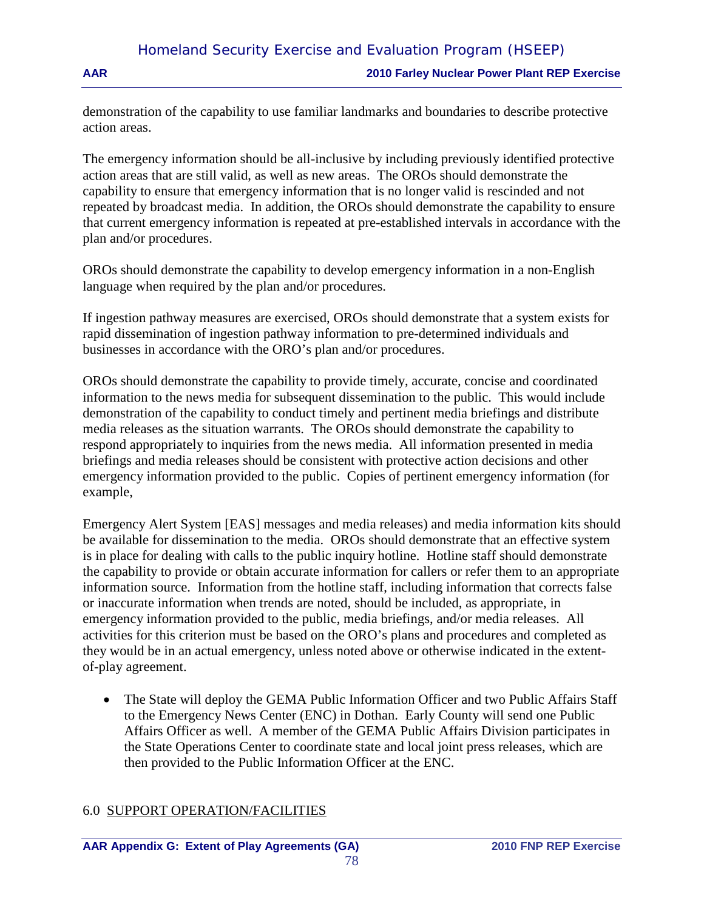demonstration of the capability to use familiar landmarks and boundaries to describe protective action areas.

The emergency information should be all-inclusive by including previously identified protective action areas that are still valid, as well as new areas. The OROs should demonstrate the capability to ensure that emergency information that is no longer valid is rescinded and not repeated by broadcast media. In addition, the OROs should demonstrate the capability to ensure that current emergency information is repeated at pre-established intervals in accordance with the plan and/or procedures.

OROs should demonstrate the capability to develop emergency information in a non-English language when required by the plan and/or procedures.

If ingestion pathway measures are exercised, OROs should demonstrate that a system exists for rapid dissemination of ingestion pathway information to pre-determined individuals and businesses in accordance with the ORO's plan and/or procedures.

OROs should demonstrate the capability to provide timely, accurate, concise and coordinated information to the news media for subsequent dissemination to the public. This would include demonstration of the capability to conduct timely and pertinent media briefings and distribute media releases as the situation warrants. The OROs should demonstrate the capability to respond appropriately to inquiries from the news media. All information presented in media briefings and media releases should be consistent with protective action decisions and other emergency information provided to the public. Copies of pertinent emergency information (for example,

Emergency Alert System [EAS] messages and media releases) and media information kits should be available for dissemination to the media. OROs should demonstrate that an effective system is in place for dealing with calls to the public inquiry hotline. Hotline staff should demonstrate the capability to provide or obtain accurate information for callers or refer them to an appropriate information source. Information from the hotline staff, including information that corrects false or inaccurate information when trends are noted, should be included, as appropriate, in emergency information provided to the public, media briefings, and/or media releases. All activities for this criterion must be based on the ORO's plans and procedures and completed as they would be in an actual emergency, unless noted above or otherwise indicated in the extent-of-play agreement.

- The State will deploy the GEMA Public Information Officer and two Public Affairs Staff to the Emergency News Center (ENC) in Dothan. Early County will send one Public Affairs Officer as well. A member of the GEMA Public Affairs Division participates in the State Operations Center to coordinate state and local joint press releases, which are then provided to the Public Information Officer at the ENC.

## 6.0 SUPPORT OPERATION/FACILITIES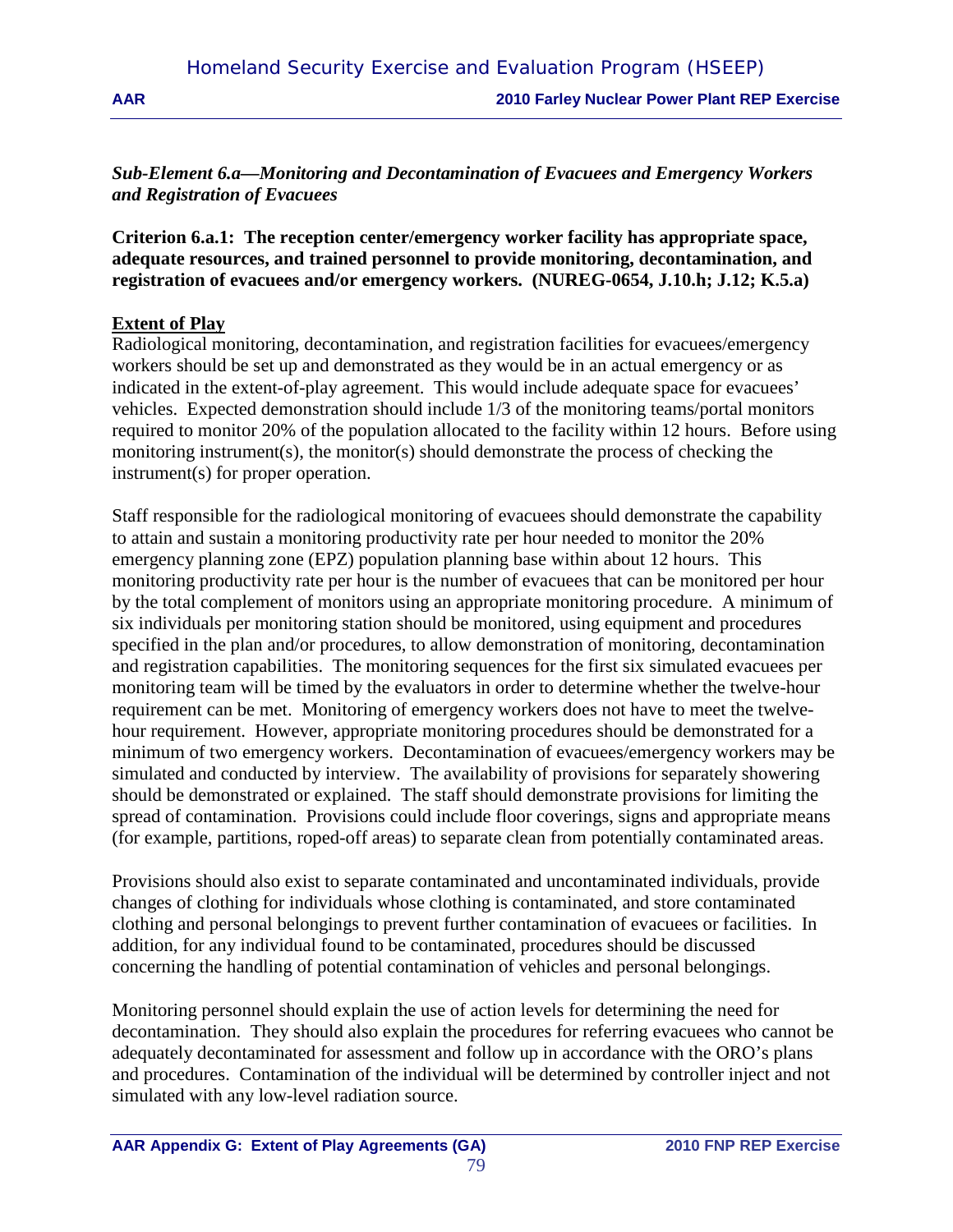***Sub-Element 6.a—Monitoring and Decontamination of Evacuees and Emergency Workers and Registration of Evacuees***

**Criterion 6.a.1: The reception center/emergency worker facility has appropriate space, adequate resources, and trained personnel to provide monitoring, decontamination, and registration of evacuees and/or emergency workers. (NUREG-0654, J.10.h; J.12; K.5.a)**

**Extent of Play**

Radiological monitoring, decontamination, and registration facilities for evacuees/emergency workers should be set up and demonstrated as they would be in an actual emergency or as indicated in the extent-of-play agreement. This would include adequate space for evacuees' vehicles. Expected demonstration should include 1/3 of the monitoring teams/portal monitors required to monitor 20% of the population allocated to the facility within 12 hours. Before using monitoring instrument(s), the monitor(s) should demonstrate the process of checking the instrument(s) for proper operation.

Staff responsible for the radiological monitoring of evacuees should demonstrate the capability to attain and sustain a monitoring productivity rate per hour needed to monitor the 20% emergency planning zone (EPZ) population planning base within about 12 hours. This monitoring productivity rate per hour is the number of evacuees that can be monitored per hour by the total complement of monitors using an appropriate monitoring procedure. A minimum of six individuals per monitoring station should be monitored, using equipment and procedures specified in the plan and/or procedures, to allow demonstration of monitoring, decontamination and registration capabilities. The monitoring sequences for the first six simulated evacuees per monitoring team will be timed by the evaluators in order to determine whether the twelve-hour requirement can be met. Monitoring of emergency workers does not have to meet the twelve-hour requirement. However, appropriate monitoring procedures should be demonstrated for a minimum of two emergency workers. Decontamination of evacuees/emergency workers may be simulated and conducted by interview. The availability of provisions for separately showering should be demonstrated or explained. The staff should demonstrate provisions for limiting the spread of contamination. Provisions could include floor coverings, signs and appropriate means (for example, partitions, roped-off areas) to separate clean from potentially contaminated areas.

Provisions should also exist to separate contaminated and uncontaminated individuals, provide changes of clothing for individuals whose clothing is contaminated, and store contaminated clothing and personal belongings to prevent further contamination of evacuees or facilities. In addition, for any individual found to be contaminated, procedures should be discussed concerning the handling of potential contamination of vehicles and personal belongings.

Monitoring personnel should explain the use of action levels for determining the need for decontamination. They should also explain the procedures for referring evacuees who cannot be adequately decontaminated for assessment and follow up in accordance with the ORO's plans and procedures. Contamination of the individual will be determined by controller inject and not simulated with any low-level radiation source.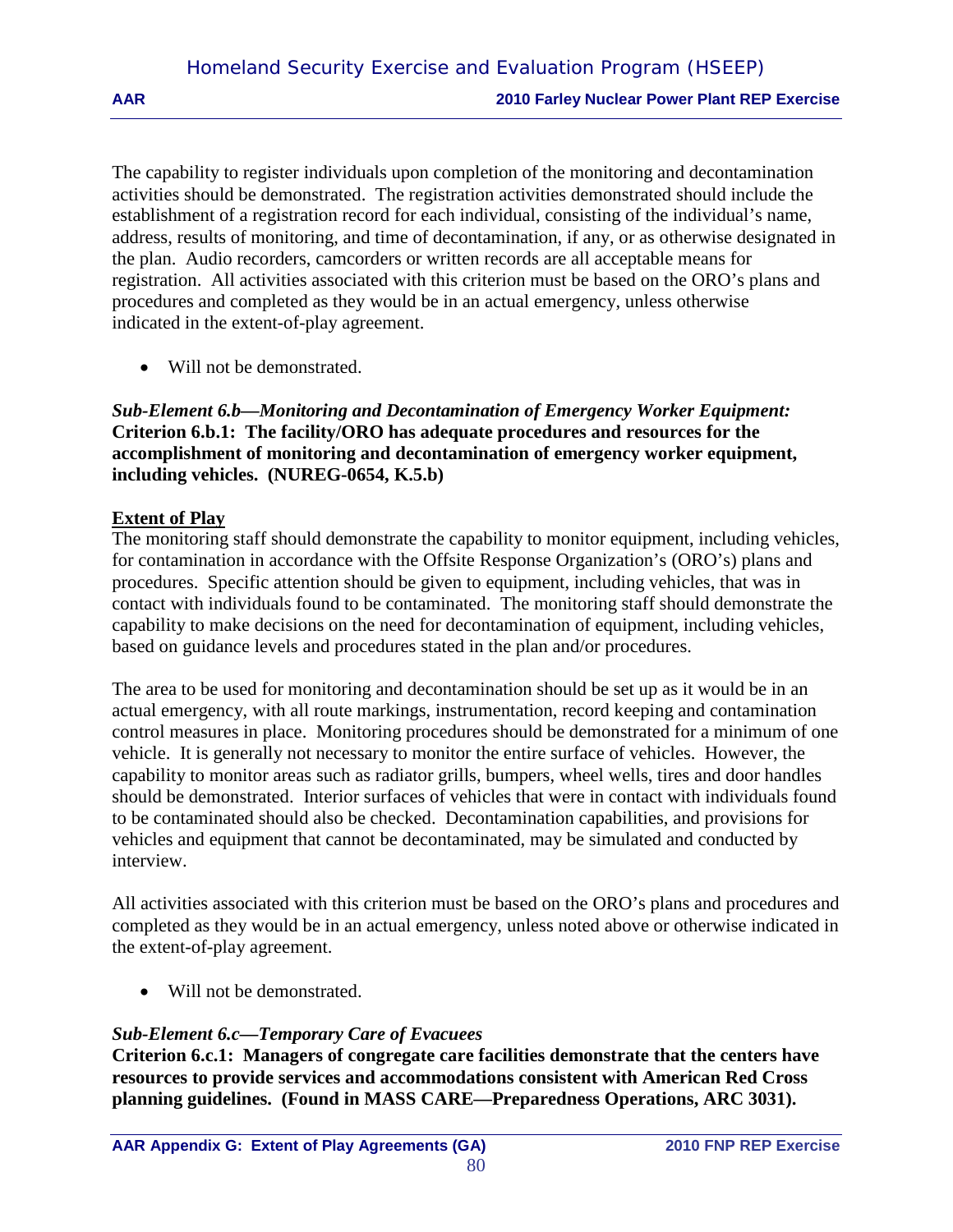The capability to register individuals upon completion of the monitoring and decontamination activities should be demonstrated. The registration activities demonstrated should include the establishment of a registration record for each individual, consisting of the individual's name, address, results of monitoring, and time of decontamination, if any, or as otherwise designated in the plan. Audio recorders, camcorders or written records are all acceptable means for registration. All activities associated with this criterion must be based on the ORO's plans and procedures and completed as they would be in an actual emergency, unless otherwise indicated in the extent-of-play agreement.

- Will not be demonstrated.

***Sub-Element 6.b—Monitoring and Decontamination of Emergency Worker Equipment:***
**Criterion 6.b.1: The facility/ORO has adequate procedures and resources for the accomplishment of monitoring and decontamination of emergency worker equipment, including vehicles. (NUREG-0654, K.5.b)**

**Extent of Play**

The monitoring staff should demonstrate the capability to monitor equipment, including vehicles, for contamination in accordance with the Offsite Response Organization's (ORO's) plans and procedures. Specific attention should be given to equipment, including vehicles, that was in contact with individuals found to be contaminated. The monitoring staff should demonstrate the capability to make decisions on the need for decontamination of equipment, including vehicles, based on guidance levels and procedures stated in the plan and/or procedures.

The area to be used for monitoring and decontamination should be set up as it would be in an actual emergency, with all route markings, instrumentation, record keeping and contamination control measures in place. Monitoring procedures should be demonstrated for a minimum of one vehicle. It is generally not necessary to monitor the entire surface of vehicles. However, the capability to monitor areas such as radiator grills, bumpers, wheel wells, tires and door handles should be demonstrated. Interior surfaces of vehicles that were in contact with individuals found to be contaminated should also be checked. Decontamination capabilities, and provisions for vehicles and equipment that cannot be decontaminated, may be simulated and conducted by interview.

All activities associated with this criterion must be based on the ORO's plans and procedures and completed as they would be in an actual emergency, unless noted above or otherwise indicated in the extent-of-play agreement.

- Will not be demonstrated.

***Sub-Element 6.c—Temporary Care of Evacuees***
**Criterion 6.c.1: Managers of congregate care facilities demonstrate that the centers have resources to provide services and accommodations consistent with American Red Cross planning guidelines. (Found in MASS CARE—Preparedness Operations, ARC 3031).**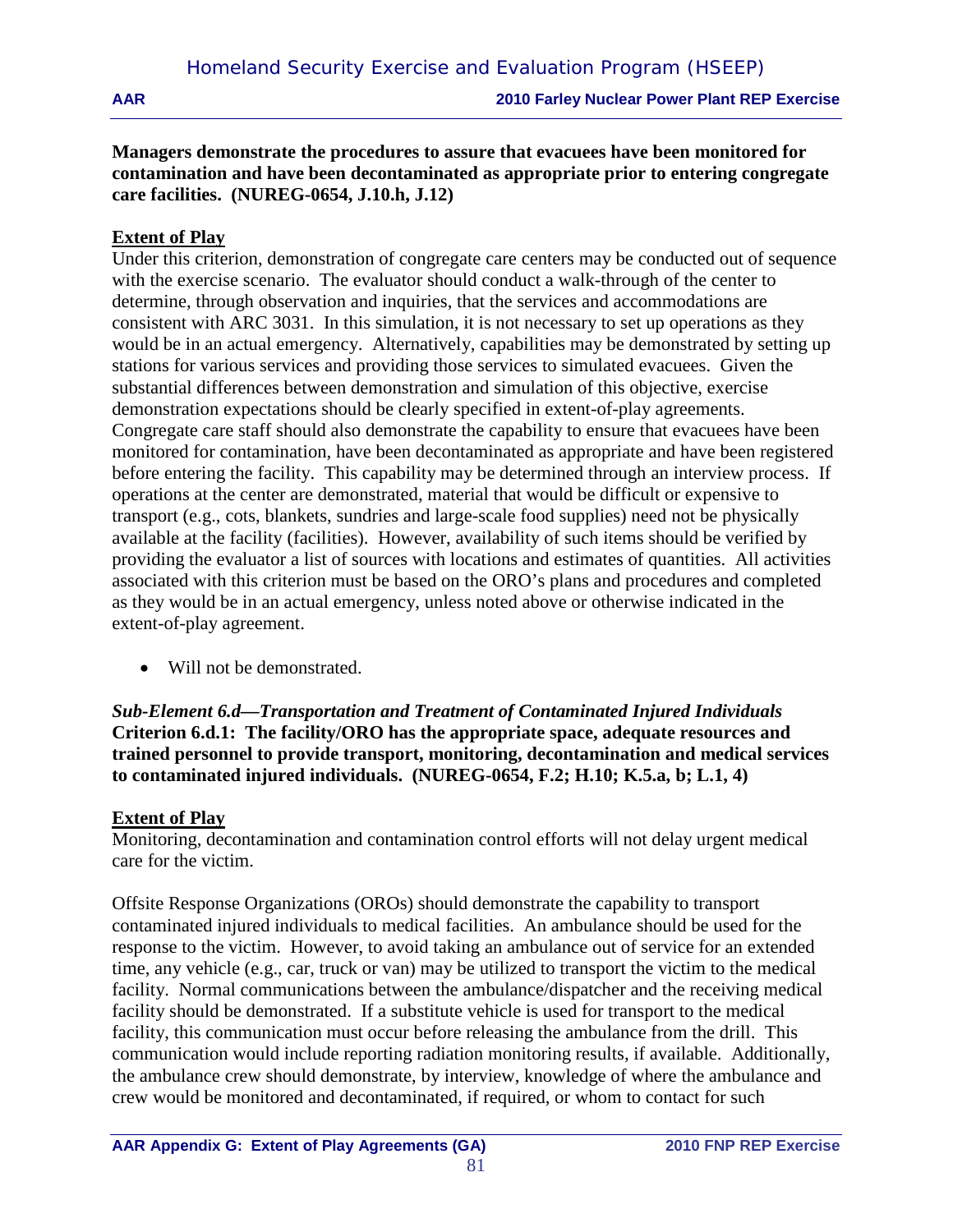**Managers demonstrate the procedures to assure that evacuees have been monitored for contamination and have been decontaminated as appropriate prior to entering congregate care facilities. (NUREG-0654, J.10.h, J.12)**

**Extent of Play**

Under this criterion, demonstration of congregate care centers may be conducted out of sequence with the exercise scenario. The evaluator should conduct a walk-through of the center to determine, through observation and inquiries, that the services and accommodations are consistent with ARC 3031. In this simulation, it is not necessary to set up operations as they would be in an actual emergency. Alternatively, capabilities may be demonstrated by setting up stations for various services and providing those services to simulated evacuees. Given the substantial differences between demonstration and simulation of this objective, exercise demonstration expectations should be clearly specified in extent-of-play agreements. Congregate care staff should also demonstrate the capability to ensure that evacuees have been monitored for contamination, have been decontaminated as appropriate and have been registered before entering the facility. This capability may be determined through an interview process. If operations at the center are demonstrated, material that would be difficult or expensive to transport (e.g., cots, blankets, sundries and large-scale food supplies) need not be physically available at the facility (facilities). However, availability of such items should be verified by providing the evaluator a list of sources with locations and estimates of quantities. All activities associated with this criterion must be based on the ORO's plans and procedures and completed as they would be in an actual emergency, unless noted above or otherwise indicated in the extent-of-play agreement.

- Will not be demonstrated.

***Sub-Element 6.d—Transportation and Treatment of Contaminated Injured Individuals***

**Criterion 6.d.1: The facility/ORO has the appropriate space, adequate resources and trained personnel to provide transport, monitoring, decontamination and medical services to contaminated injured individuals. (NUREG-0654, F.2; H.10; K.5.a, b; L.1, 4)**

**Extent of Play**

Monitoring, decontamination and contamination control efforts will not delay urgent medical care for the victim.

Offsite Response Organizations (OROs) should demonstrate the capability to transport contaminated injured individuals to medical facilities. An ambulance should be used for the response to the victim. However, to avoid taking an ambulance out of service for an extended time, any vehicle (e.g., car, truck or van) may be utilized to transport the victim to the medical facility. Normal communications between the ambulance/dispatcher and the receiving medical facility should be demonstrated. If a substitute vehicle is used for transport to the medical facility, this communication must occur before releasing the ambulance from the drill. This communication would include reporting radiation monitoring results, if available. Additionally, the ambulance crew should demonstrate, by interview, knowledge of where the ambulance and crew would be monitored and decontaminated, if required, or whom to contact for such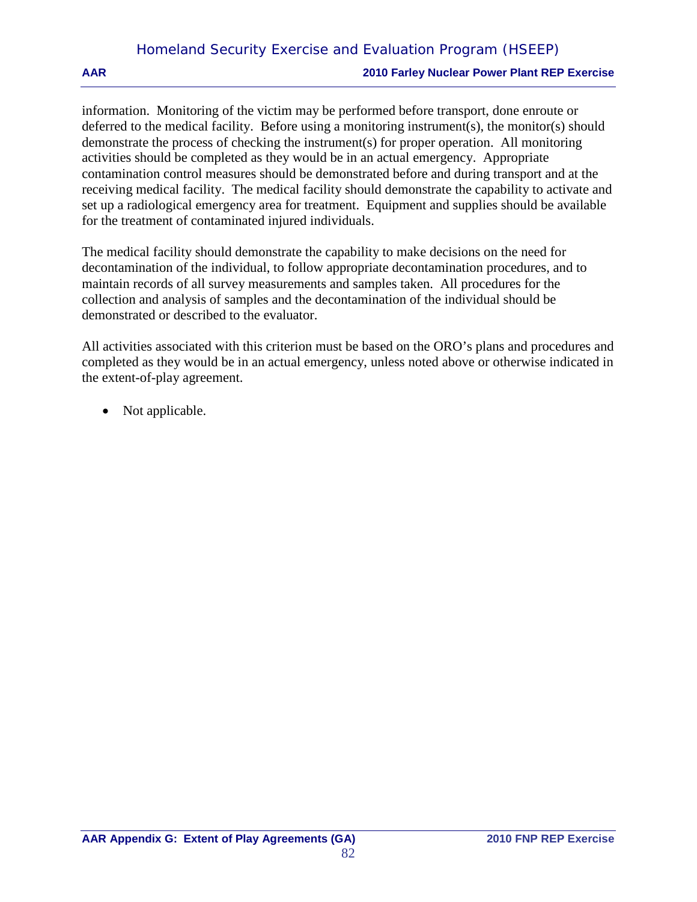information. Monitoring of the victim may be performed before transport, done enroute or deferred to the medical facility. Before using a monitoring instrument(s), the monitor(s) should demonstrate the process of checking the instrument(s) for proper operation. All monitoring activities should be completed as they would be in an actual emergency. Appropriate contamination control measures should be demonstrated before and during transport and at the receiving medical facility. The medical facility should demonstrate the capability to activate and set up a radiological emergency area for treatment. Equipment and supplies should be available for the treatment of contaminated injured individuals.

The medical facility should demonstrate the capability to make decisions on the need for decontamination of the individual, to follow appropriate decontamination procedures, and to maintain records of all survey measurements and samples taken. All procedures for the collection and analysis of samples and the decontamination of the individual should be demonstrated or described to the evaluator.

All activities associated with this criterion must be based on the ORO's plans and procedures and completed as they would be in an actual emergency, unless noted above or otherwise indicated in the extent-of-play agreement.

- Not applicable.